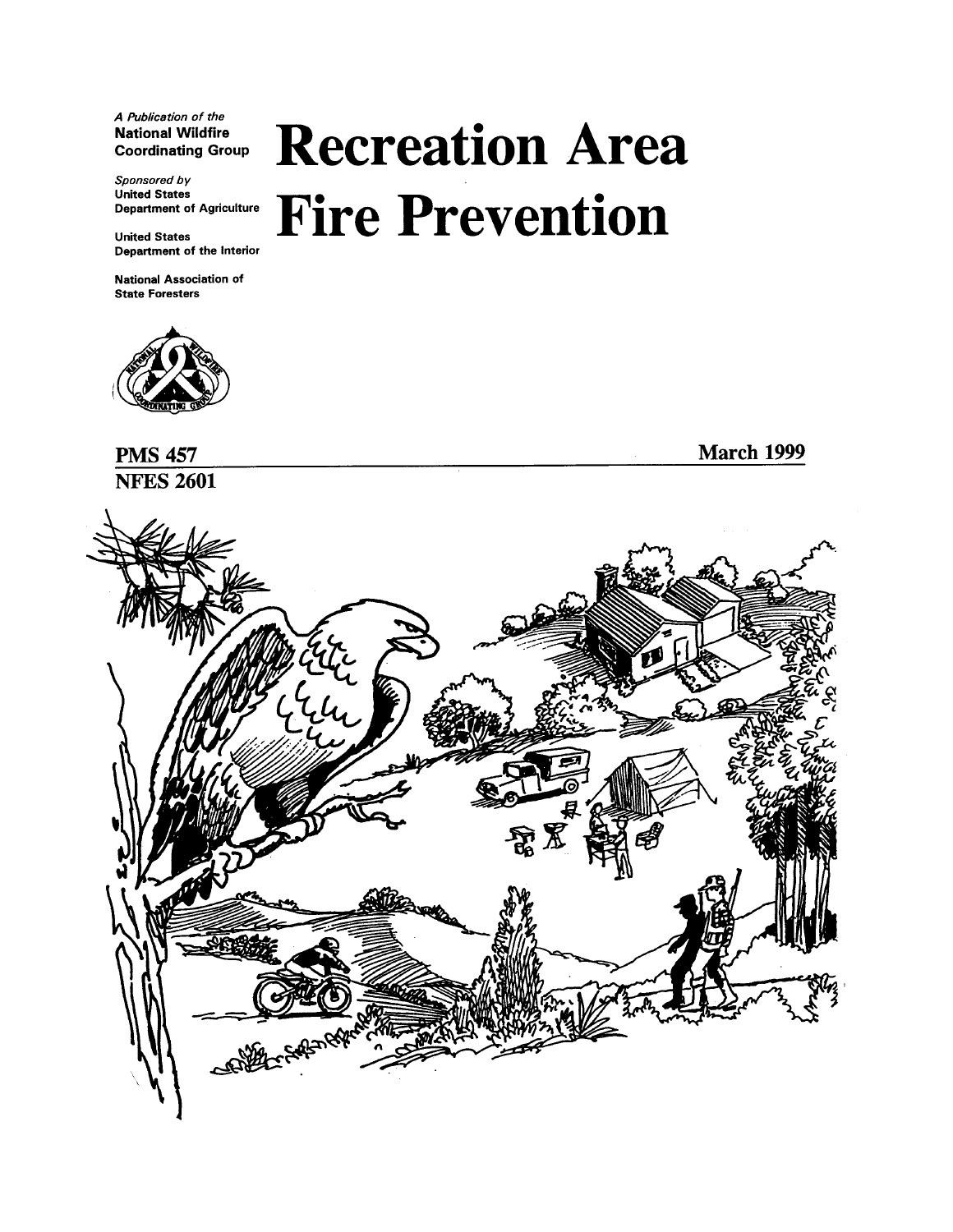*A Publication of the*
**National Wildfire Coordinating Group**

*Sponsored by*
**United States Department of Agriculture**

**United States Department of the Interior**

**National Association of State Foresters**

# Recreation Area Fire Prevention

**PMS 457** **March 1999**

**NFES 2601**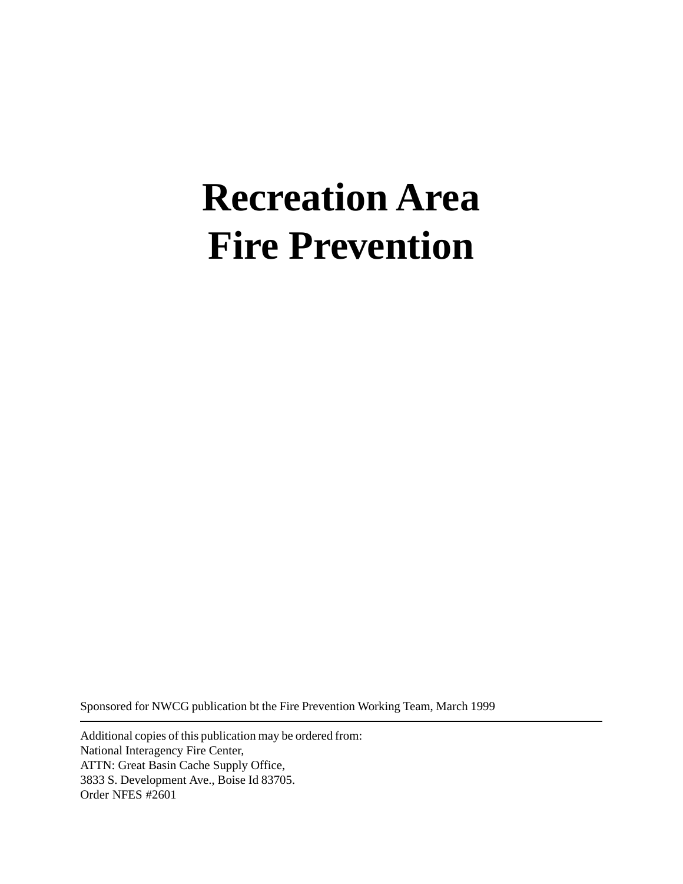# Recreation Area Fire Prevention

Sponsored for NWCG publication bt the Fire Prevention Working Team, March 1999

---

Additional copies of this publication may be ordered from:
National Interagency Fire Center,
ATTN: Great Basin Cache Supply Office,
3833 S. Development Ave., Boise Id 83705.
Order NFES #2601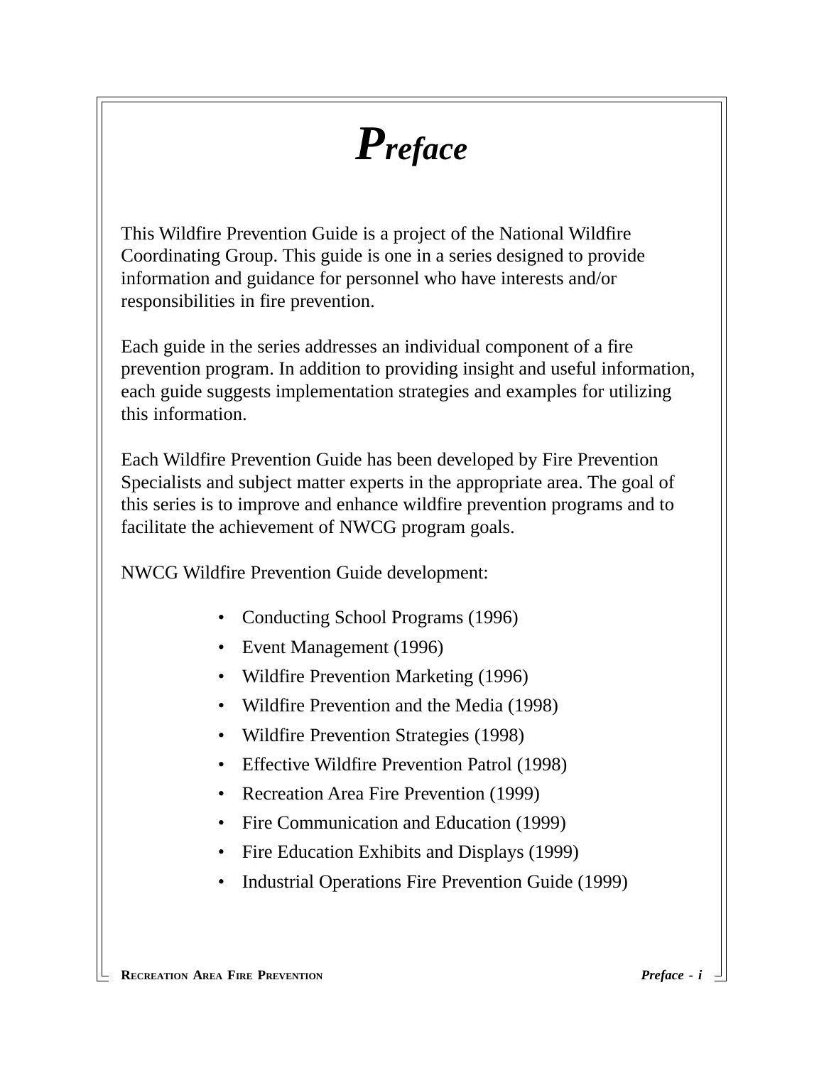# Preface

This Wildfire Prevention Guide is a project of the National Wildfire Coordinating Group. This guide is one in a series designed to provide information and guidance for personnel who have interests and/or responsibilities in fire prevention.

Each guide in the series addresses an individual component of a fire prevention program. In addition to providing insight and useful information, each guide suggests implementation strategies and examples for utilizing this information.

Each Wildfire Prevention Guide has been developed by Fire Prevention Specialists and subject matter experts in the appropriate area. The goal of this series is to improve and enhance wildfire prevention programs and to facilitate the achievement of NWCG program goals.

NWCG Wildfire Prevention Guide development:

- Conducting School Programs (1996)
- Event Management (1996)
- Wildfire Prevention Marketing (1996)
- Wildfire Prevention and the Media (1998)
- Wildfire Prevention Strategies (1998)
- Effective Wildfire Prevention Patrol (1998)
- Recreation Area Fire Prevention (1999)
- Fire Communication and Education (1999)
- Fire Education Exhibits and Displays (1999)
- Industrial Operations Fire Prevention Guide (1999)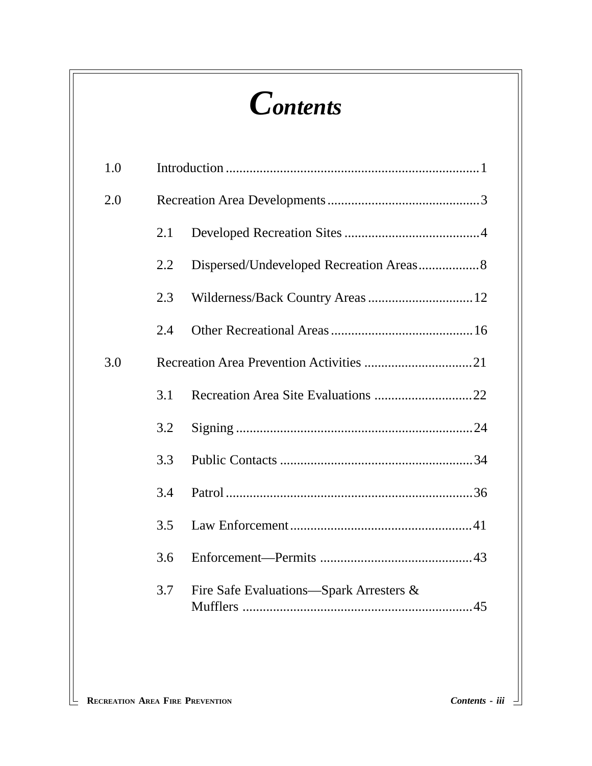# Contents

1.0 Introduction ........................................................................ 1

2.0 Recreation Area Developments ............................................ 3

- 2.1 Developed Recreation Sites ........................................ 4
- 2.2 Dispersed/Undeveloped Recreation Areas .................. 8
- 2.3 Wilderness/Back Country Areas ............................... 12
- 2.4 Other Recreational Areas .......................................... 16

3.0 Recreation Area Prevention Activities ................................ 21

- 3.1 Recreation Area Site Evaluations ............................. 22
- 3.2 Signing ...................................................................... 24
- 3.3 Public Contacts ......................................................... 34
- 3.4 Patrol ......................................................................... 36
- 3.5 Law Enforcement ...................................................... 41
- 3.6 Enforcement—Permits ............................................. 43
- 3.7 Fire Safe Evaluations—Spark Arresters & Mufflers ..................................................................... 45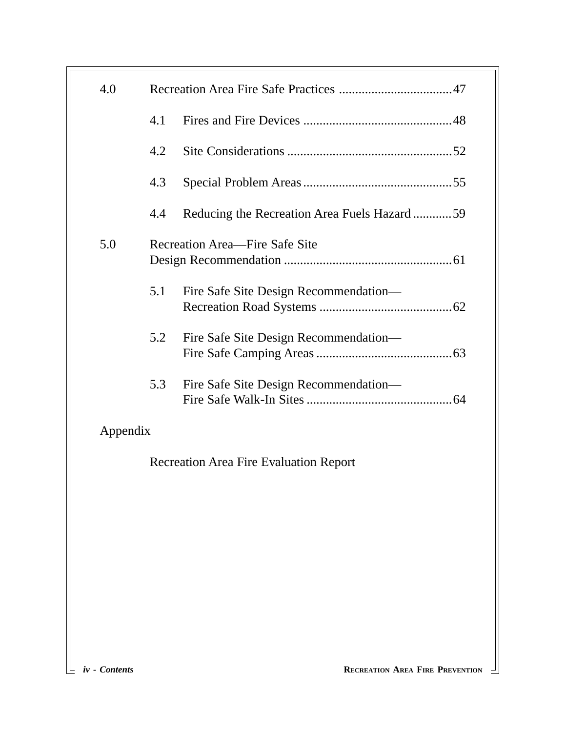4.0 Recreation Area Fire Safe Practices ................................... 47

- 4.1 Fires and Fire Devices .............................................. 48
- 4.2 Site Considerations .................................................. 52
- 4.3 Special Problem Areas ............................................. 55
- 4.4 Reducing the Recreation Area Fuels Hazard ............ 59

5.0 Recreation Area—Fire Safe Site Design Recommendation .................................................... 61

- 5.1 Fire Safe Site Design Recommendation—Recreation Road Systems ......................................... 62
- 5.2 Fire Safe Site Design Recommendation—Fire Safe Camping Areas .......................................... 63
- 5.3 Fire Safe Site Design Recommendation—Fire Safe Walk-In Sites ............................................. 64

Appendix

- Recreation Area Fire Evaluation Report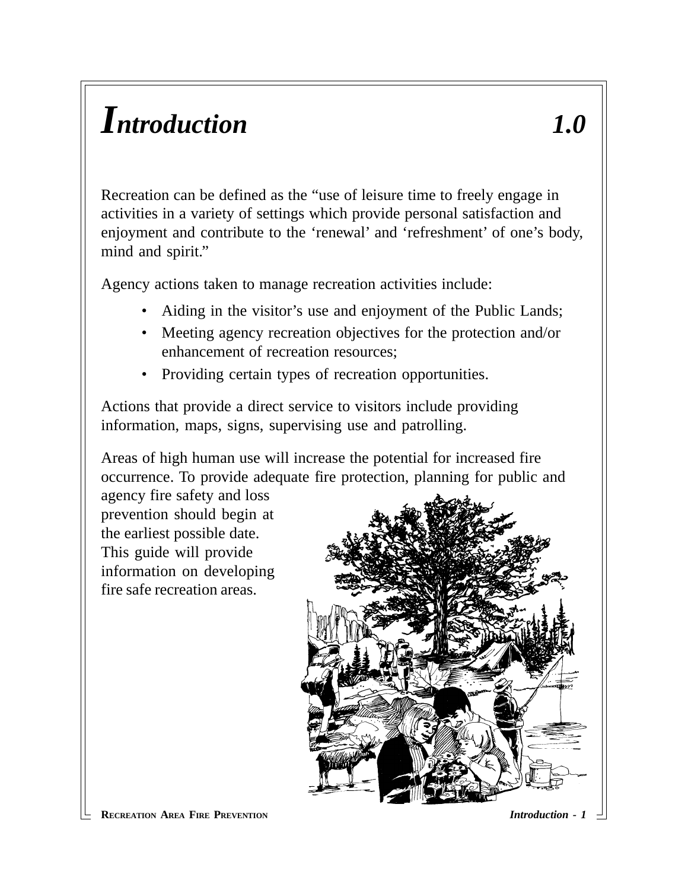# *Introduction* 1.0

Recreation can be defined as the "use of leisure time to freely engage in activities in a variety of settings which provide personal satisfaction and enjoyment and contribute to the 'renewal' and 'refreshment' of one's body, mind and spirit."

Agency actions taken to manage recreation activities include:

- Aiding in the visitor's use and enjoyment of the Public Lands;
- Meeting agency recreation objectives for the protection and/or enhancement of recreation resources;
- Providing certain types of recreation opportunities.

Actions that provide a direct service to visitors include providing information, maps, signs, supervising use and patrolling.

Areas of high human use will increase the potential for increased fire occurrence. To provide adequate fire protection, planning for public and agency fire safety and loss prevention should begin at the earliest possible date. This guide will provide information on developing fire safe recreation areas.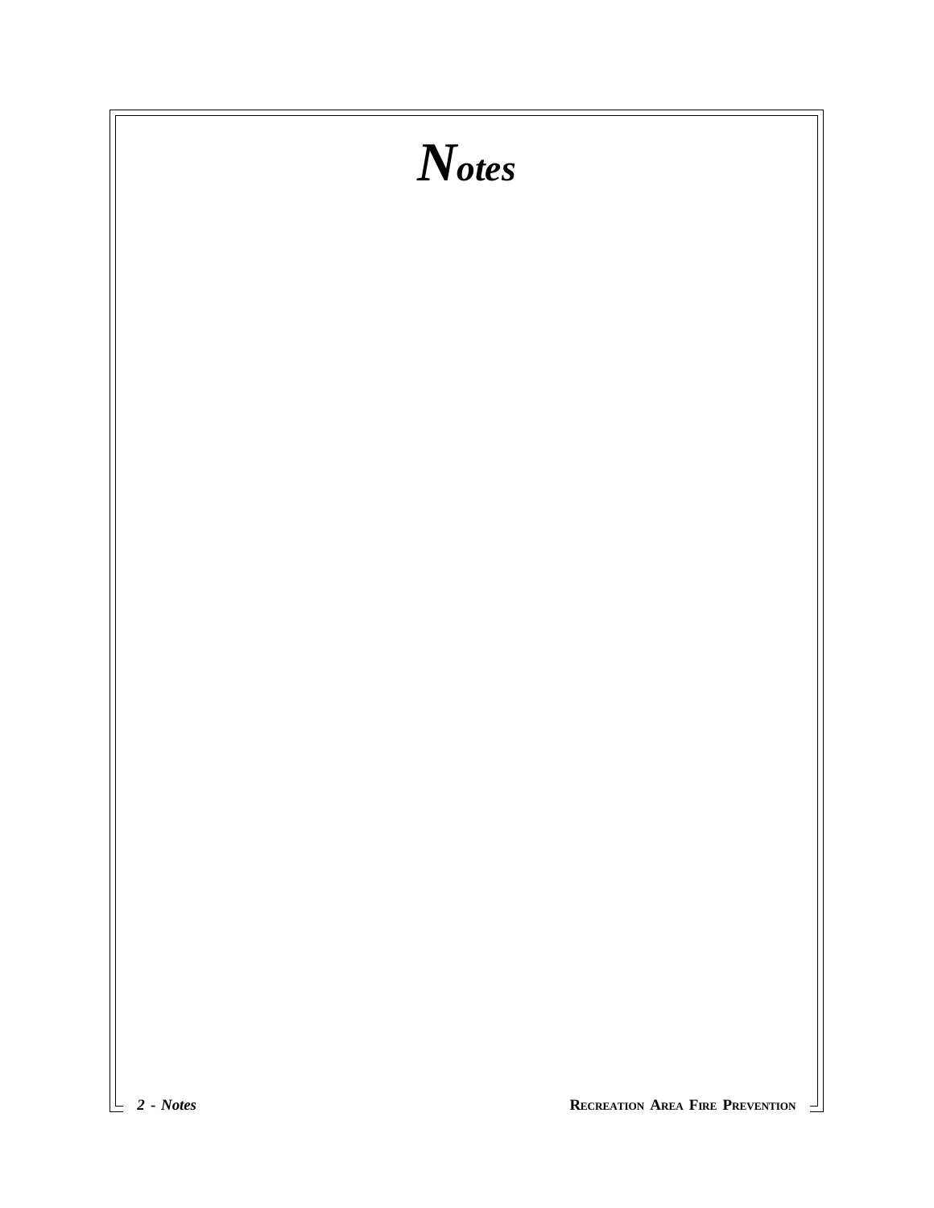# *Notes*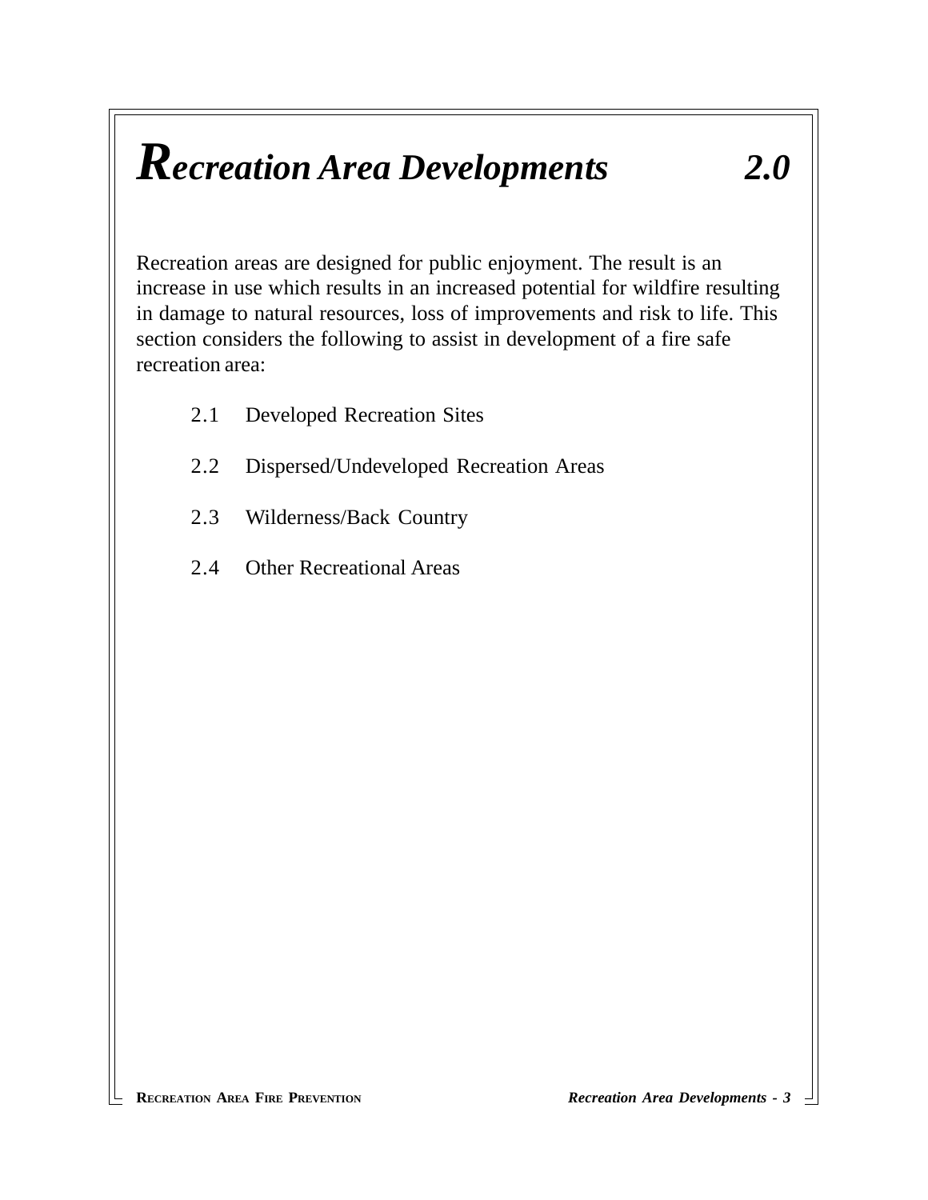# *Recreation Area Developments* *2.0*

Recreation areas are designed for public enjoyment. The result is an increase in use which results in an increased potential for wildfire resulting in damage to natural resources, loss of improvements and risk to life. This section considers the following to assist in development of a fire safe recreation area:

2.1 Developed Recreation Sites

2.2 Dispersed/Undeveloped Recreation Areas

2.3 Wilderness/Back Country

2.4 Other Recreational Areas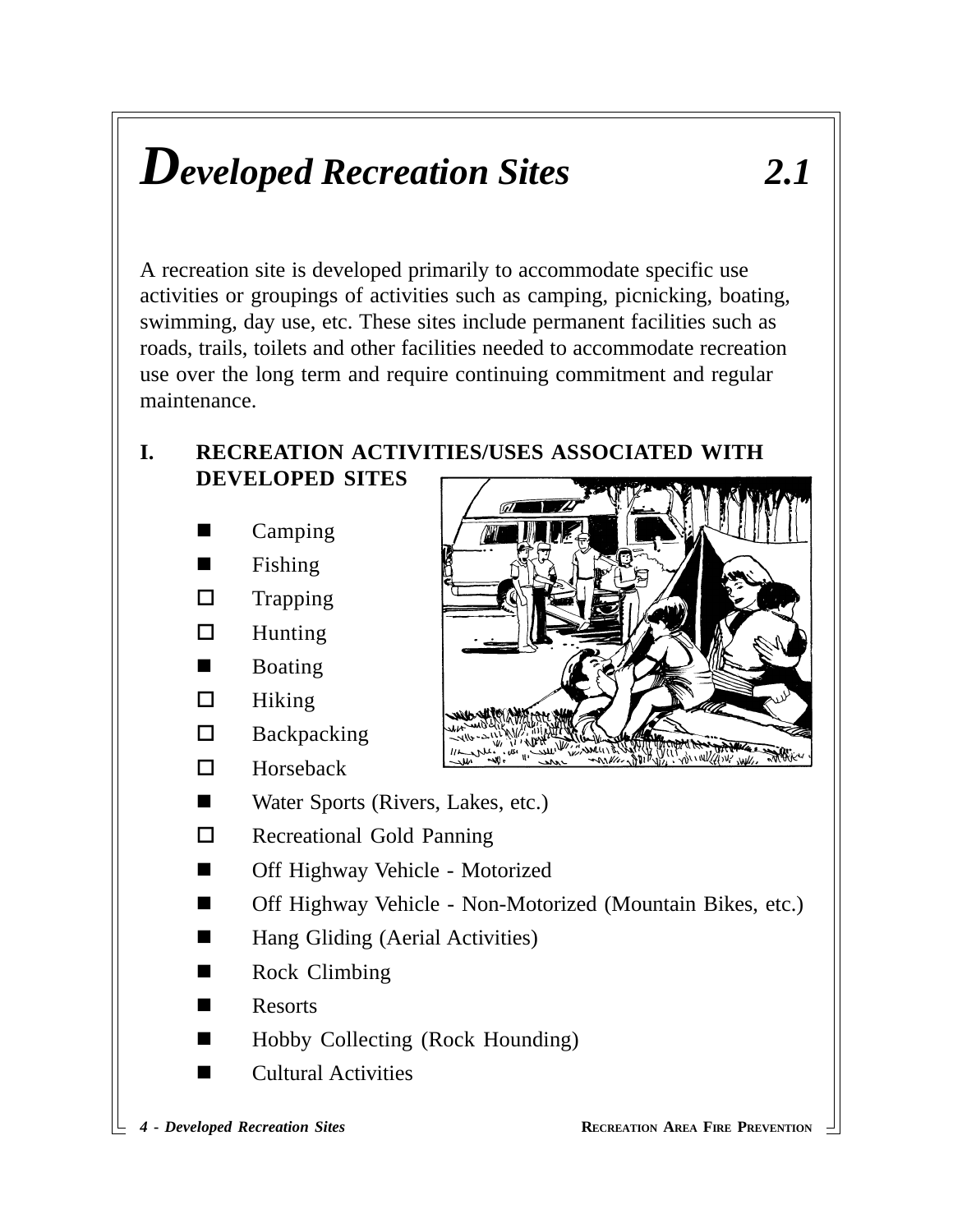# *Developed Recreation Sites* 2.1

A recreation site is developed primarily to accommodate specific use activities or groupings of activities such as camping, picnicking, boating, swimming, day use, etc. These sites include permanent facilities such as roads, trails, toilets and other facilities needed to accommodate recreation use over the long term and require continuing commitment and regular maintenance.

## I. RECREATION ACTIVITIES/USES ASSOCIATED WITH DEVELOPED SITES

- ■ Camping
- ■ Fishing
- □ Trapping
- □ Hunting
- ■ Boating
- □ Hiking
- □ Backpacking
- □ Horseback
- ■ Water Sports (Rivers, Lakes, etc.)
- □ Recreational Gold Panning
- ■ Off Highway Vehicle - Motorized
- ■ Off Highway Vehicle - Non-Motorized (Mountain Bikes, etc.)
- ■ Hang Gliding (Aerial Activities)
- ■ Rock Climbing
- ■ Resorts
- ■ Hobby Collecting (Rock Hounding)
- ■ Cultural Activities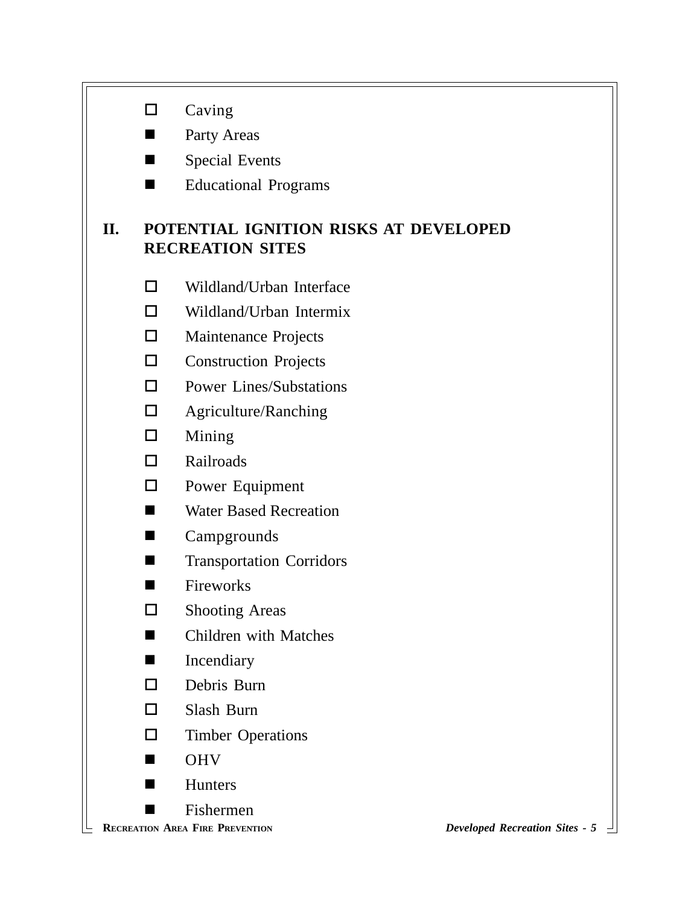- ☐ Caving
- ■ Party Areas
- ■ Special Events
- ■ Educational Programs

## II. POTENTIAL IGNITION RISKS AT DEVELOPED RECREATION SITES

- ☐ Wildland/Urban Interface
- ☐ Wildland/Urban Intermix
- ☐ Maintenance Projects
- ☐ Construction Projects
- ☐ Power Lines/Substations
- ☐ Agriculture/Ranching
- ☐ Mining
- ☐ Railroads
- ☐ Power Equipment
- ■ Water Based Recreation
- ■ Campgrounds
- ■ Transportation Corridors
- ■ Fireworks
- ☐ Shooting Areas
- ■ Children with Matches
- ■ Incendiary
- ☐ Debris Burn
- ☐ Slash Burn
- ☐ Timber Operations
- ■ OHV
- ■ Hunters
- ■ Fishermen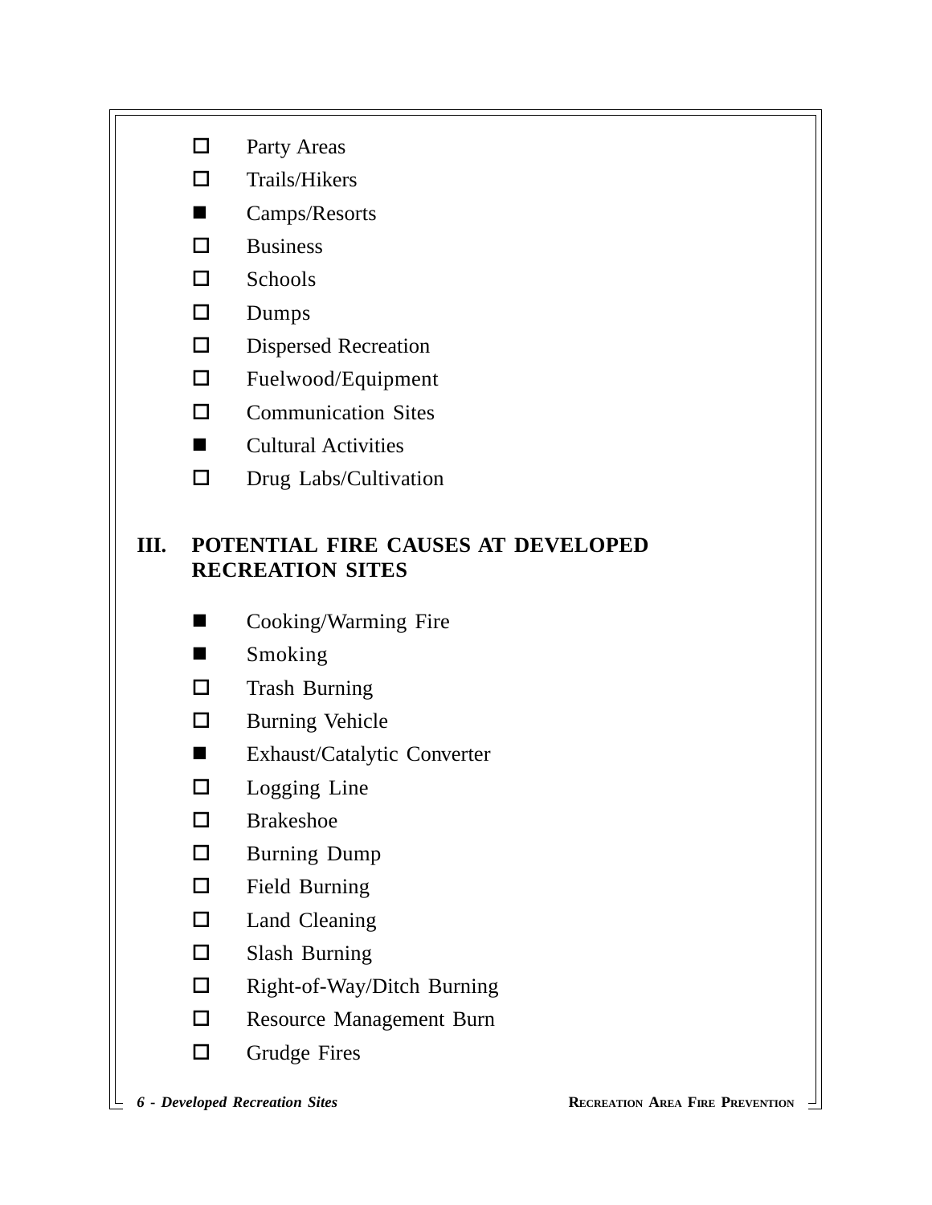- ☐ Party Areas
- ☐ Trails/Hikers
- ■ Camps/Resorts
- ☐ Business
- ☐ Schools
- ☐ Dumps
- ☐ Dispersed Recreation
- ☐ Fuelwood/Equipment
- ☐ Communication Sites
- ■ Cultural Activities
- ☐ Drug Labs/Cultivation

## III. POTENTIAL FIRE CAUSES AT DEVELOPED RECREATION SITES

- ■ Cooking/Warming Fire
- ■ Smoking
- ☐ Trash Burning
- ☐ Burning Vehicle
- ■ Exhaust/Catalytic Converter
- ☐ Logging Line
- ☐ Brakeshoe
- ☐ Burning Dump
- ☐ Field Burning
- ☐ Land Cleaning
- ☐ Slash Burning
- ☐ Right-of-Way/Ditch Burning
- ☐ Resource Management Burn
- ☐ Grudge Fires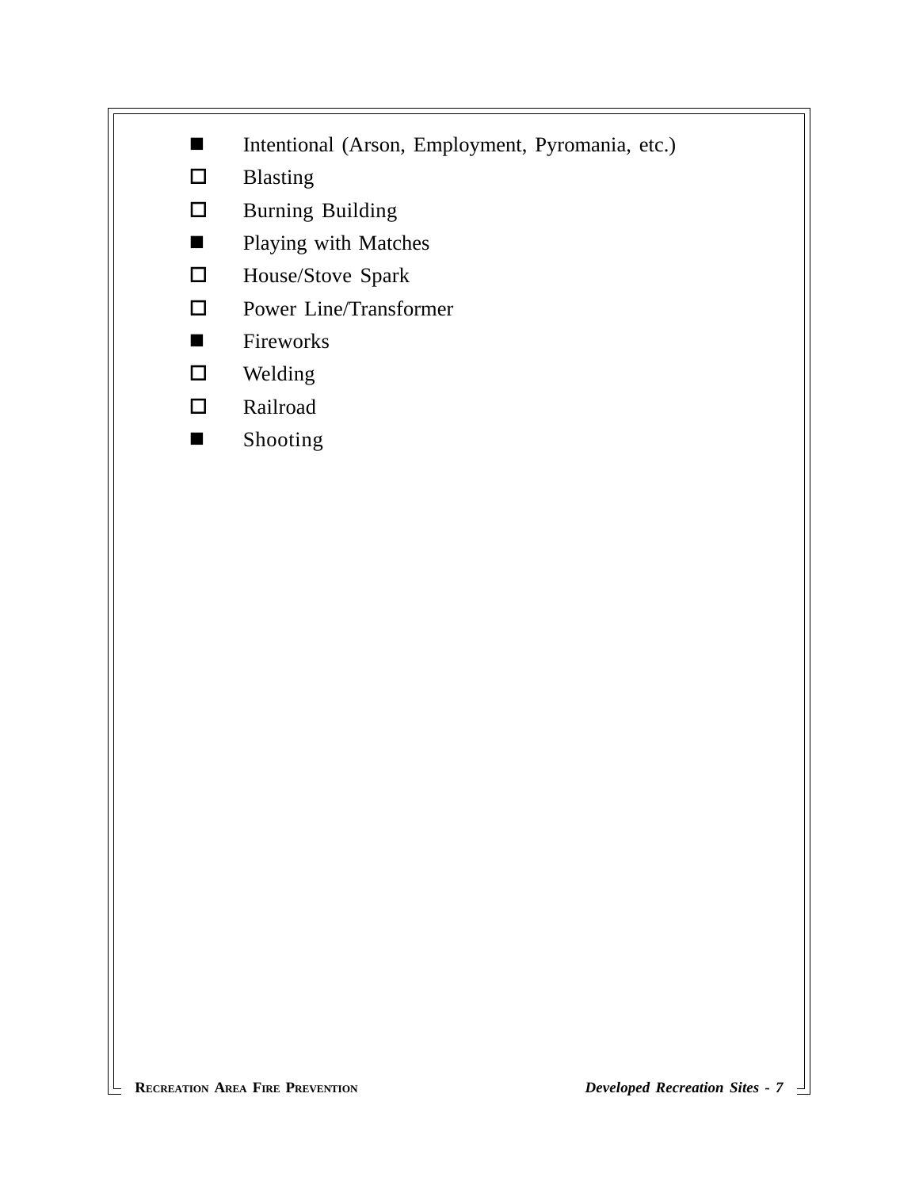- ■ Intentional (Arson, Employment, Pyromania, etc.)
- ☐ Blasting
- ☐ Burning Building
- ■ Playing with Matches
- ☐ House/Stove Spark
- ☐ Power Line/Transformer
- ■ Fireworks
- ☐ Welding
- ☐ Railroad
- ■ Shooting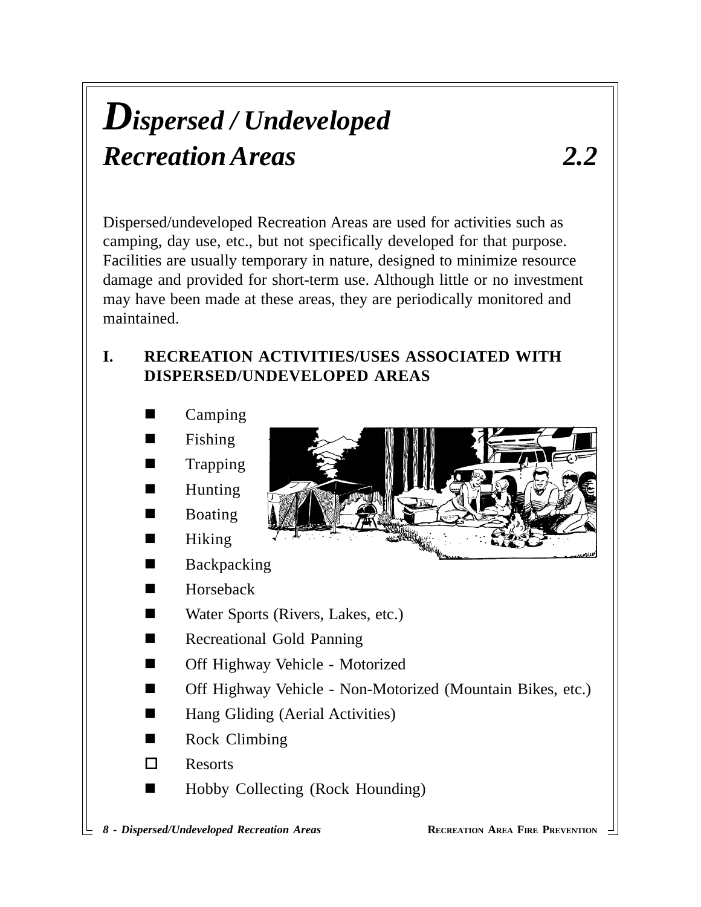# *Dispersed / Undeveloped Recreation Areas* 2.2

Dispersed/undeveloped Recreation Areas are used for activities such as camping, day use, etc., but not specifically developed for that purpose. Facilities are usually temporary in nature, designed to minimize resource damage and provided for short-term use. Although little or no investment may have been made at these areas, they are periodically monitored and maintained.

## I. RECREATION ACTIVITIES/USES ASSOCIATED WITH DISPERSED/UNDEVELOPED AREAS

- Camping
- Fishing
- Trapping
- Hunting
- Boating
- Hiking
- Backpacking
- Horseback
- Water Sports (Rivers, Lakes, etc.)
- Recreational Gold Panning
- Off Highway Vehicle - Motorized
- Off Highway Vehicle - Non-Motorized (Mountain Bikes, etc.)
- Hang Gliding (Aerial Activities)
- Rock Climbing
- ☐ Resorts
- Hobby Collecting (Rock Hounding)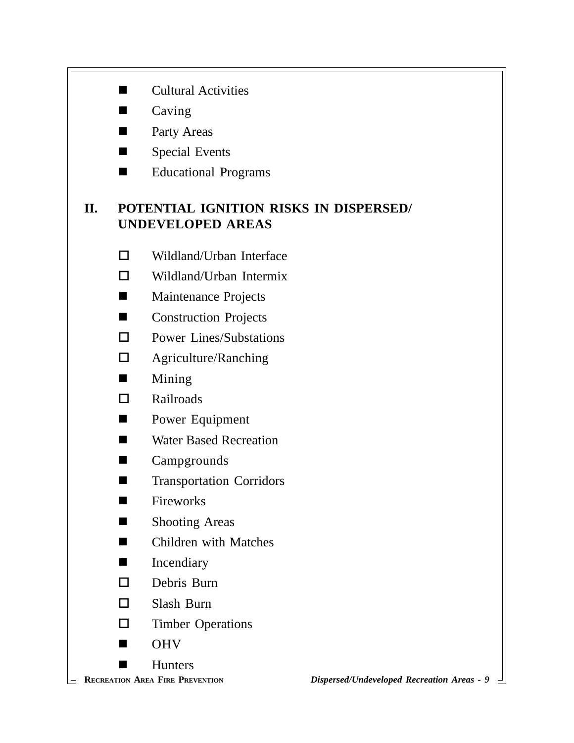- ■ Cultural Activities
- ■ Caving
- ■ Party Areas
- ■ Special Events
- ■ Educational Programs

## II. POTENTIAL IGNITION RISKS IN DISPERSED/ UNDEVELOPED AREAS

- ☐ Wildland/Urban Interface
- ☐ Wildland/Urban Intermix
- ■ Maintenance Projects
- ■ Construction Projects
- ☐ Power Lines/Substations
- ☐ Agriculture/Ranching
- ■ Mining
- ☐ Railroads
- ■ Power Equipment
- ■ Water Based Recreation
- ■ Campgrounds
- ■ Transportation Corridors
- ■ Fireworks
- ■ Shooting Areas
- ■ Children with Matches
- ■ Incendiary
- ☐ Debris Burn
- ☐ Slash Burn
- ☐ Timber Operations
- ■ OHV
- ■ Hunters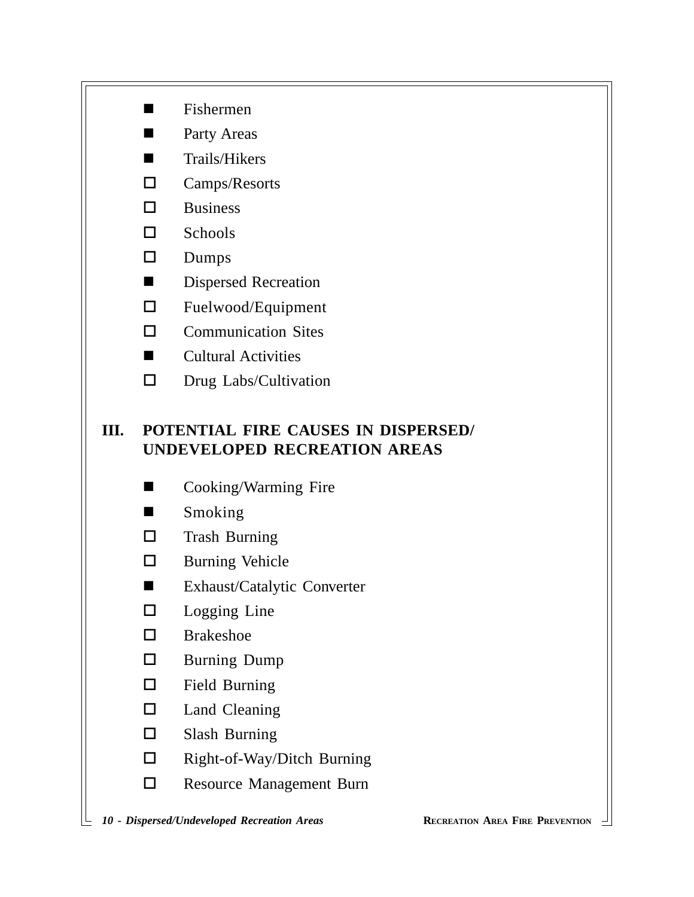- ■ Fishermen
- ■ Party Areas
- ■ Trails/Hikers
- □ Camps/Resorts
- □ Business
- □ Schools
- □ Dumps
- ■ Dispersed Recreation
- □ Fuelwood/Equipment
- □ Communication Sites
- ■ Cultural Activities
- □ Drug Labs/Cultivation

## III. POTENTIAL FIRE CAUSES IN DISPERSED/ UNDEVELOPED RECREATION AREAS

- ■ Cooking/Warming Fire
- ■ Smoking
- □ Trash Burning
- □ Burning Vehicle
- ■ Exhaust/Catalytic Converter
- □ Logging Line
- □ Brakeshoe
- □ Burning Dump
- □ Field Burning
- □ Land Cleaning
- □ Slash Burning
- □ Right-of-Way/Ditch Burning
- □ Resource Management Burn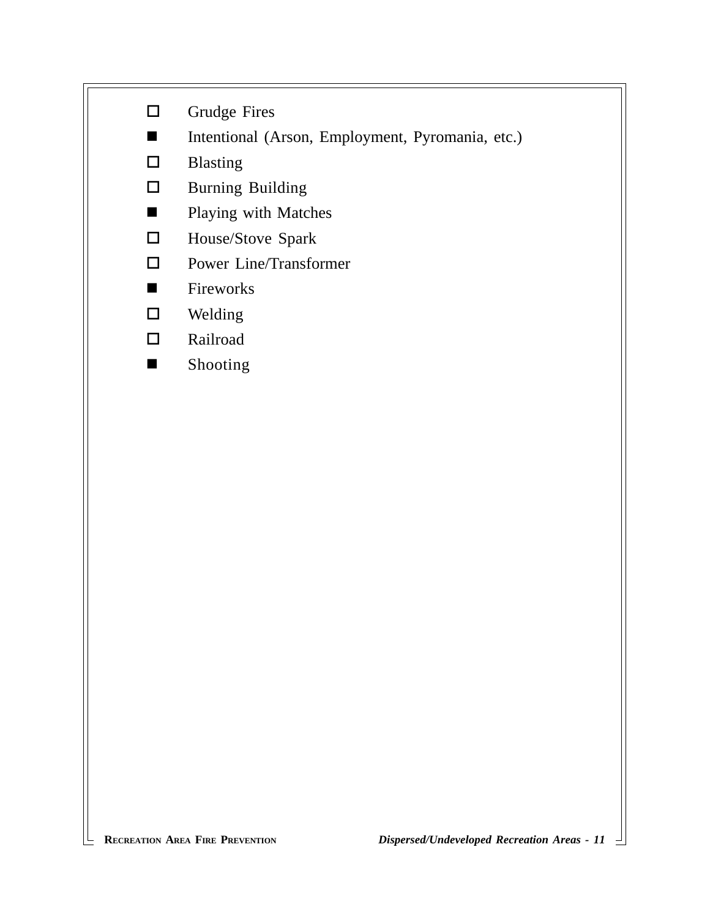- ☐ Grudge Fires
- ■ Intentional (Arson, Employment, Pyromania, etc.)
- ☐ Blasting
- ☐ Burning Building
- ■ Playing with Matches
- ☐ House/Stove Spark
- ☐ Power Line/Transformer
- ■ Fireworks
- ☐ Welding
- ☐ Railroad
- ■ Shooting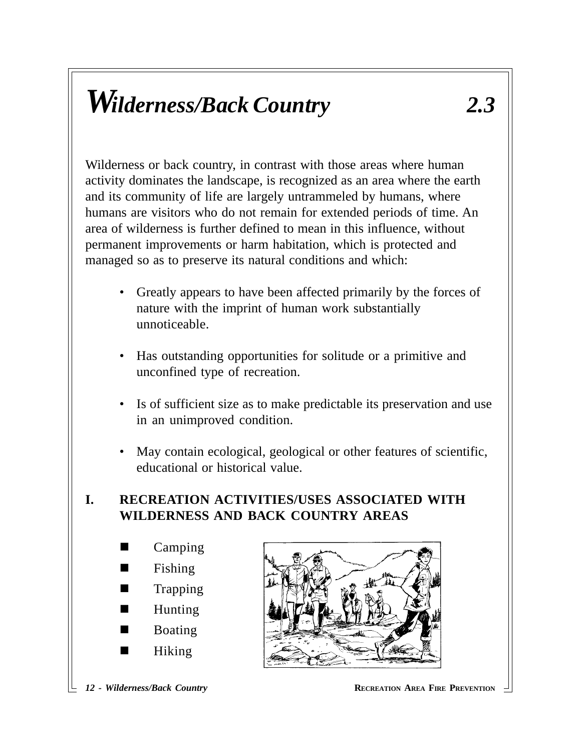# Wilderness/Back Country 2.3

Wilderness or back country, in contrast with those areas where human activity dominates the landscape, is recognized as an area where the earth and its community of life are largely untrammeled by humans, where humans are visitors who do not remain for extended periods of time. An area of wilderness is further defined to mean in this influence, without permanent improvements or harm habitation, which is protected and managed so as to preserve its natural conditions and which:

- Greatly appears to have been affected primarily by the forces of nature with the imprint of human work substantially unnoticeable.
- Has outstanding opportunities for solitude or a primitive and unconfined type of recreation.
- Is of sufficient size as to make predictable its preservation and use in an unimproved condition.
- May contain ecological, geological or other features of scientific, educational or historical value.

## I. RECREATION ACTIVITIES/USES ASSOCIATED WITH WILDERNESS AND BACK COUNTRY AREAS

- Camping
- Fishing
- Trapping
- Hunting
- Boating
- Hiking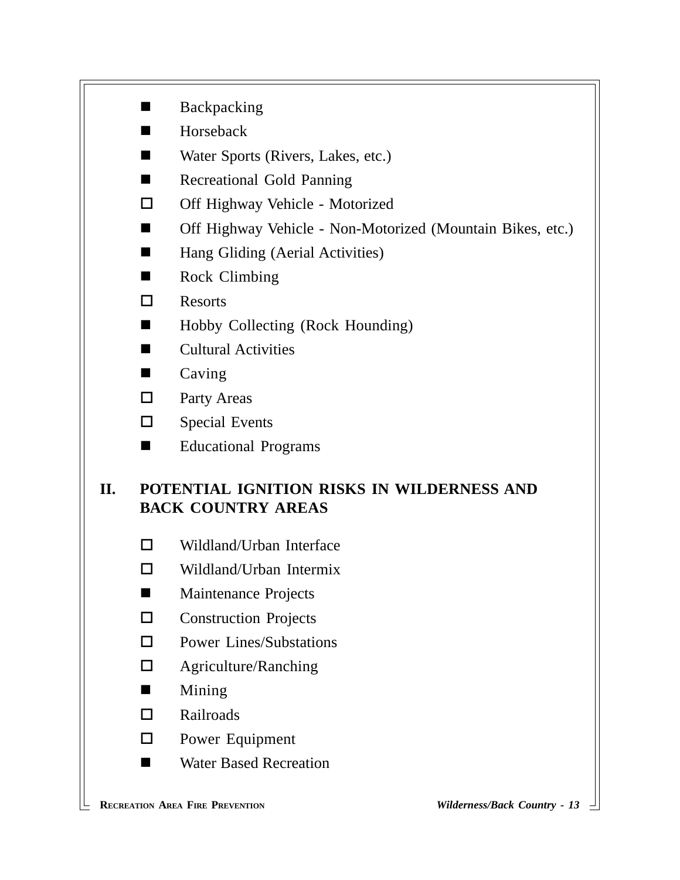- ■ Backpacking
- ■ Horseback
- ■ Water Sports (Rivers, Lakes, etc.)
- ■ Recreational Gold Panning
- □ Off Highway Vehicle - Motorized
- ■ Off Highway Vehicle - Non-Motorized (Mountain Bikes, etc.)
- ■ Hang Gliding (Aerial Activities)
- ■ Rock Climbing
- □ Resorts
- ■ Hobby Collecting (Rock Hounding)
- ■ Cultural Activities
- ■ Caving
- □ Party Areas
- □ Special Events
- ■ Educational Programs

## II. POTENTIAL IGNITION RISKS IN WILDERNESS AND BACK COUNTRY AREAS

- □ Wildland/Urban Interface
- □ Wildland/Urban Intermix
- ■ Maintenance Projects
- □ Construction Projects
- □ Power Lines/Substations
- □ Agriculture/Ranching
- ■ Mining
- □ Railroads
- □ Power Equipment
- ■ Water Based Recreation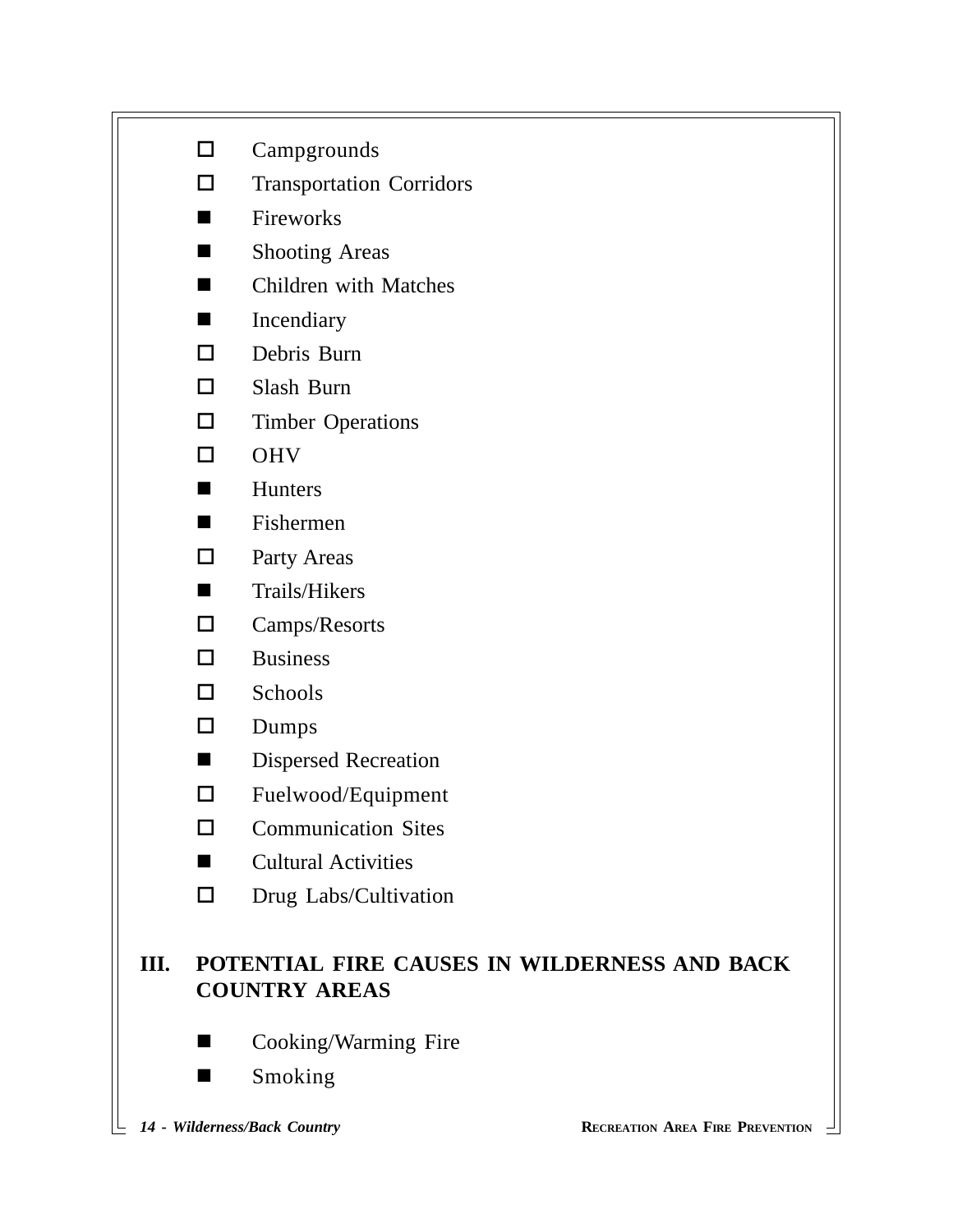- ☐ Campgrounds
- ☐ Transportation Corridors
- ■ Fireworks
- ■ Shooting Areas
- ■ Children with Matches
- ■ Incendiary
- ☐ Debris Burn
- ☐ Slash Burn
- ☐ Timber Operations
- ☐ OHV
- ■ Hunters
- ■ Fishermen
- ☐ Party Areas
- ■ Trails/Hikers
- ☐ Camps/Resorts
- ☐ Business
- ☐ Schools
- ☐ Dumps
- ■ Dispersed Recreation
- ☐ Fuelwood/Equipment
- ☐ Communication Sites
- ■ Cultural Activities
- ☐ Drug Labs/Cultivation

## III. POTENTIAL FIRE CAUSES IN WILDERNESS AND BACK COUNTRY AREAS

- ■ Cooking/Warming Fire
- ■ Smoking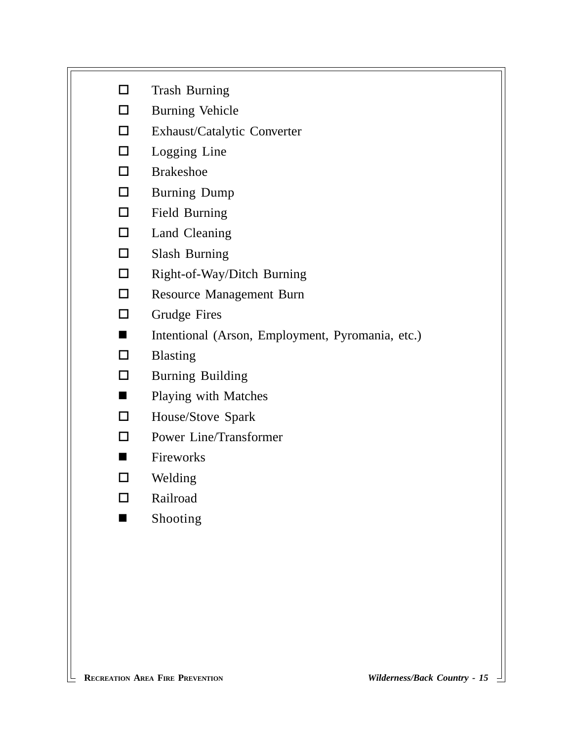- [ ] Trash Burning
- [ ] Burning Vehicle
- [ ] Exhaust/Catalytic Converter
- [ ] Logging Line
- [ ] Brakeshoe
- [ ] Burning Dump
- [ ] Field Burning
- [ ] Land Cleaning
- [ ] Slash Burning
- [ ] Right-of-Way/Ditch Burning
- [ ] Resource Management Burn
- [ ] Grudge Fires
- [x] Intentional (Arson, Employment, Pyromania, etc.)
- [ ] Blasting
- [ ] Burning Building
- [x] Playing with Matches
- [ ] House/Stove Spark
- [ ] Power Line/Transformer
- [x] Fireworks
- [ ] Welding
- [ ] Railroad
- [x] Shooting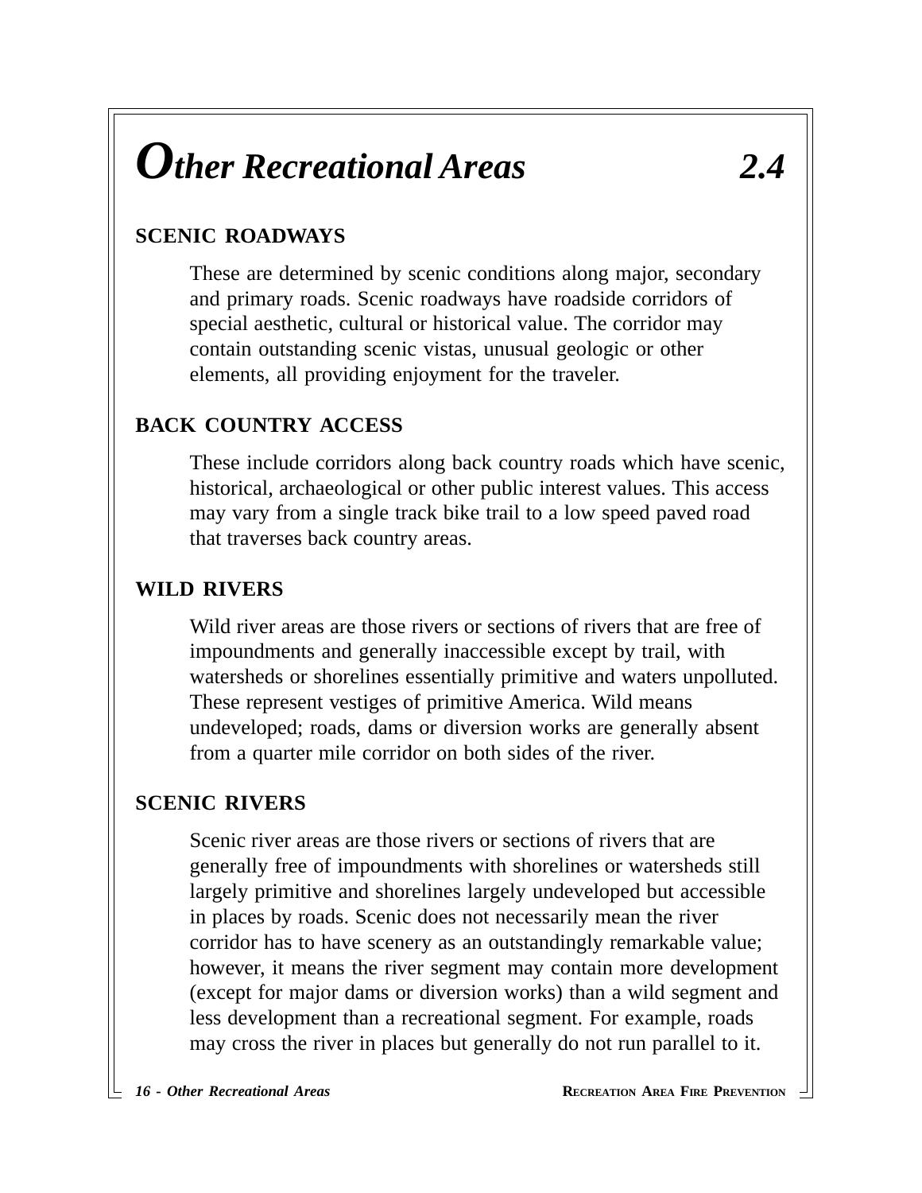# Other Recreational Areas 2.4

### SCENIC ROADWAYS

These are determined by scenic conditions along major, secondary and primary roads. Scenic roadways have roadside corridors of special aesthetic, cultural or historical value. The corridor may contain outstanding scenic vistas, unusual geologic or other elements, all providing enjoyment for the traveler.

### BACK COUNTRY ACCESS

These include corridors along back country roads which have scenic, historical, archaeological or other public interest values. This access may vary from a single track bike trail to a low speed paved road that traverses back country areas.

### WILD RIVERS

Wild river areas are those rivers or sections of rivers that are free of impoundments and generally inaccessible except by trail, with watersheds or shorelines essentially primitive and waters unpolluted. These represent vestiges of primitive America. Wild means undeveloped; roads, dams or diversion works are generally absent from a quarter mile corridor on both sides of the river.

### SCENIC RIVERS

Scenic river areas are those rivers or sections of rivers that are generally free of impoundments with shorelines or watersheds still largely primitive and shorelines largely undeveloped but accessible in places by roads. Scenic does not necessarily mean the river corridor has to have scenery as an outstandingly remarkable value; however, it means the river segment may contain more development (except for major dams or diversion works) than a wild segment and less development than a recreational segment. For example, roads may cross the river in places but generally do not run parallel to it.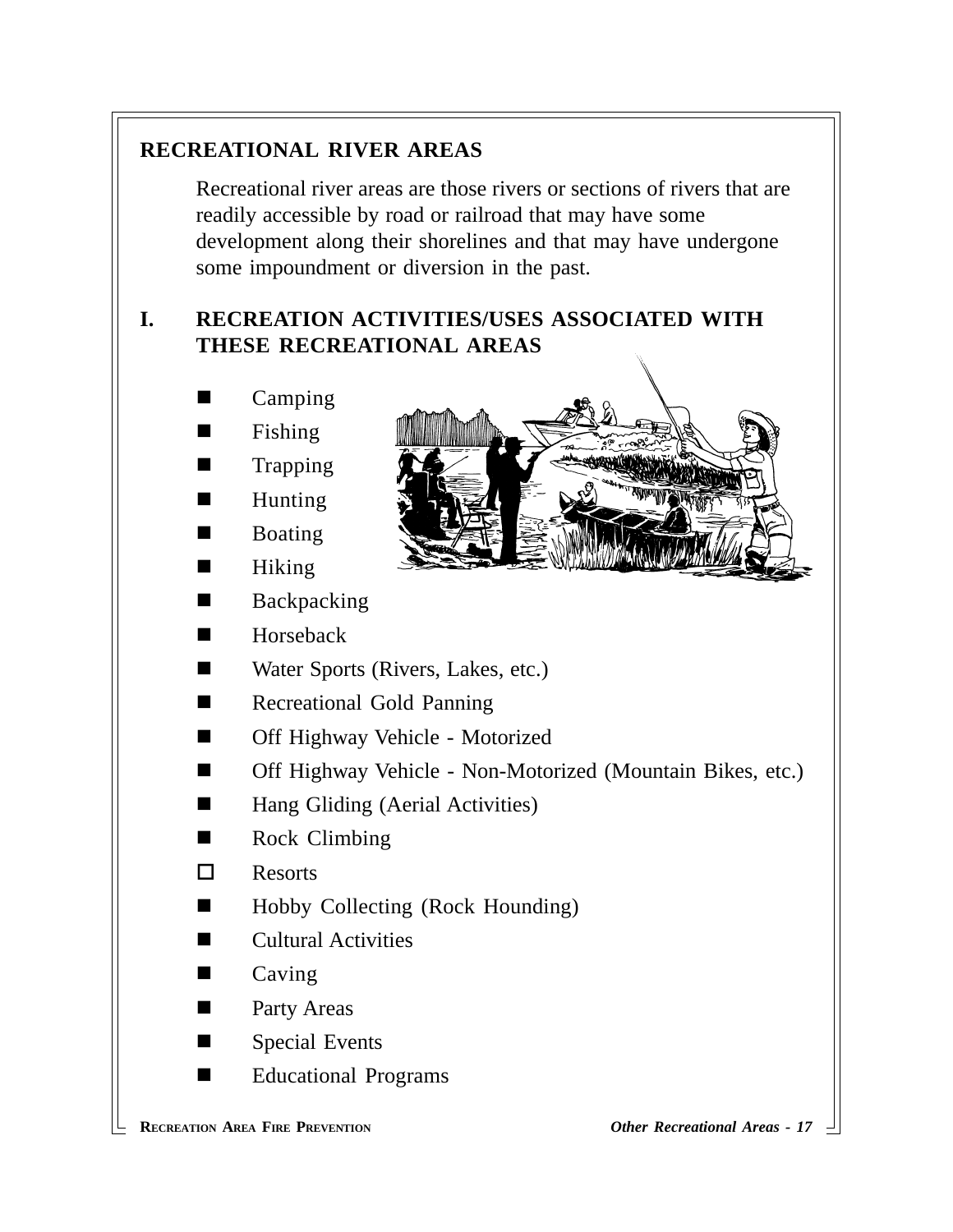## RECREATIONAL RIVER AREAS

Recreational river areas are those rivers or sections of rivers that are readily accessible by road or railroad that may have some development along their shorelines and that may have undergone some impoundment or diversion in the past.

## I. RECREATION ACTIVITIES/USES ASSOCIATED WITH THESE RECREATIONAL AREAS

- ■ Camping
- ■ Fishing
- ■ Trapping
- ■ Hunting
- ■ Boating
- ■ Hiking
- ■ Backpacking
- ■ Horseback
- ■ Water Sports (Rivers, Lakes, etc.)
- ■ Recreational Gold Panning
- ■ Off Highway Vehicle - Motorized
- ■ Off Highway Vehicle - Non-Motorized (Mountain Bikes, etc.)
- ■ Hang Gliding (Aerial Activities)
- ■ Rock Climbing
- □ Resorts
- ■ Hobby Collecting (Rock Hounding)
- ■ Cultural Activities
- ■ Caving
- ■ Party Areas
- ■ Special Events
- ■ Educational Programs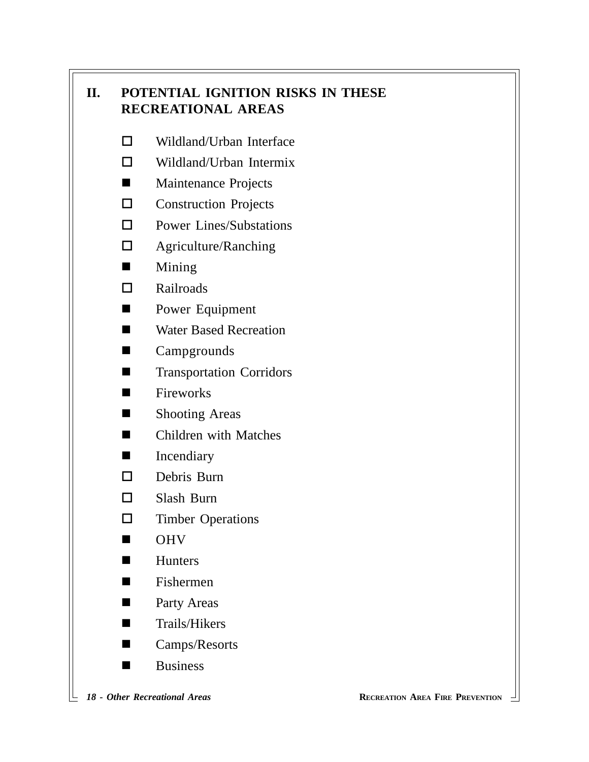## II. POTENTIAL IGNITION RISKS IN THESE RECREATIONAL AREAS

- ☐ Wildland/Urban Interface
- ☐ Wildland/Urban Intermix
- ■ Maintenance Projects
- ☐ Construction Projects
- ☐ Power Lines/Substations
- ☐ Agriculture/Ranching
- ■ Mining
- ☐ Railroads
- ■ Power Equipment
- ■ Water Based Recreation
- ■ Campgrounds
- ■ Transportation Corridors
- ■ Fireworks
- ■ Shooting Areas
- ■ Children with Matches
- ■ Incendiary
- ☐ Debris Burn
- ☐ Slash Burn
- ☐ Timber Operations
- ■ OHV
- ■ Hunters
- ■ Fishermen
- ■ Party Areas
- ■ Trails/Hikers
- ■ Camps/Resorts
- ■ Business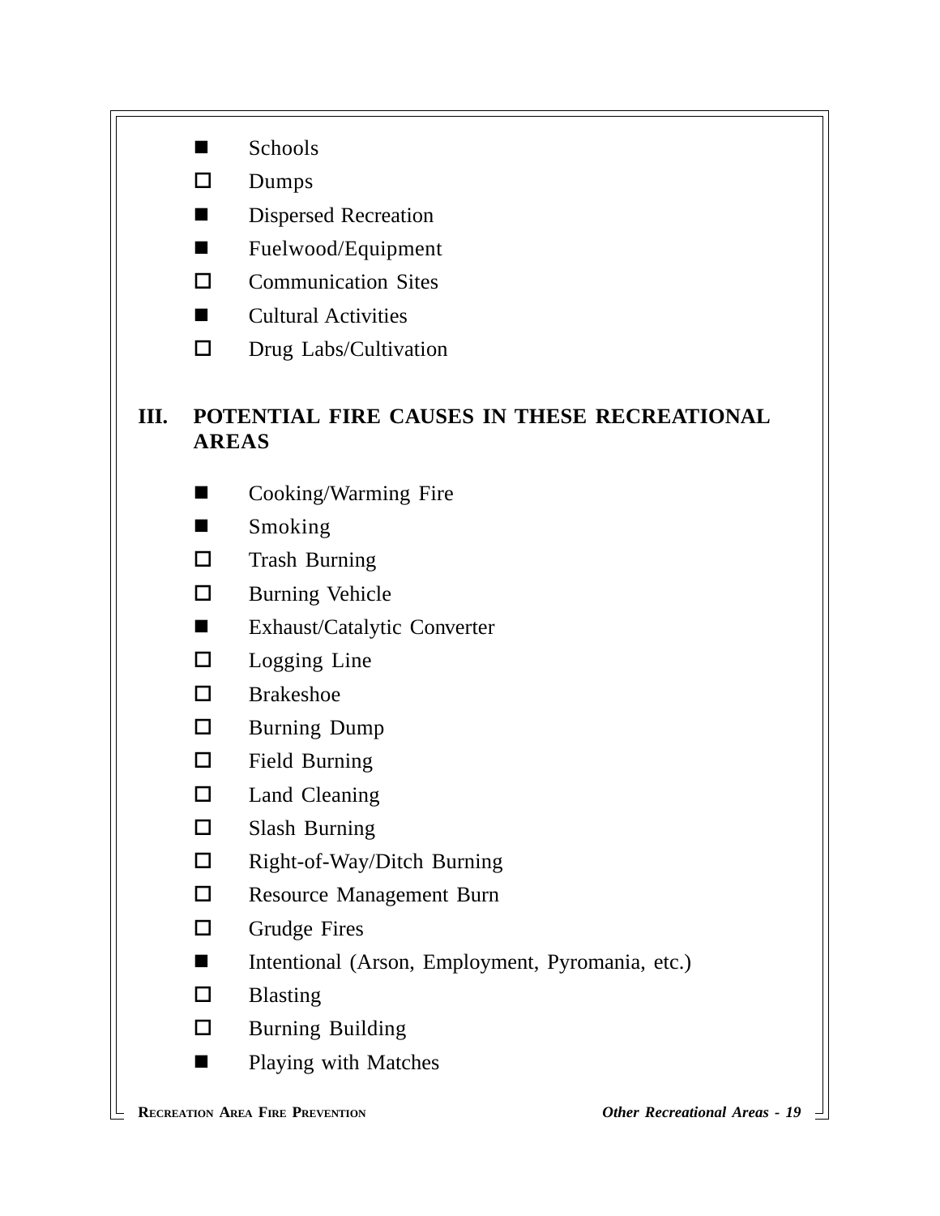- ■ Schools
- ☐ Dumps
- ■ Dispersed Recreation
- ■ Fuelwood/Equipment
- ☐ Communication Sites
- ■ Cultural Activities
- ☐ Drug Labs/Cultivation

## III. POTENTIAL FIRE CAUSES IN THESE RECREATIONAL AREAS

- ■ Cooking/Warming Fire
- ■ Smoking
- ☐ Trash Burning
- ☐ Burning Vehicle
- ■ Exhaust/Catalytic Converter
- ☐ Logging Line
- ☐ Brakeshoe
- ☐ Burning Dump
- ☐ Field Burning
- ☐ Land Cleaning
- ☐ Slash Burning
- ☐ Right-of-Way/Ditch Burning
- ☐ Resource Management Burn
- ☐ Grudge Fires
- ■ Intentional (Arson, Employment, Pyromania, etc.)
- ☐ Blasting
- ☐ Burning Building
- ■ Playing with Matches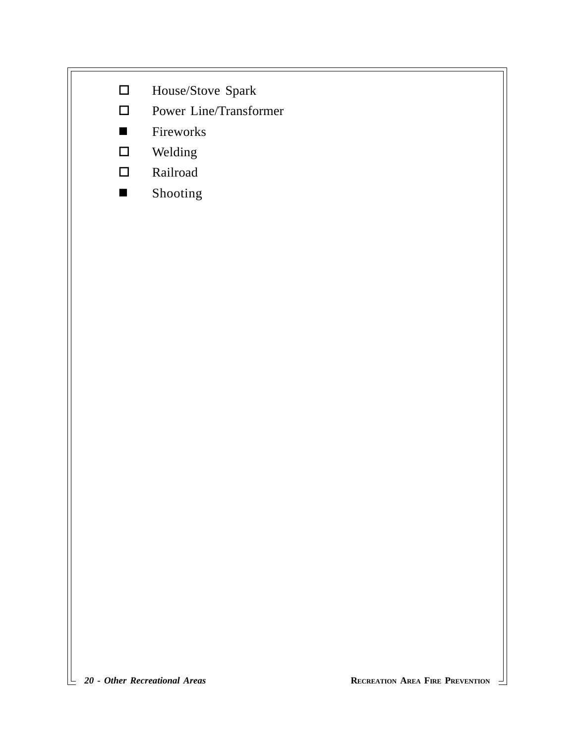- ☐ House/Stove Spark
- ☐ Power Line/Transformer
- ■ Fireworks
- ☐ Welding
- ☐ Railroad
- ■ Shooting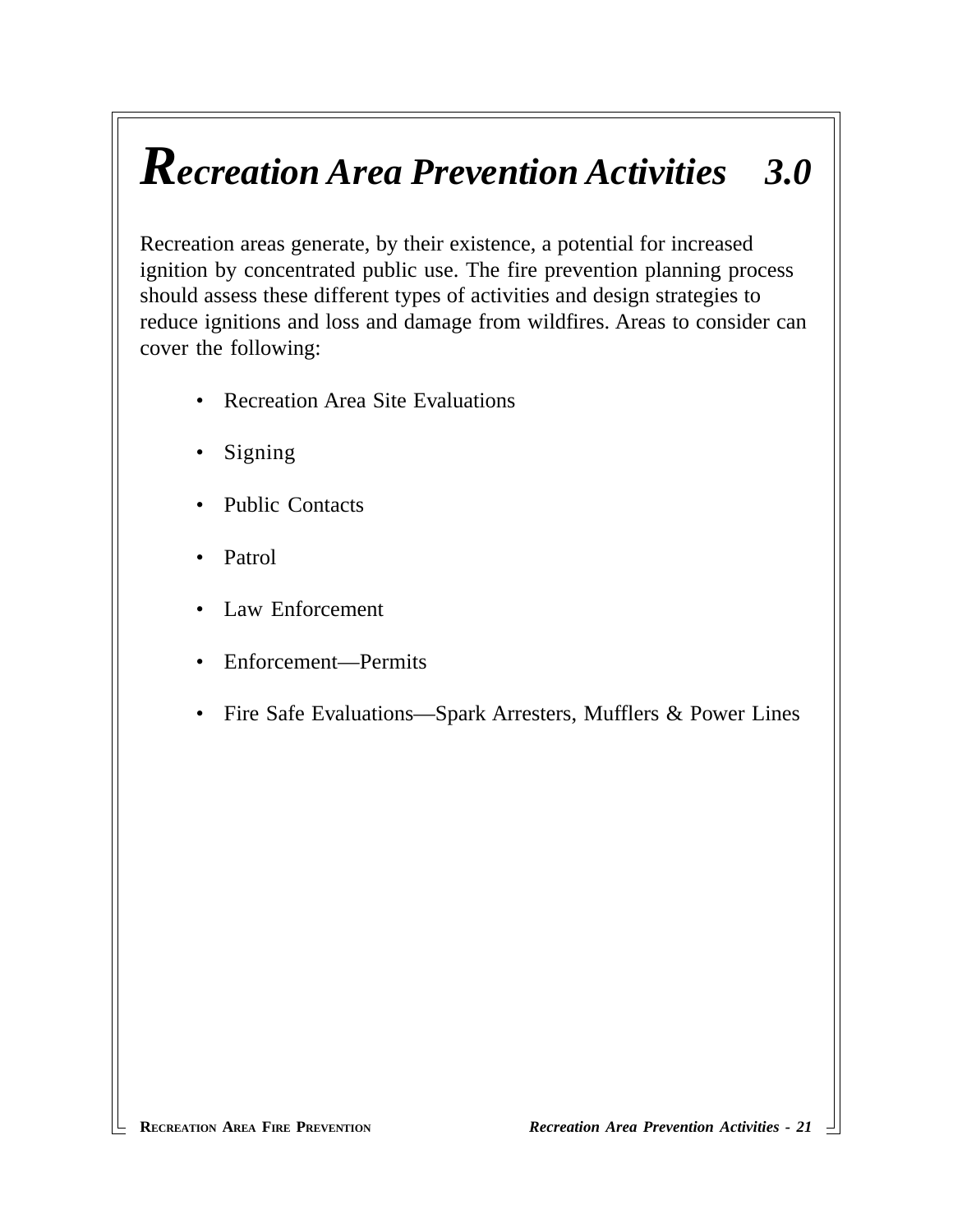# Recreation Area Prevention Activities 3.0

Recreation areas generate, by their existence, a potential for increased ignition by concentrated public use. The fire prevention planning process should assess these different types of activities and design strategies to reduce ignitions and loss and damage from wildfires. Areas to consider can cover the following:

- Recreation Area Site Evaluations
- Signing
- Public Contacts
- Patrol
- Law Enforcement
- Enforcement—Permits
- Fire Safe Evaluations—Spark Arresters, Mufflers & Power Lines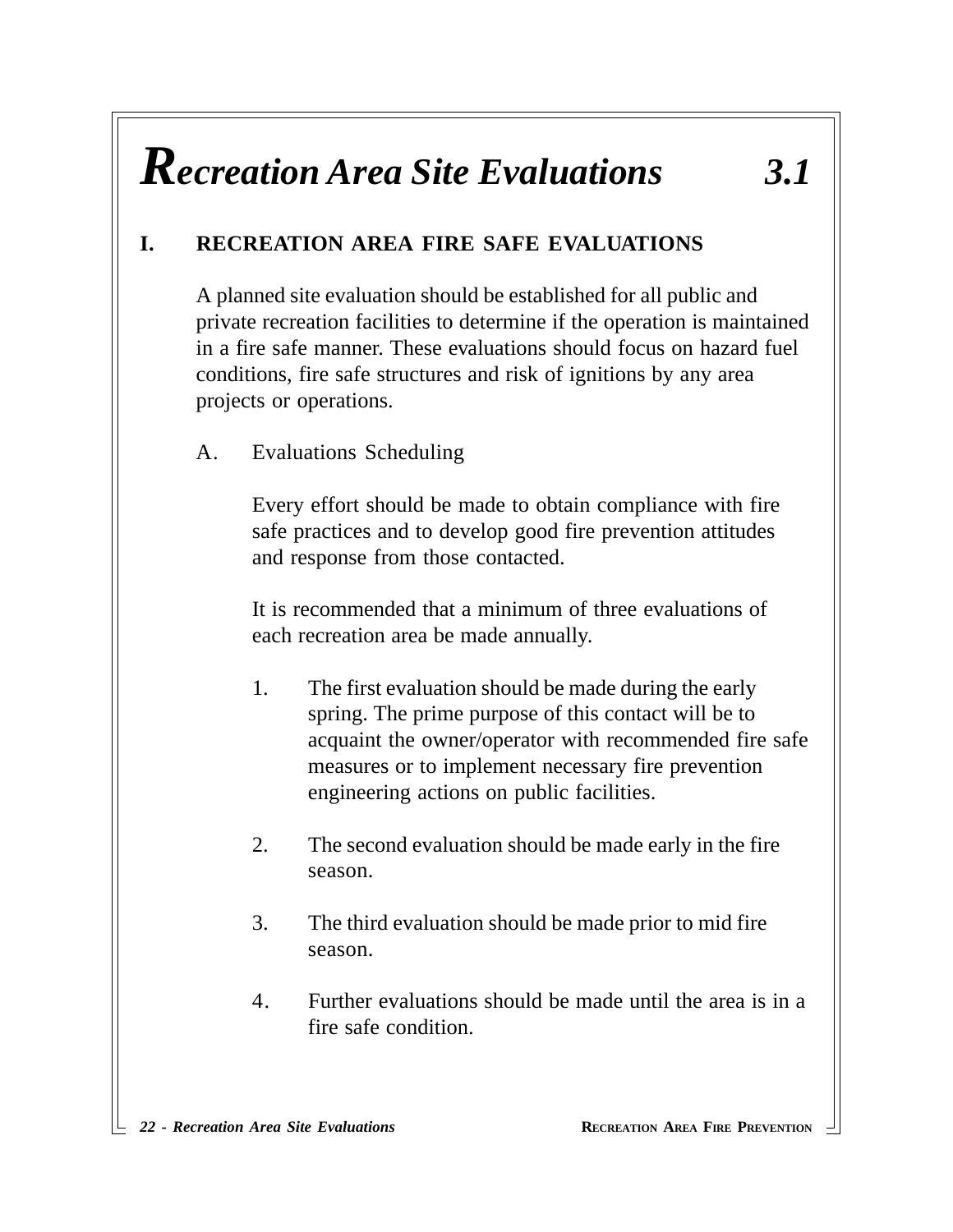# *Recreation Area Site Evaluations* *3.1*

## I. RECREATION AREA FIRE SAFE EVALUATIONS

A planned site evaluation should be established for all public and private recreation facilities to determine if the operation is maintained in a fire safe manner. These evaluations should focus on hazard fuel conditions, fire safe structures and risk of ignitions by any area projects or operations.

### A. Evaluations Scheduling

Every effort should be made to obtain compliance with fire safe practices and to develop good fire prevention attitudes and response from those contacted.

It is recommended that a minimum of three evaluations of each recreation area be made annually.

1. The first evaluation should be made during the early spring. The prime purpose of this contact will be to acquaint the owner/operator with recommended fire safe measures or to implement necessary fire prevention engineering actions on public facilities.
2. The second evaluation should be made early in the fire season.
3. The third evaluation should be made prior to mid fire season.
4. Further evaluations should be made until the area is in a fire safe condition.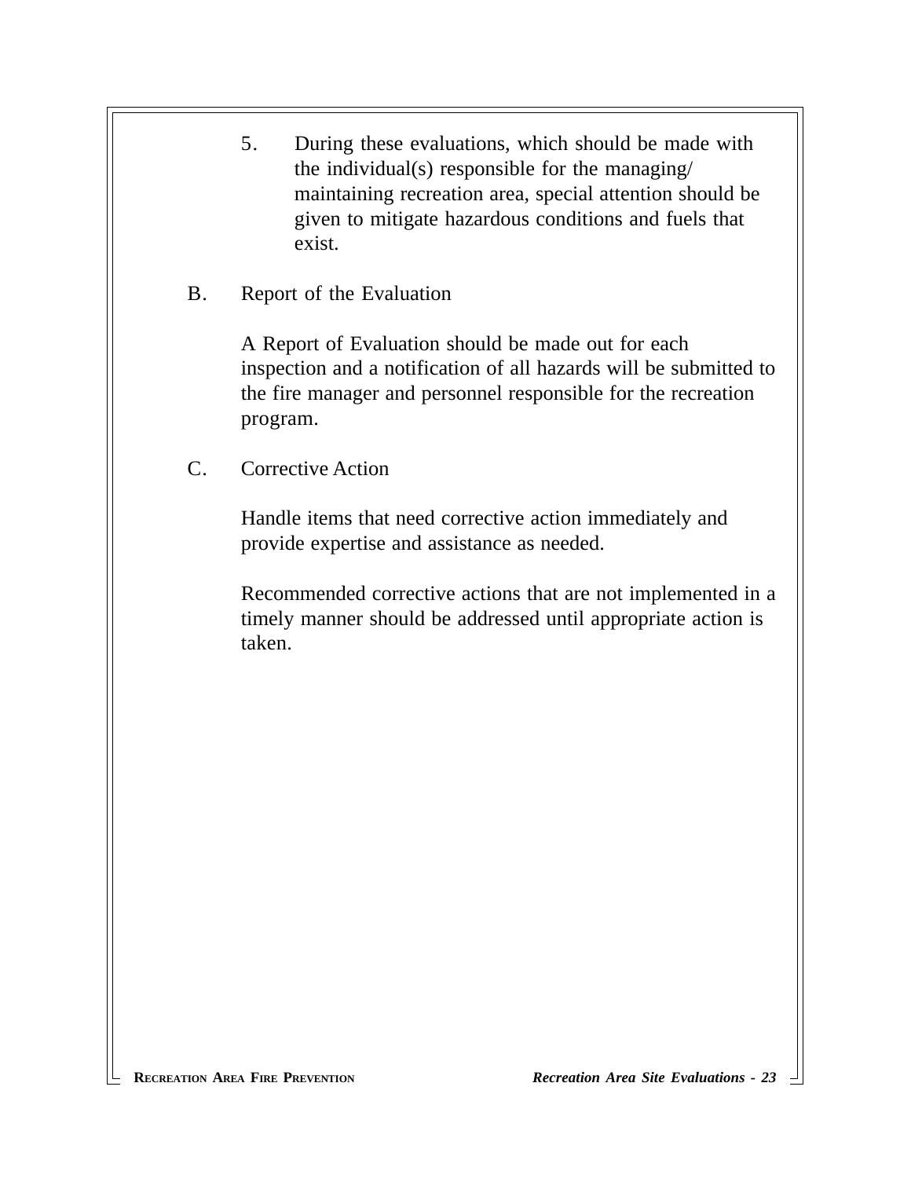5. During these evaluations, which should be made with the individual(s) responsible for the managing/ maintaining recreation area, special attention should be given to mitigate hazardous conditions and fuels that exist.

B. Report of the Evaluation

A Report of Evaluation should be made out for each inspection and a notification of all hazards will be submitted to the fire manager and personnel responsible for the recreation program.

C. Corrective Action

Handle items that need corrective action immediately and provide expertise and assistance as needed.

Recommended corrective actions that are not implemented in a timely manner should be addressed until appropriate action is taken.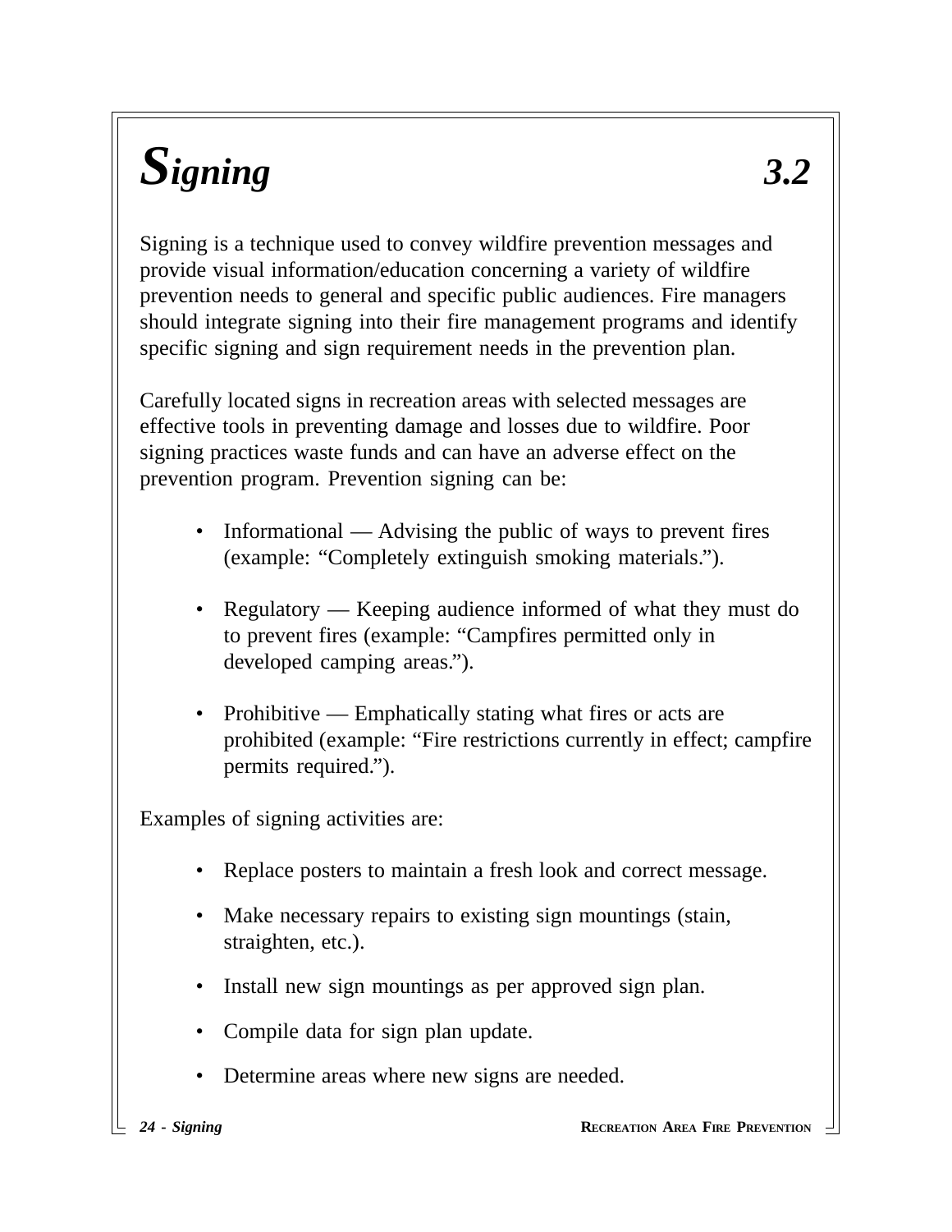# Signing 3.2

Signing is a technique used to convey wildfire prevention messages and provide visual information/education concerning a variety of wildfire prevention needs to general and specific public audiences. Fire managers should integrate signing into their fire management programs and identify specific signing and sign requirement needs in the prevention plan.

Carefully located signs in recreation areas with selected messages are effective tools in preventing damage and losses due to wildfire. Poor signing practices waste funds and can have an adverse effect on the prevention program. Prevention signing can be:

- Informational — Advising the public of ways to prevent fires (example: "Completely extinguish smoking materials.").
- Regulatory — Keeping audience informed of what they must do to prevent fires (example: "Campfires permitted only in developed camping areas.").
- Prohibitive — Emphatically stating what fires or acts are prohibited (example: "Fire restrictions currently in effect; campfire permits required.").

Examples of signing activities are:

- Replace posters to maintain a fresh look and correct message.
- Make necessary repairs to existing sign mountings (stain, straighten, etc.).
- Install new sign mountings as per approved sign plan.
- Compile data for sign plan update.
- Determine areas where new signs are needed.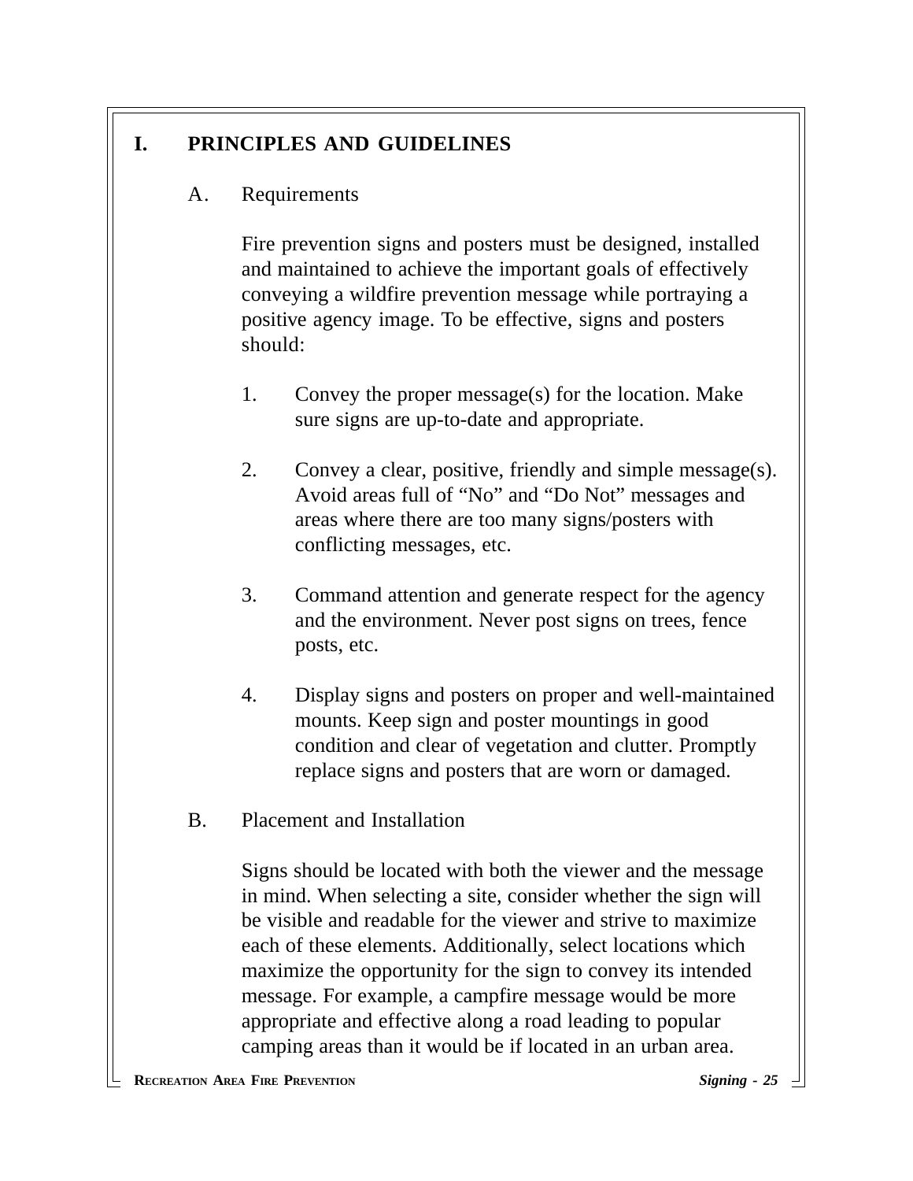# I. PRINCIPLES AND GUIDELINES

## A. Requirements

Fire prevention signs and posters must be designed, installed and maintained to achieve the important goals of effectively conveying a wildfire prevention message while portraying a positive agency image. To be effective, signs and posters should:

1. Convey the proper message(s) for the location. Make sure signs are up-to-date and appropriate.

2. Convey a clear, positive, friendly and simple message(s). Avoid areas full of “No” and “Do Not” messages and areas where there are too many signs/posters with conflicting messages, etc.

3. Command attention and generate respect for the agency and the environment. Never post signs on trees, fence posts, etc.

4. Display signs and posters on proper and well-maintained mounts. Keep sign and poster mountings in good condition and clear of vegetation and clutter. Promptly replace signs and posters that are worn or damaged.

## B. Placement and Installation

Signs should be located with both the viewer and the message in mind. When selecting a site, consider whether the sign will be visible and readable for the viewer and strive to maximize each of these elements. Additionally, select locations which maximize the opportunity for the sign to convey its intended message. For example, a campfire message would be more appropriate and effective along a road leading to popular camping areas than it would be if located in an urban area.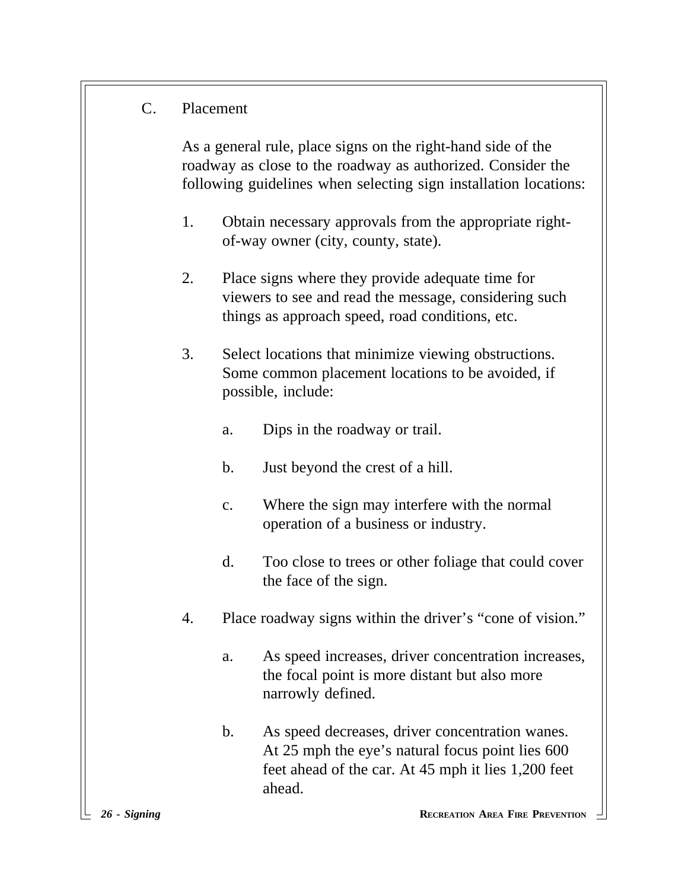## C. Placement

As a general rule, place signs on the right-hand side of the roadway as close to the roadway as authorized. Consider the following guidelines when selecting sign installation locations:

1. Obtain necessary approvals from the appropriate right-of-way owner (city, county, state).

2. Place signs where they provide adequate time for viewers to see and read the message, considering such things as approach speed, road conditions, etc.

3. Select locations that minimize viewing obstructions. Some common placement locations to be avoided, if possible, include:

   a. Dips in the roadway or trail.

   b. Just beyond the crest of a hill.

   c. Where the sign may interfere with the normal operation of a business or industry.

   d. Too close to trees or other foliage that could cover the face of the sign.

4. Place roadway signs within the driver's "cone of vision."

   a. As speed increases, driver concentration increases, the focal point is more distant but also more narrowly defined.

   b. As speed decreases, driver concentration wanes. At 25 mph the eye's natural focus point lies 600 feet ahead of the car. At 45 mph it lies 1,200 feet ahead.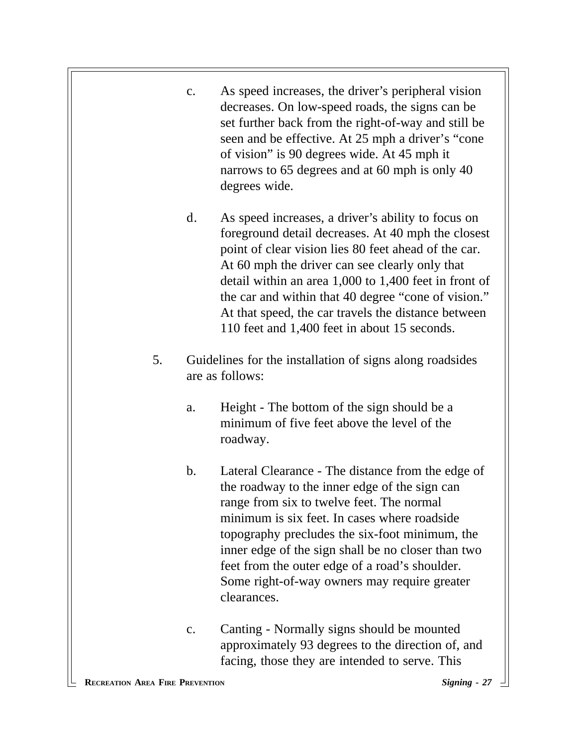c. As speed increases, the driver's peripheral vision decreases. On low-speed roads, the signs can be set further back from the right-of-way and still be seen and be effective. At 25 mph a driver's "cone of vision" is 90 degrees wide. At 45 mph it narrows to 65 degrees and at 60 mph is only 40 degrees wide.

d. As speed increases, a driver's ability to focus on foreground detail decreases. At 40 mph the closest point of clear vision lies 80 feet ahead of the car. At 60 mph the driver can see clearly only that detail within an area 1,000 to 1,400 feet in front of the car and within that 40 degree "cone of vision." At that speed, the car travels the distance between 110 feet and 1,400 feet in about 15 seconds.

5. Guidelines for the installation of signs along roadsides are as follows:

   a. Height - The bottom of the sign should be a minimum of five feet above the level of the roadway.

   b. Lateral Clearance - The distance from the edge of the roadway to the inner edge of the sign can range from six to twelve feet. The normal minimum is six feet. In cases where roadside topography precludes the six-foot minimum, the inner edge of the sign shall be no closer than two feet from the outer edge of a road's shoulder. Some right-of-way owners may require greater clearances.

   c. Canting - Normally signs should be mounted approximately 93 degrees to the direction of, and facing, those they are intended to serve. This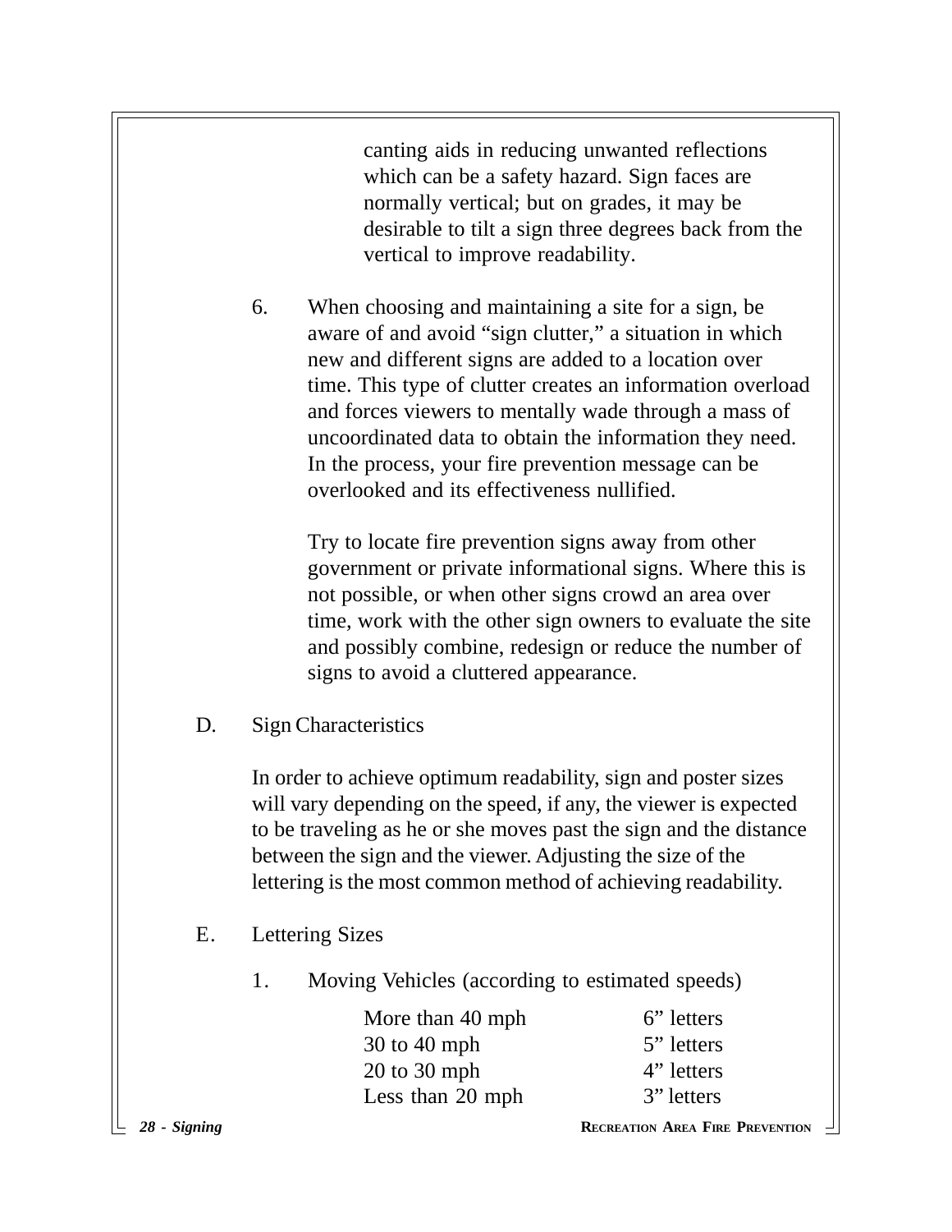canting aids in reducing unwanted reflections which can be a safety hazard. Sign faces are normally vertical; but on grades, it may be desirable to tilt a sign three degrees back from the vertical to improve readability.

6. When choosing and maintaining a site for a sign, be aware of and avoid "sign clutter," a situation in which new and different signs are added to a location over time. This type of clutter creates an information overload and forces viewers to mentally wade through a mass of uncoordinated data to obtain the information they need. In the process, your fire prevention message can be overlooked and its effectiveness nullified.

   Try to locate fire prevention signs away from other government or private informational signs. Where this is not possible, or when other signs crowd an area over time, work with the other sign owners to evaluate the site and possibly combine, redesign or reduce the number of signs to avoid a cluttered appearance.

D. Sign Characteristics

In order to achieve optimum readability, sign and poster sizes will vary depending on the speed, if any, the viewer is expected to be traveling as he or she moves past the sign and the distance between the sign and the viewer. Adjusting the size of the lettering is the most common method of achieving readability.

E. Lettering Sizes

1. Moving Vehicles (according to estimated speeds)

| | |
|---|---|
| More than 40 mph | 6" letters |
| 30 to 40 mph | 5" letters |
| 20 to 30 mph | 4" letters |
| Less than 20 mph | 3" letters |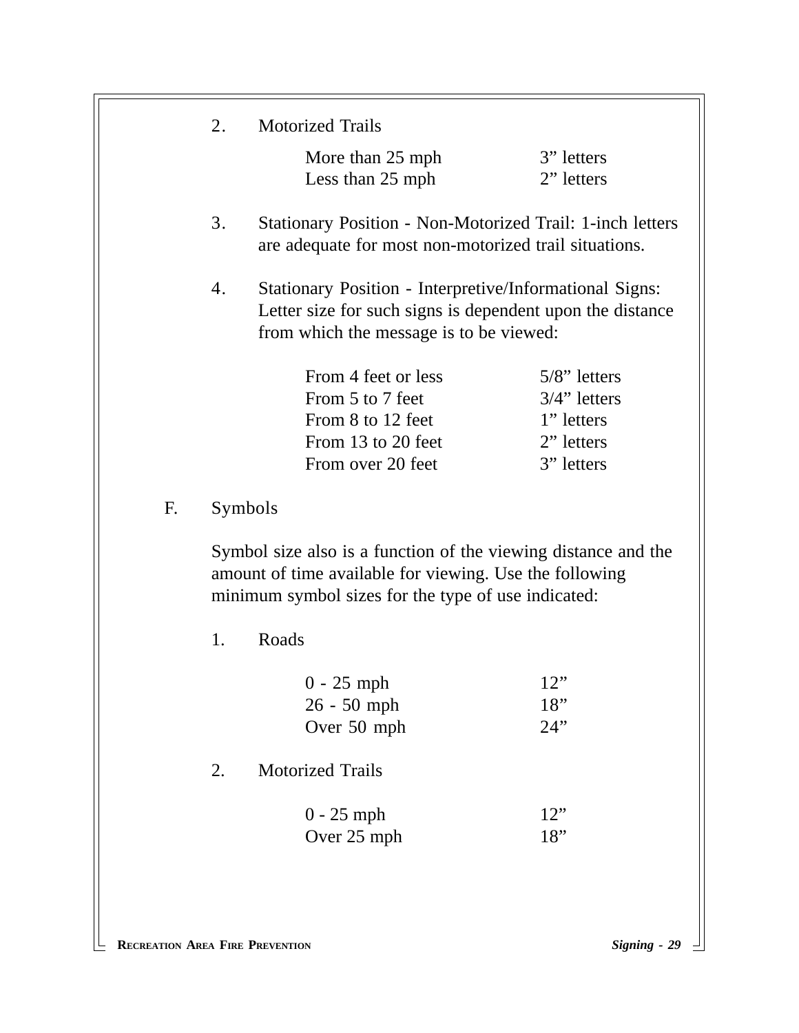2. Motorized Trails

| | |
|---|---|
| More than 25 mph | 3” letters |
| Less than 25 mph | 2” letters |

3. Stationary Position - Non-Motorized Trail: 1-inch letters are adequate for most non-motorized trail situations.

4. Stationary Position - Interpretive/Informational Signs: Letter size for such signs is dependent upon the distance from which the message is to be viewed:

| | |
|---|---|
| From 4 feet or less | 5/8” letters |
| From 5 to 7 feet | 3/4” letters |
| From 8 to 12 feet | 1” letters |
| From 13 to 20 feet | 2” letters |
| From over 20 feet | 3” letters |

F. Symbols

Symbol size also is a function of the viewing distance and the amount of time available for viewing. Use the following minimum symbol sizes for the type of use indicated:

1. Roads

| | |
|---|---|
| 0 - 25 mph | 12” |
| 26 - 50 mph | 18” |
| Over 50 mph | 24” |

2. Motorized Trails

| | |
|---|---|
| 0 - 25 mph | 12” |
| Over 25 mph | 18” |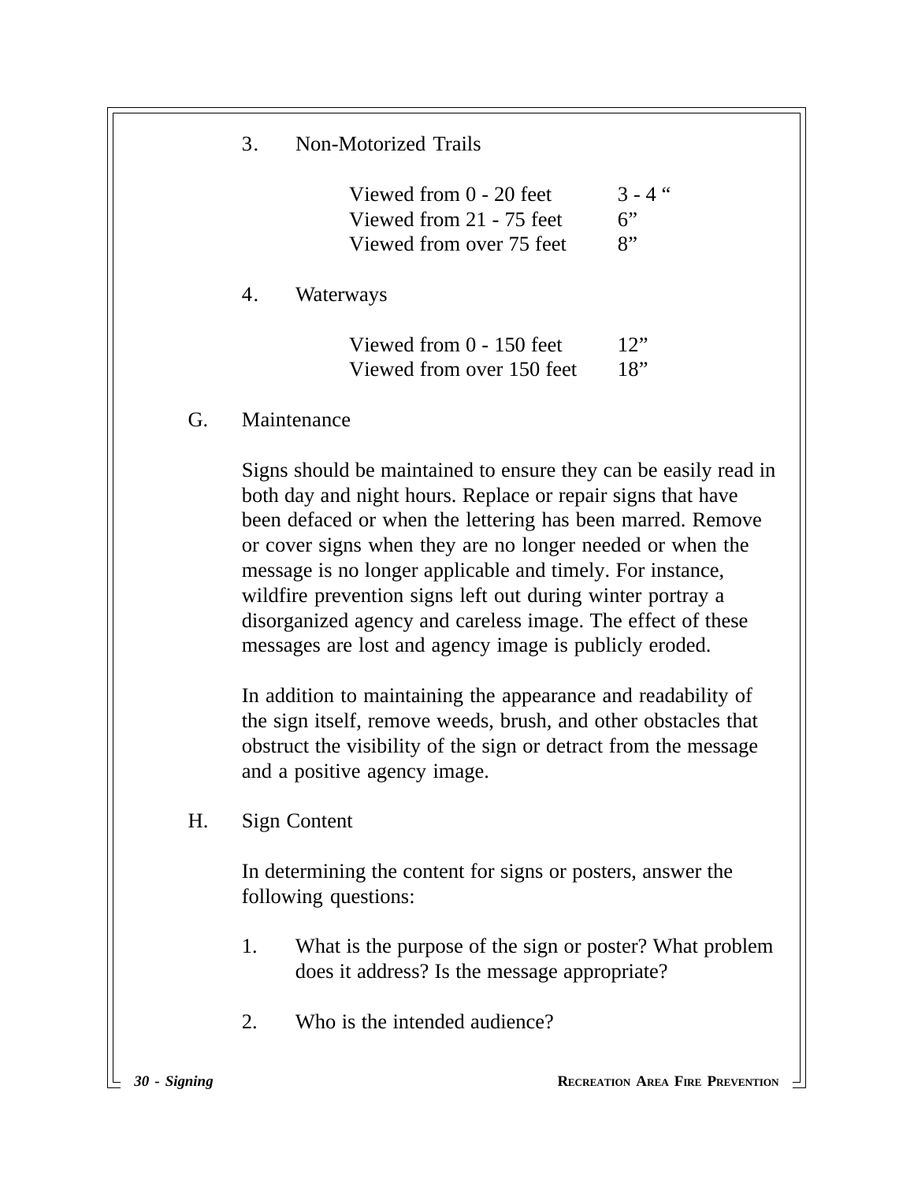3. Non-Motorized Trails

| | |
|---|---|
| Viewed from 0 - 20 feet | 3 - 4 " |
| Viewed from 21 - 75 feet | 6" |
| Viewed from over 75 feet | 8" |

4. Waterways

| | |
|---|---|
| Viewed from 0 - 150 feet | 12" |
| Viewed from over 150 feet | 18" |

G. Maintenance

Signs should be maintained to ensure they can be easily read in both day and night hours. Replace or repair signs that have been defaced or when the lettering has been marred. Remove or cover signs when they are no longer needed or when the message is no longer applicable and timely. For instance, wildfire prevention signs left out during winter portray a disorganized agency and careless image. The effect of these messages are lost and agency image is publicly eroded.

In addition to maintaining the appearance and readability of the sign itself, remove weeds, brush, and other obstacles that obstruct the visibility of the sign or detract from the message and a positive agency image.

H. Sign Content

In determining the content for signs or posters, answer the following questions:

1. What is the purpose of the sign or poster? What problem does it address? Is the message appropriate?

2. Who is the intended audience?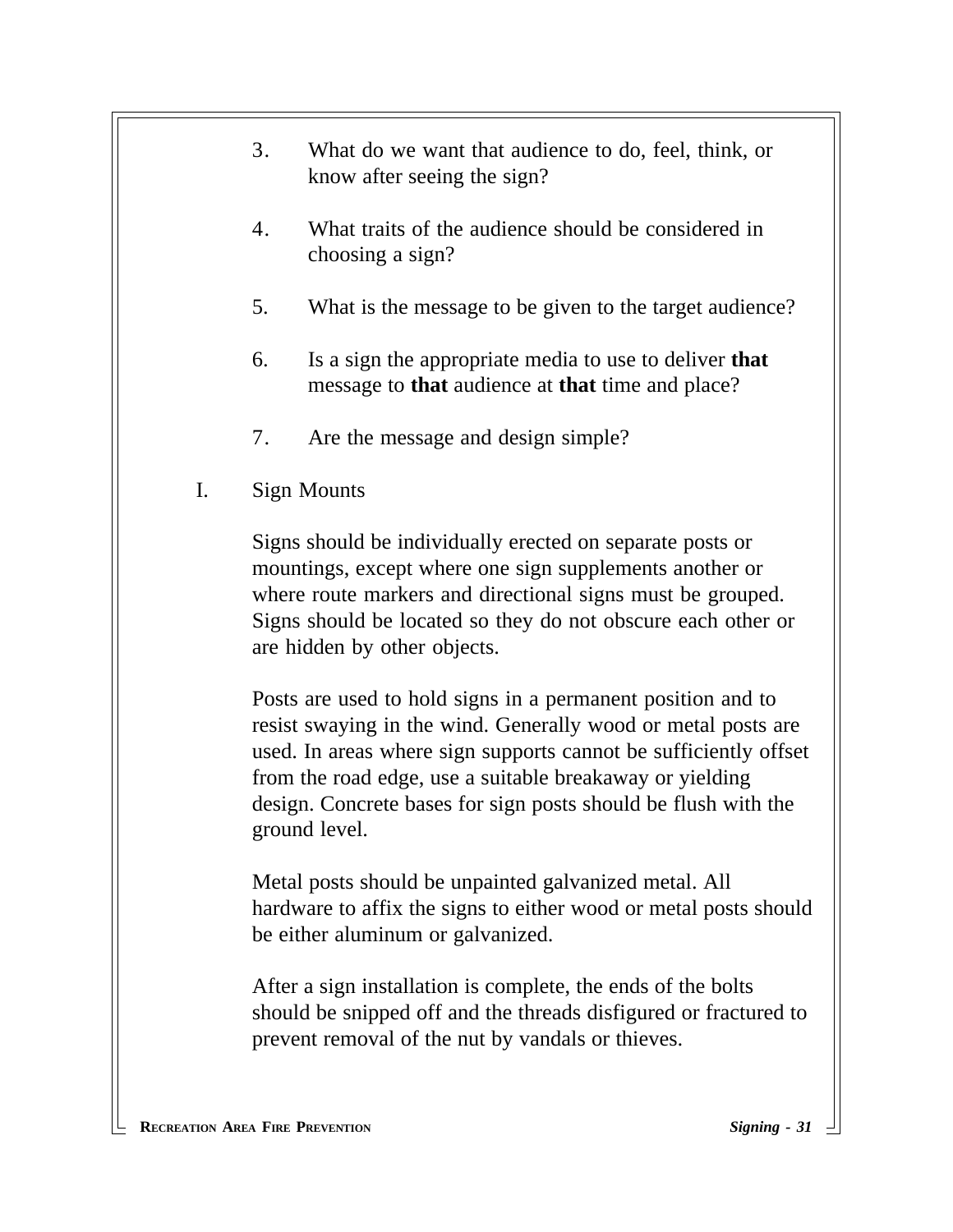3. What do we want that audience to do, feel, think, or know after seeing the sign?

4. What traits of the audience should be considered in choosing a sign?

5. What is the message to be given to the target audience?

6. Is a sign the appropriate media to use to deliver **that** message to **that** audience at **that** time and place?

7. Are the message and design simple?

I. Sign Mounts

Signs should be individually erected on separate posts or mountings, except where one sign supplements another or where route markers and directional signs must be grouped. Signs should be located so they do not obscure each other or are hidden by other objects.

Posts are used to hold signs in a permanent position and to resist swaying in the wind. Generally wood or metal posts are used. In areas where sign supports cannot be sufficiently offset from the road edge, use a suitable breakaway or yielding design. Concrete bases for sign posts should be flush with the ground level.

Metal posts should be unpainted galvanized metal. All hardware to affix the signs to either wood or metal posts should be either aluminum or galvanized.

After a sign installation is complete, the ends of the bolts should be snipped off and the threads disfigured or fractured to prevent removal of the nut by vandals or thieves.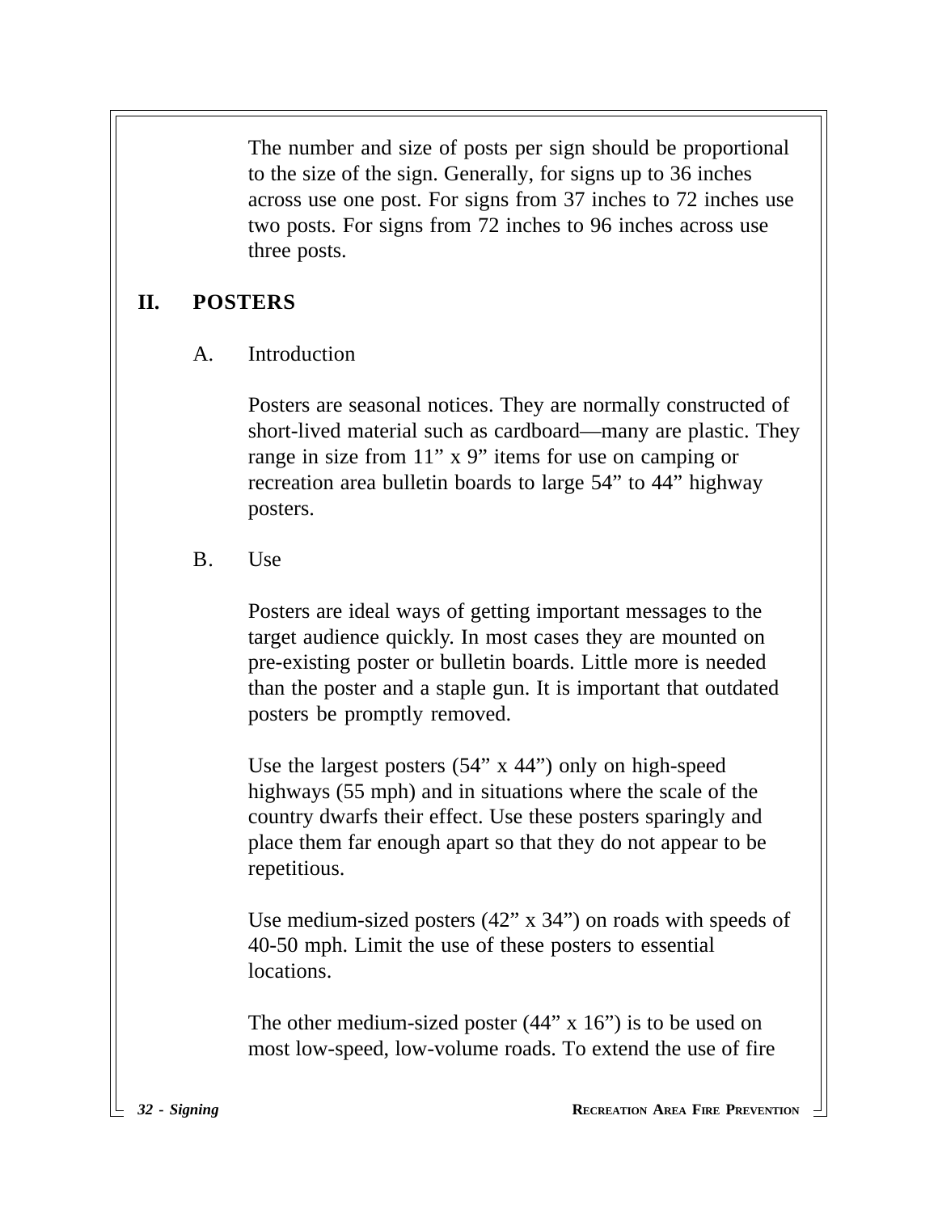The number and size of posts per sign should be proportional to the size of the sign. Generally, for signs up to 36 inches across use one post. For signs from 37 inches to 72 inches use two posts. For signs from 72 inches to 96 inches across use three posts.

## II. POSTERS

### A. Introduction

Posters are seasonal notices. They are normally constructed of short-lived material such as cardboard—many are plastic. They range in size from 11” x 9” items for use on camping or recreation area bulletin boards to large 54” to 44” highway posters.

### B. Use

Posters are ideal ways of getting important messages to the target audience quickly. In most cases they are mounted on pre-existing poster or bulletin boards. Little more is needed than the poster and a staple gun. It is important that outdated posters be promptly removed.

Use the largest posters (54” x 44”) only on high-speed highways (55 mph) and in situations where the scale of the country dwarfs their effect. Use these posters sparingly and place them far enough apart so that they do not appear to be repetitious.

Use medium-sized posters (42” x 34”) on roads with speeds of 40-50 mph. Limit the use of these posters to essential locations.

The other medium-sized poster (44” x 16”) is to be used on most low-speed, low-volume roads. To extend the use of fire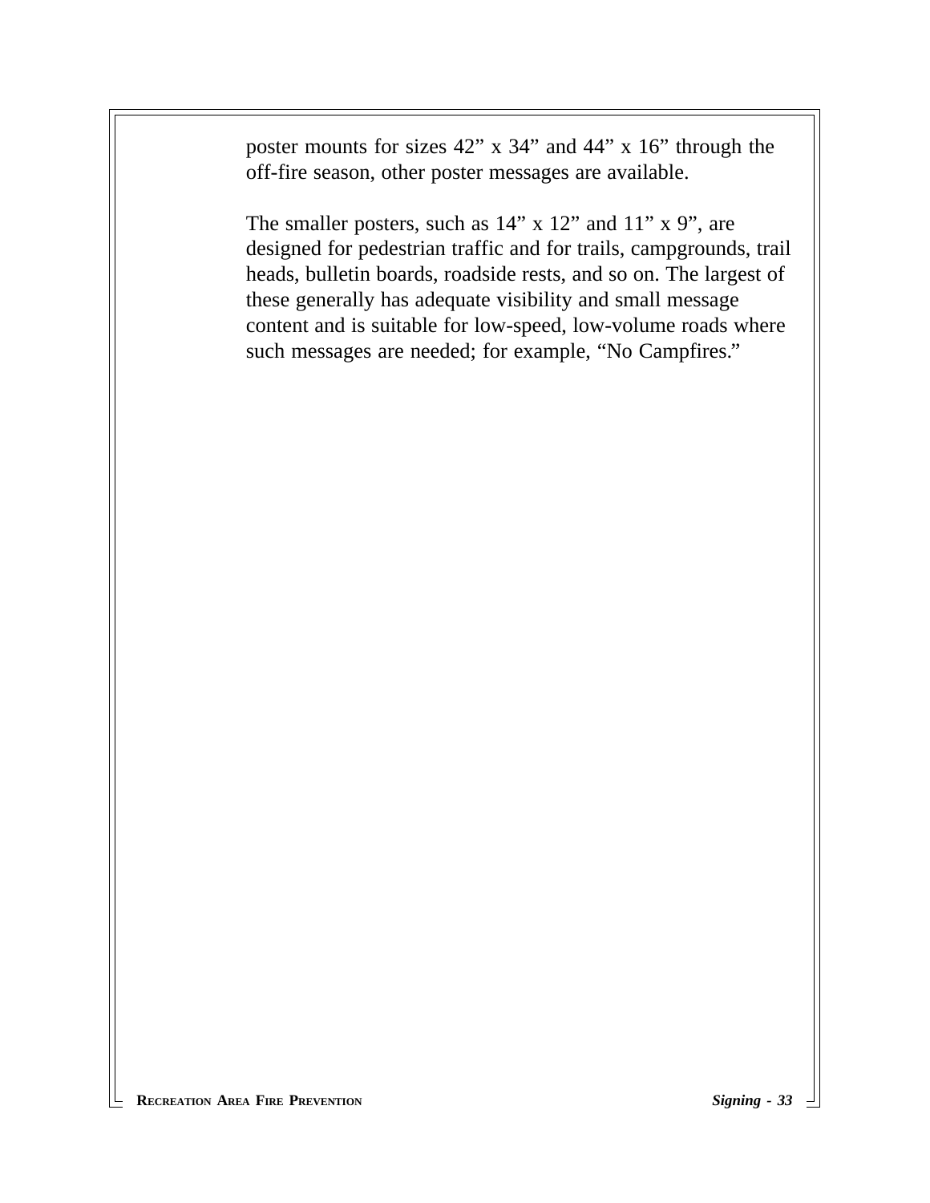poster mounts for sizes 42” x 34” and 44” x 16” through the off-fire season, other poster messages are available.

The smaller posters, such as 14” x 12” and 11” x 9”, are designed for pedestrian traffic and for trails, campgrounds, trail heads, bulletin boards, roadside rests, and so on. The largest of these generally has adequate visibility and small message content and is suitable for low-speed, low-volume roads where such messages are needed; for example, “No Campfires.”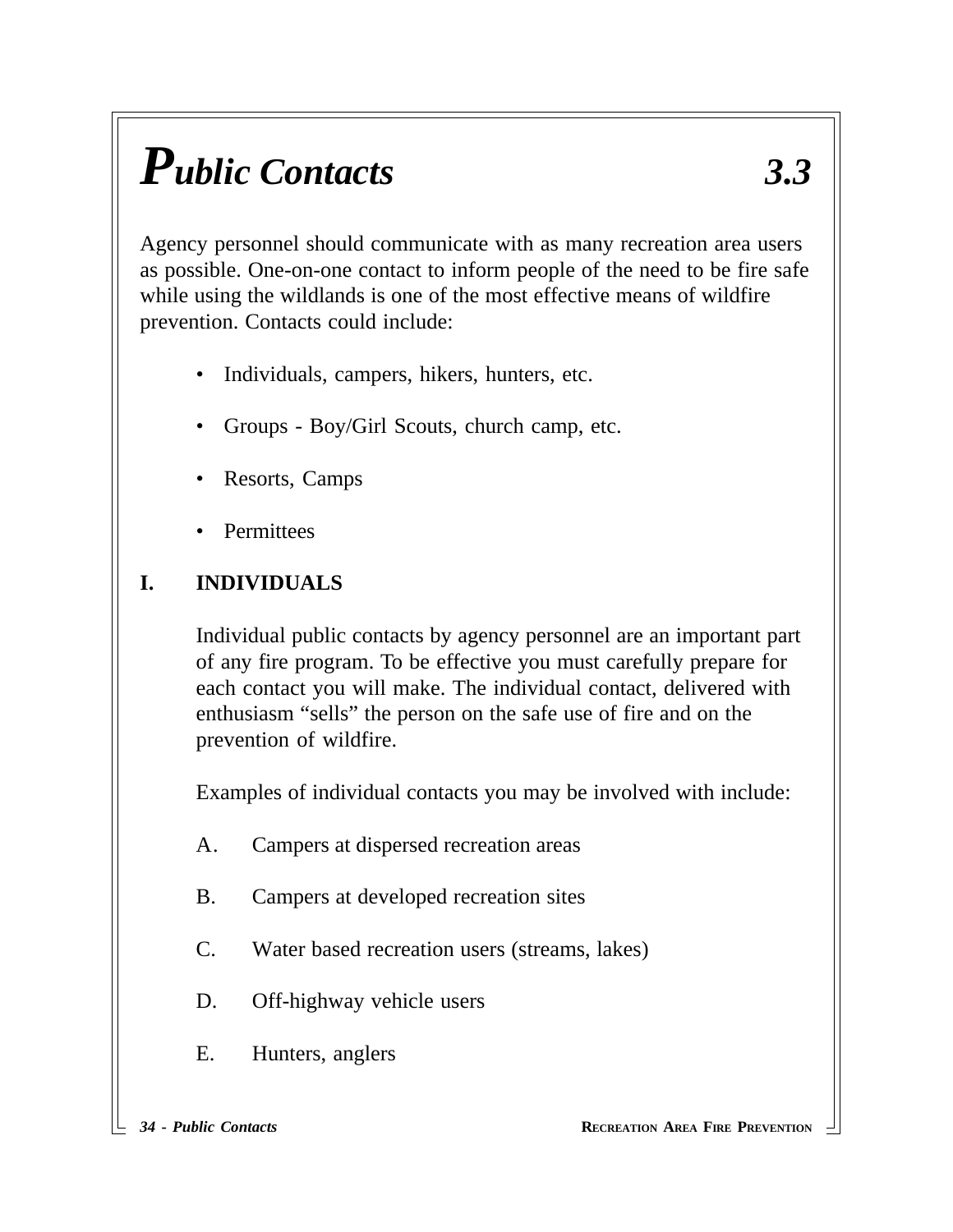# Public Contacts 3.3

Agency personnel should communicate with as many recreation area users as possible. One-on-one contact to inform people of the need to be fire safe while using the wildlands is one of the most effective means of wildfire prevention. Contacts could include:

- Individuals, campers, hikers, hunters, etc.
- Groups - Boy/Girl Scouts, church camp, etc.
- Resorts, Camps
- Permittees

## I. INDIVIDUALS

Individual public contacts by agency personnel are an important part of any fire program. To be effective you must carefully prepare for each contact you will make. The individual contact, delivered with enthusiasm "sells" the person on the safe use of fire and on the prevention of wildfire.

Examples of individual contacts you may be involved with include:

A. Campers at dispersed recreation areas

B. Campers at developed recreation sites

C. Water based recreation users (streams, lakes)

D. Off-highway vehicle users

E. Hunters, anglers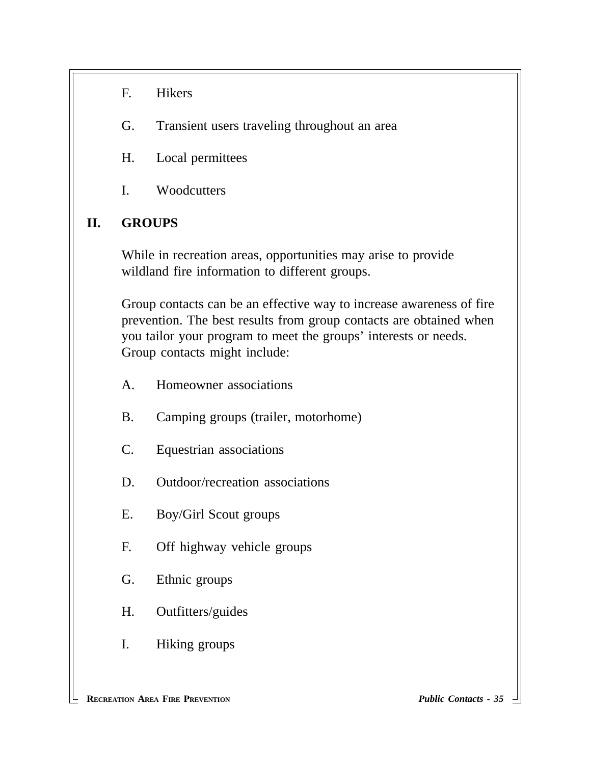F. Hikers

G. Transient users traveling throughout an area

H. Local permittees

I. Woodcutters

## II. GROUPS

While in recreation areas, opportunities may arise to provide wildland fire information to different groups.

Group contacts can be an effective way to increase awareness of fire prevention. The best results from group contacts are obtained when you tailor your program to meet the groups' interests or needs. Group contacts might include:

A. Homeowner associations

B. Camping groups (trailer, motorhome)

C. Equestrian associations

D. Outdoor/recreation associations

E. Boy/Girl Scout groups

F. Off highway vehicle groups

G. Ethnic groups

H. Outfitters/guides

I. Hiking groups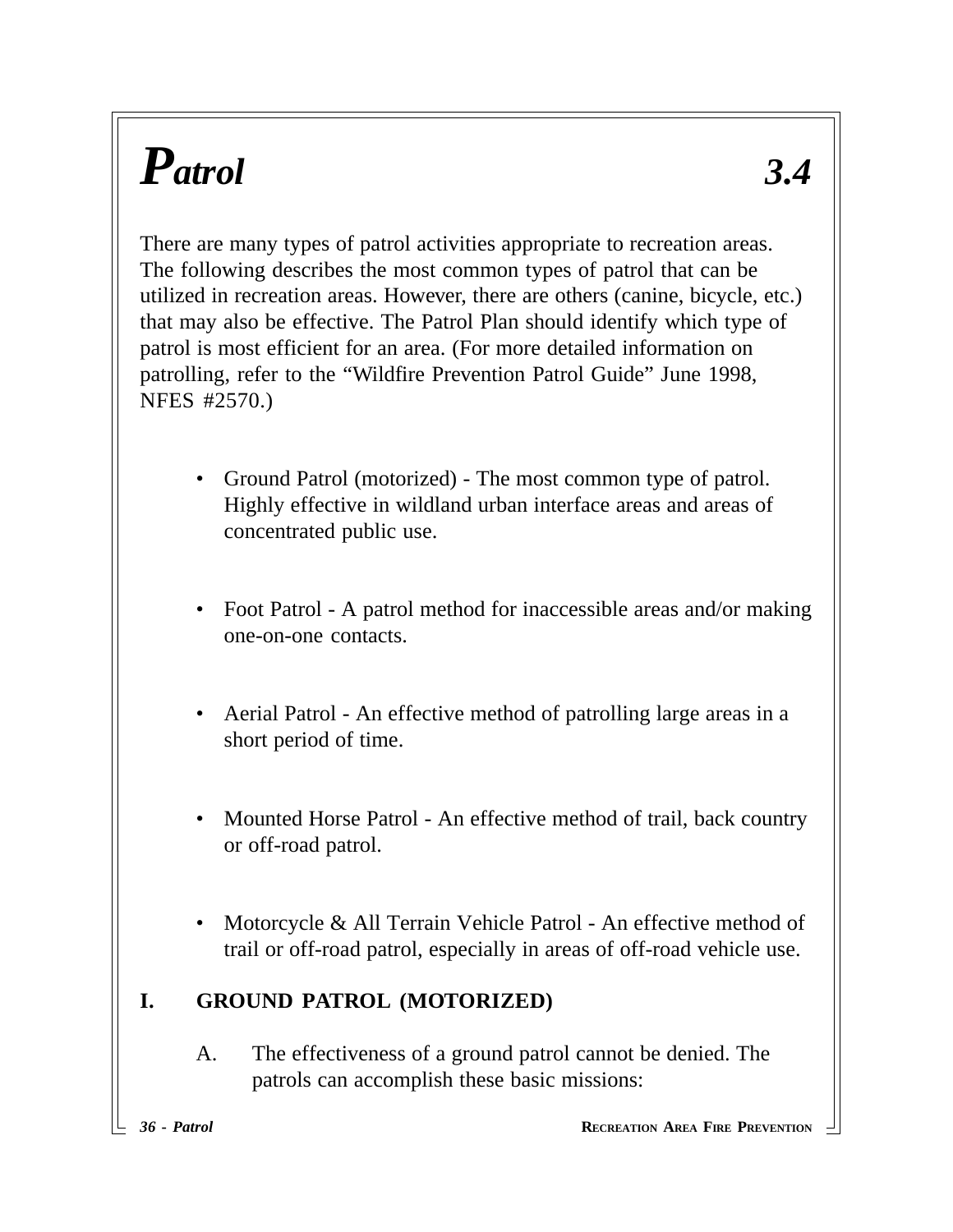# Patrol 3.4

There are many types of patrol activities appropriate to recreation areas. The following describes the most common types of patrol that can be utilized in recreation areas. However, there are others (canine, bicycle, etc.) that may also be effective. The Patrol Plan should identify which type of patrol is most efficient for an area. (For more detailed information on patrolling, refer to the "Wildfire Prevention Patrol Guide" June 1998, NFES #2570.)

- Ground Patrol (motorized) - The most common type of patrol. Highly effective in wildland urban interface areas and areas of concentrated public use.
- Foot Patrol - A patrol method for inaccessible areas and/or making one-on-one contacts.
- Aerial Patrol - An effective method of patrolling large areas in a short period of time.
- Mounted Horse Patrol - An effective method of trail, back country or off-road patrol.
- Motorcycle & All Terrain Vehicle Patrol - An effective method of trail or off-road patrol, especially in areas of off-road vehicle use.

## I. GROUND PATROL (MOTORIZED)

A. The effectiveness of a ground patrol cannot be denied. The patrols can accomplish these basic missions: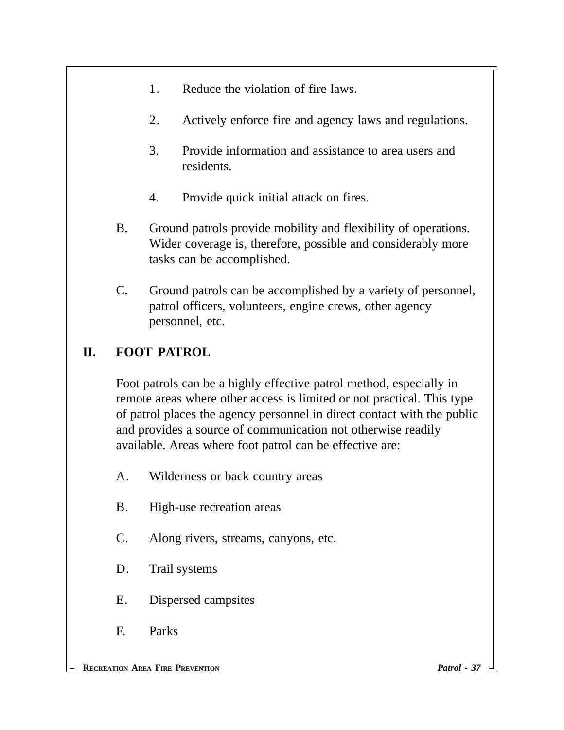1. Reduce the violation of fire laws.

2. Actively enforce fire and agency laws and regulations.

3. Provide information and assistance to area users and residents.

4. Provide quick initial attack on fires.

B. Ground patrols provide mobility and flexibility of operations. Wider coverage is, therefore, possible and considerably more tasks can be accomplished.

C. Ground patrols can be accomplished by a variety of personnel, patrol officers, volunteers, engine crews, other agency personnel, etc.

## II. FOOT PATROL

Foot patrols can be a highly effective patrol method, especially in remote areas where other access is limited or not practical. This type of patrol places the agency personnel in direct contact with the public and provides a source of communication not otherwise readily available. Areas where foot patrol can be effective are:

A. Wilderness or back country areas

B. High-use recreation areas

C. Along rivers, streams, canyons, etc.

D. Trail systems

E. Dispersed campsites

F. Parks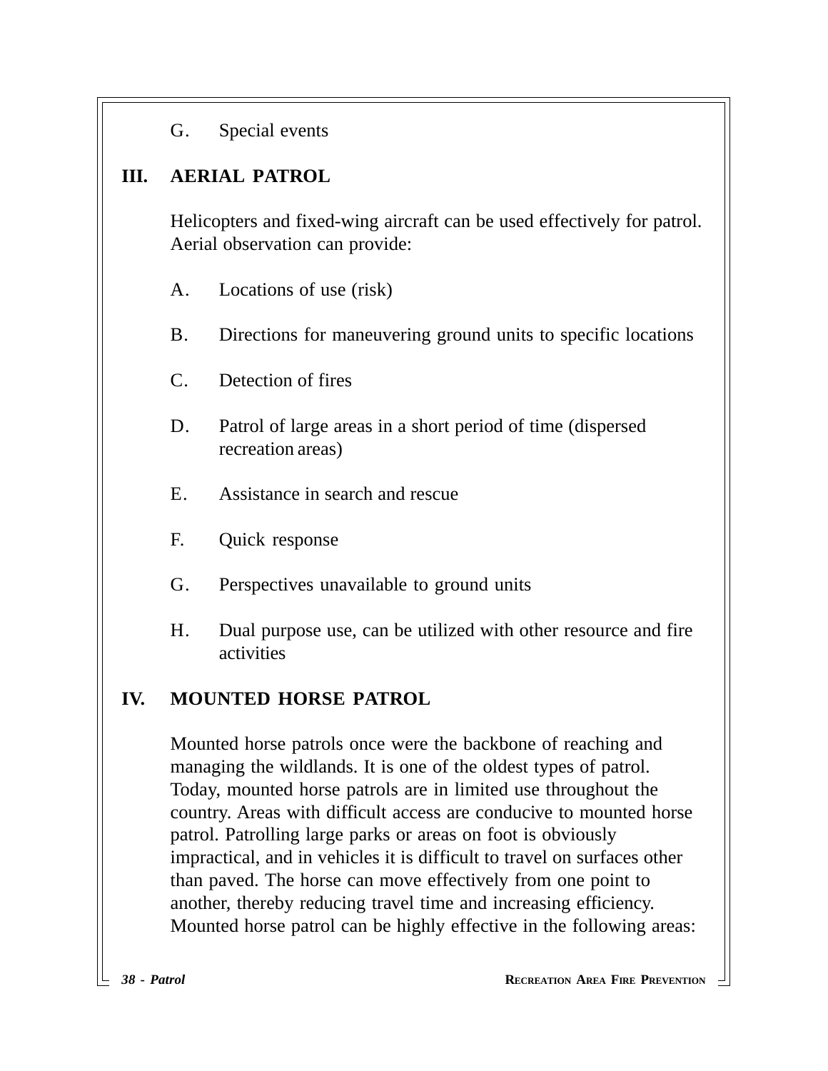G. Special events

## III. AERIAL PATROL

Helicopters and fixed-wing aircraft can be used effectively for patrol. Aerial observation can provide:

A. Locations of use (risk)

B. Directions for maneuvering ground units to specific locations

C. Detection of fires

D. Patrol of large areas in a short period of time (dispersed recreation areas)

E. Assistance in search and rescue

F. Quick response

G. Perspectives unavailable to ground units

H. Dual purpose use, can be utilized with other resource and fire activities

## IV. MOUNTED HORSE PATROL

Mounted horse patrols once were the backbone of reaching and managing the wildlands. It is one of the oldest types of patrol. Today, mounted horse patrols are in limited use throughout the country. Areas with difficult access are conducive to mounted horse patrol. Patrolling large parks or areas on foot is obviously impractical, and in vehicles it is difficult to travel on surfaces other than paved. The horse can move effectively from one point to another, thereby reducing travel time and increasing efficiency. Mounted horse patrol can be highly effective in the following areas: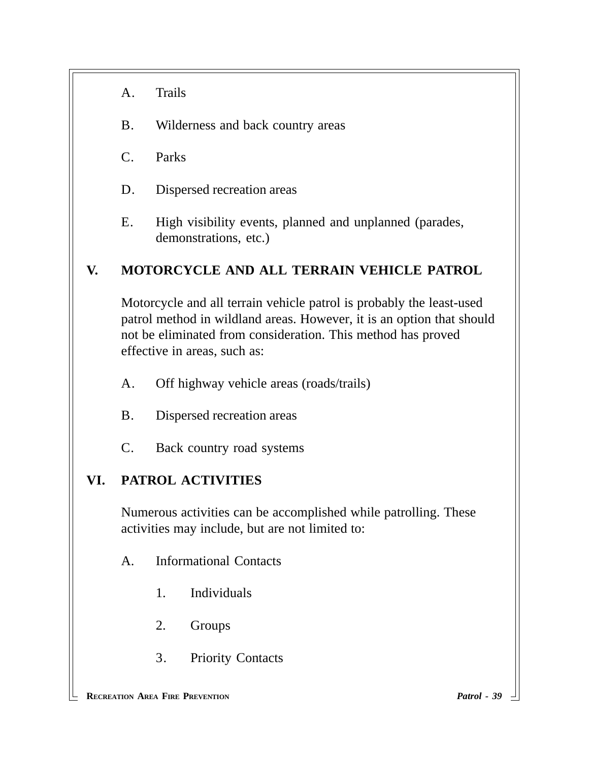A. Trails

B. Wilderness and back country areas

C. Parks

D. Dispersed recreation areas

E. High visibility events, planned and unplanned (parades, demonstrations, etc.)

## V. MOTORCYCLE AND ALL TERRAIN VEHICLE PATROL

Motorcycle and all terrain vehicle patrol is probably the least-used patrol method in wildland areas. However, it is an option that should not be eliminated from consideration. This method has proved effective in areas, such as:

A. Off highway vehicle areas (roads/trails)

B. Dispersed recreation areas

C. Back country road systems

## VI. PATROL ACTIVITIES

Numerous activities can be accomplished while patrolling. These activities may include, but are not limited to:

A. Informational Contacts

1. Individuals

2. Groups

3. Priority Contacts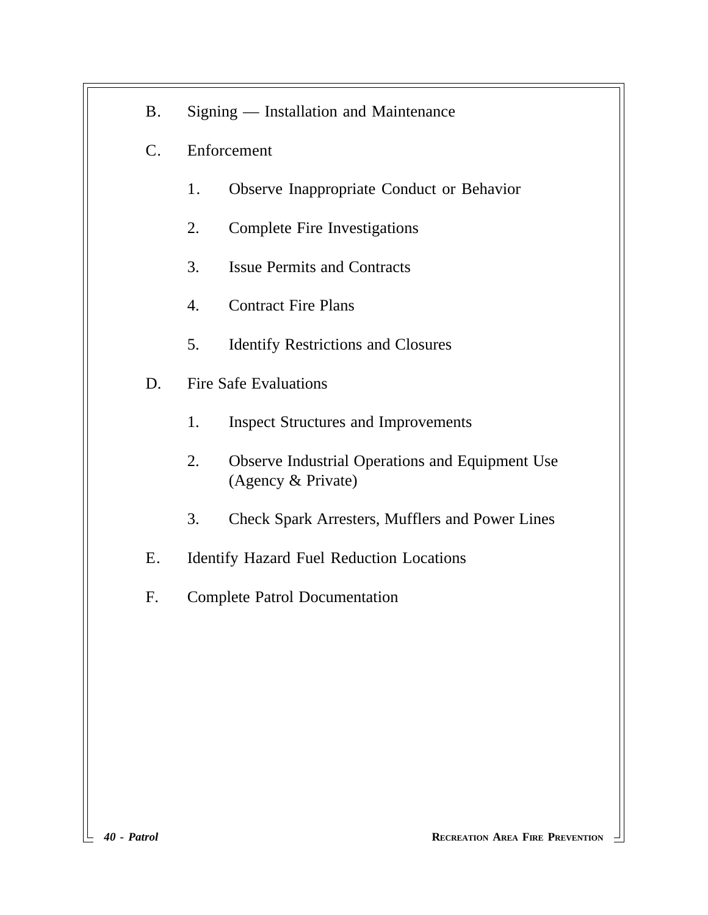B. Signing — Installation and Maintenance

C. Enforcement

1. Observe Inappropriate Conduct or Behavior
2. Complete Fire Investigations
3. Issue Permits and Contracts
4. Contract Fire Plans
5. Identify Restrictions and Closures

D. Fire Safe Evaluations

1. Inspect Structures and Improvements
2. Observe Industrial Operations and Equipment Use (Agency & Private)
3. Check Spark Arresters, Mufflers and Power Lines

E. Identify Hazard Fuel Reduction Locations

F. Complete Patrol Documentation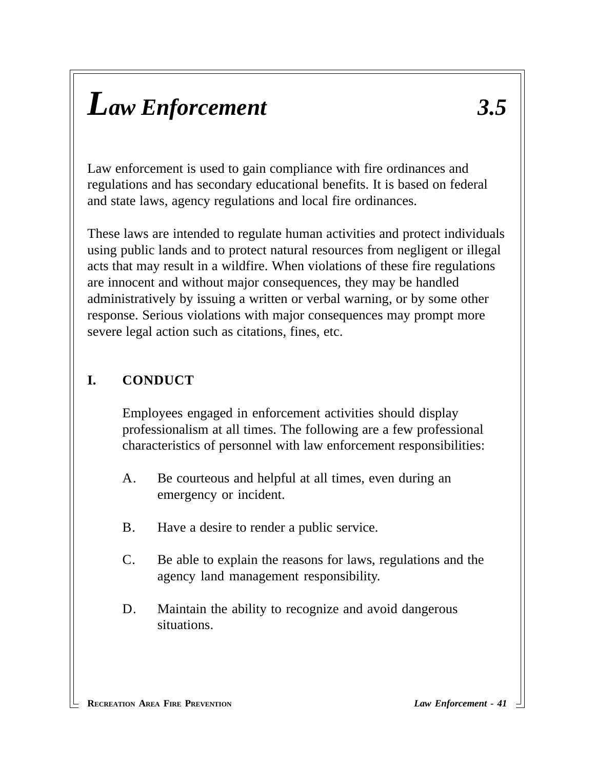# *Law Enforcement* *3.5*

Law enforcement is used to gain compliance with fire ordinances and regulations and has secondary educational benefits. It is based on federal and state laws, agency regulations and local fire ordinances.

These laws are intended to regulate human activities and protect individuals using public lands and to protect natural resources from negligent or illegal acts that may result in a wildfire. When violations of these fire regulations are innocent and without major consequences, they may be handled administratively by issuing a written or verbal warning, or by some other response. Serious violations with major consequences may prompt more severe legal action such as citations, fines, etc.

## I. CONDUCT

Employees engaged in enforcement activities should display professionalism at all times. The following are a few professional characteristics of personnel with law enforcement responsibilities:

A. Be courteous and helpful at all times, even during an emergency or incident.

B. Have a desire to render a public service.

C. Be able to explain the reasons for laws, regulations and the agency land management responsibility.

D. Maintain the ability to recognize and avoid dangerous situations.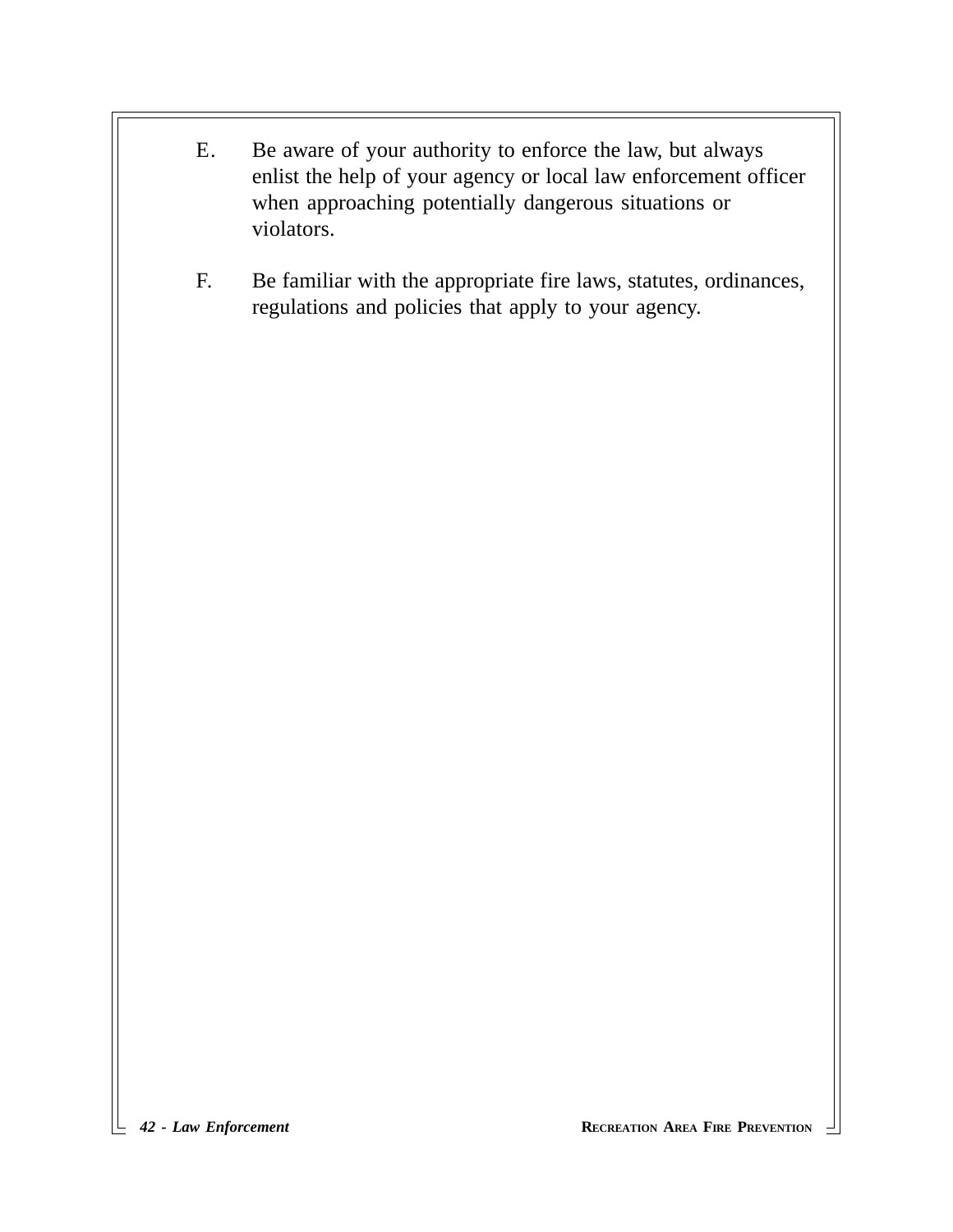E. Be aware of your authority to enforce the law, but always enlist the help of your agency or local law enforcement officer when approaching potentially dangerous situations or violators.

F. Be familiar with the appropriate fire laws, statutes, ordinances, regulations and policies that apply to your agency.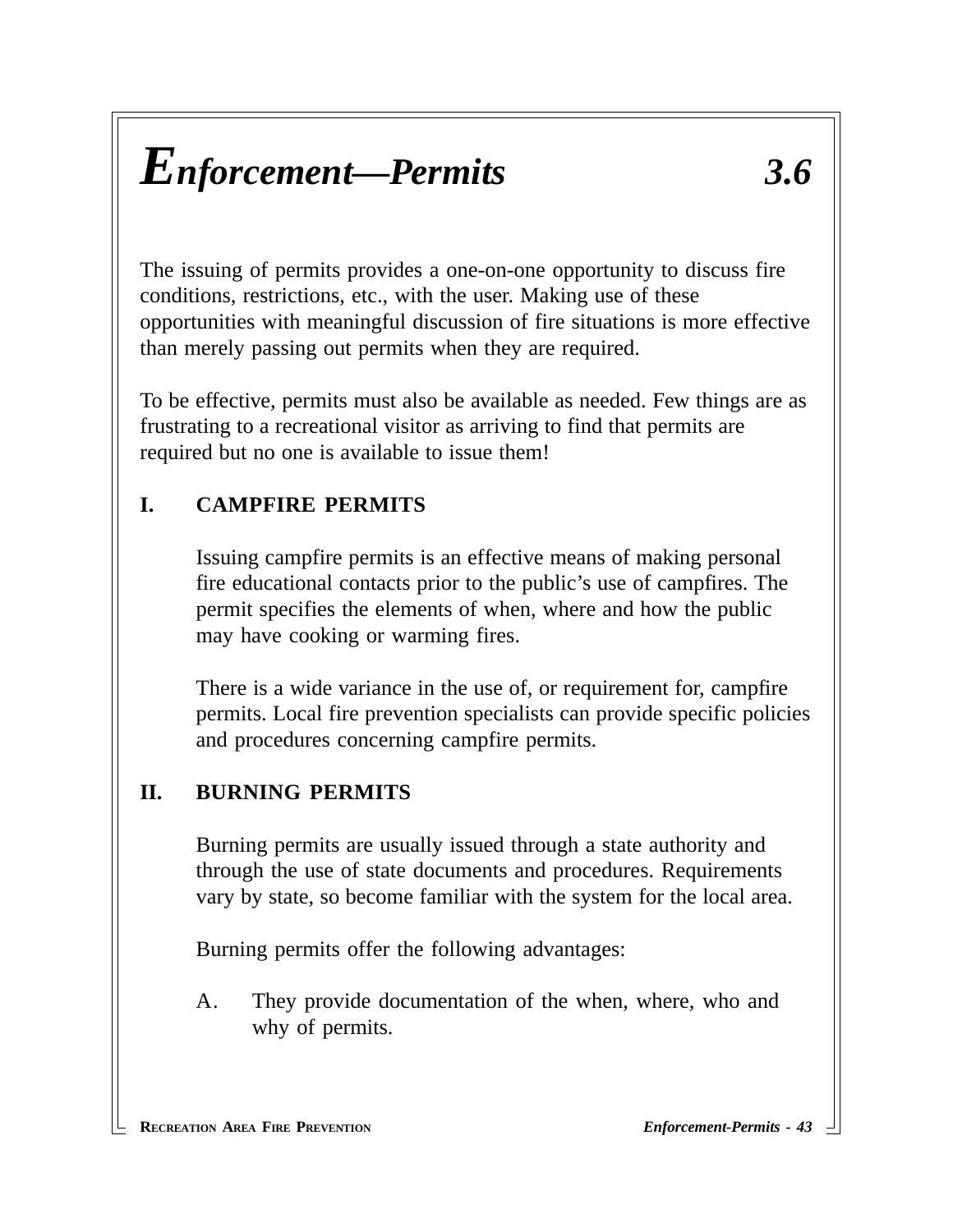# *Enforcement—Permits* *3.6*

The issuing of permits provides a one-on-one opportunity to discuss fire conditions, restrictions, etc., with the user. Making use of these opportunities with meaningful discussion of fire situations is more effective than merely passing out permits when they are required.

To be effective, permits must also be available as needed. Few things are as frustrating to a recreational visitor as arriving to find that permits are required but no one is available to issue them!

## I. CAMPFIRE PERMITS

Issuing campfire permits is an effective means of making personal fire educational contacts prior to the public's use of campfires. The permit specifies the elements of when, where and how the public may have cooking or warming fires.

There is a wide variance in the use of, or requirement for, campfire permits. Local fire prevention specialists can provide specific policies and procedures concerning campfire permits.

## II. BURNING PERMITS

Burning permits are usually issued through a state authority and through the use of state documents and procedures. Requirements vary by state, so become familiar with the system for the local area.

Burning permits offer the following advantages:

A. They provide documentation of the when, where, who and why of permits.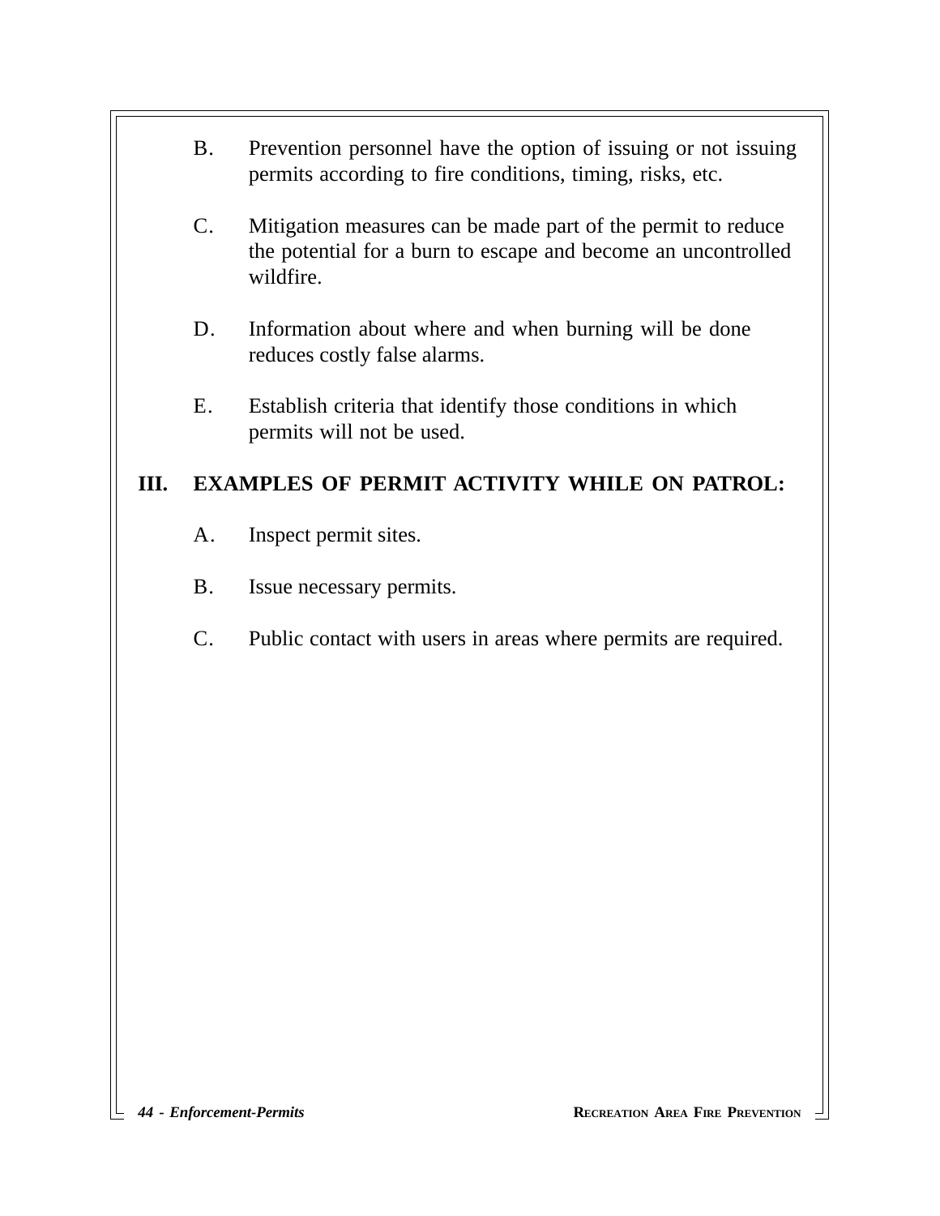B. Prevention personnel have the option of issuing or not issuing permits according to fire conditions, timing, risks, etc.

C. Mitigation measures can be made part of the permit to reduce the potential for a burn to escape and become an uncontrolled wildfire.

D. Information about where and when burning will be done reduces costly false alarms.

E. Establish criteria that identify those conditions in which permits will not be used.

**III. EXAMPLES OF PERMIT ACTIVITY WHILE ON PATROL:**

A. Inspect permit sites.

B. Issue necessary permits.

C. Public contact with users in areas where permits are required.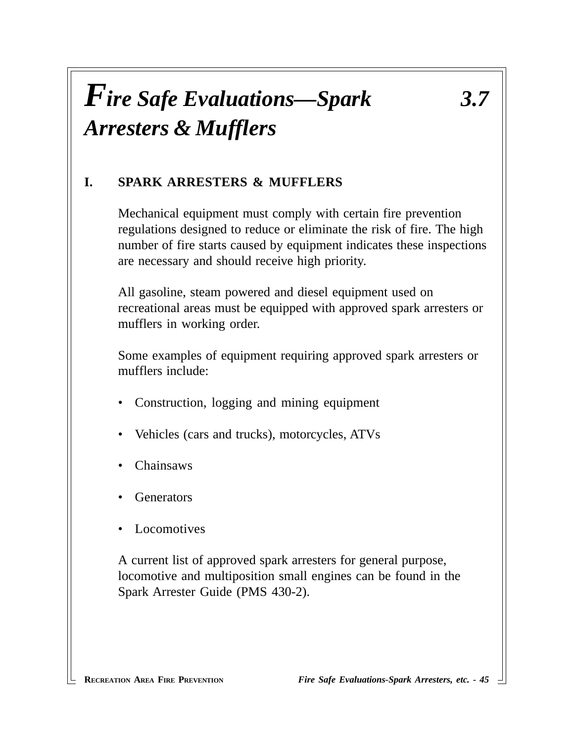# *Fire Safe Evaluations—Spark Arresters & Mufflers* 3.7

## I. SPARK ARRESTERS & MUFFLERS

Mechanical equipment must comply with certain fire prevention regulations designed to reduce or eliminate the risk of fire. The high number of fire starts caused by equipment indicates these inspections are necessary and should receive high priority.

All gasoline, steam powered and diesel equipment used on recreational areas must be equipped with approved spark arresters or mufflers in working order.

Some examples of equipment requiring approved spark arresters or mufflers include:

- Construction, logging and mining equipment
- Vehicles (cars and trucks), motorcycles, ATVs
- Chainsaws
- Generators
- Locomotives

A current list of approved spark arresters for general purpose, locomotive and multiposition small engines can be found in the Spark Arrester Guide (PMS 430-2).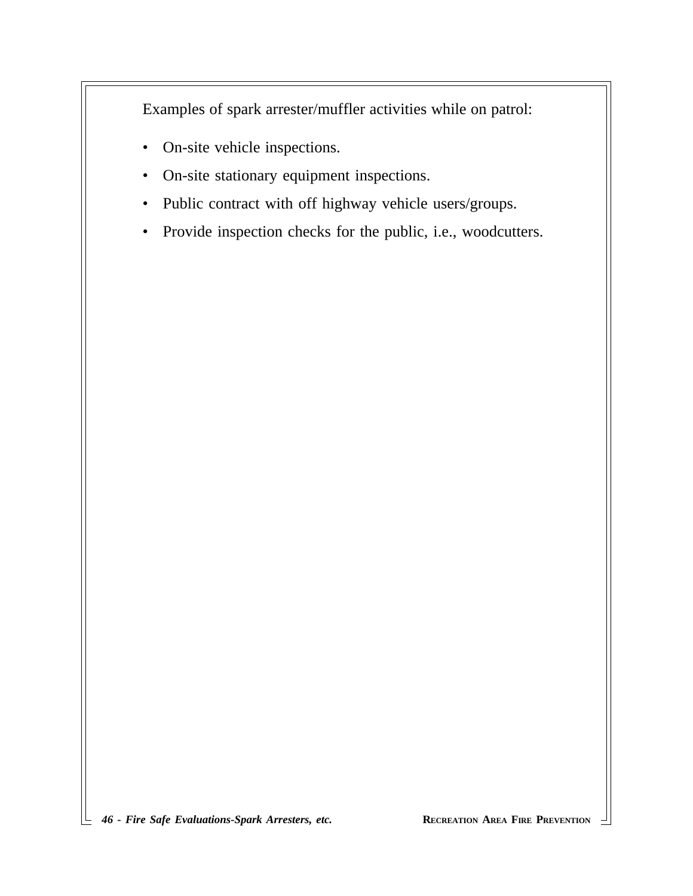Examples of spark arrester/muffler activities while on patrol:

- On-site vehicle inspections.
- On-site stationary equipment inspections.
- Public contract with off highway vehicle users/groups.
- Provide inspection checks for the public, i.e., woodcutters.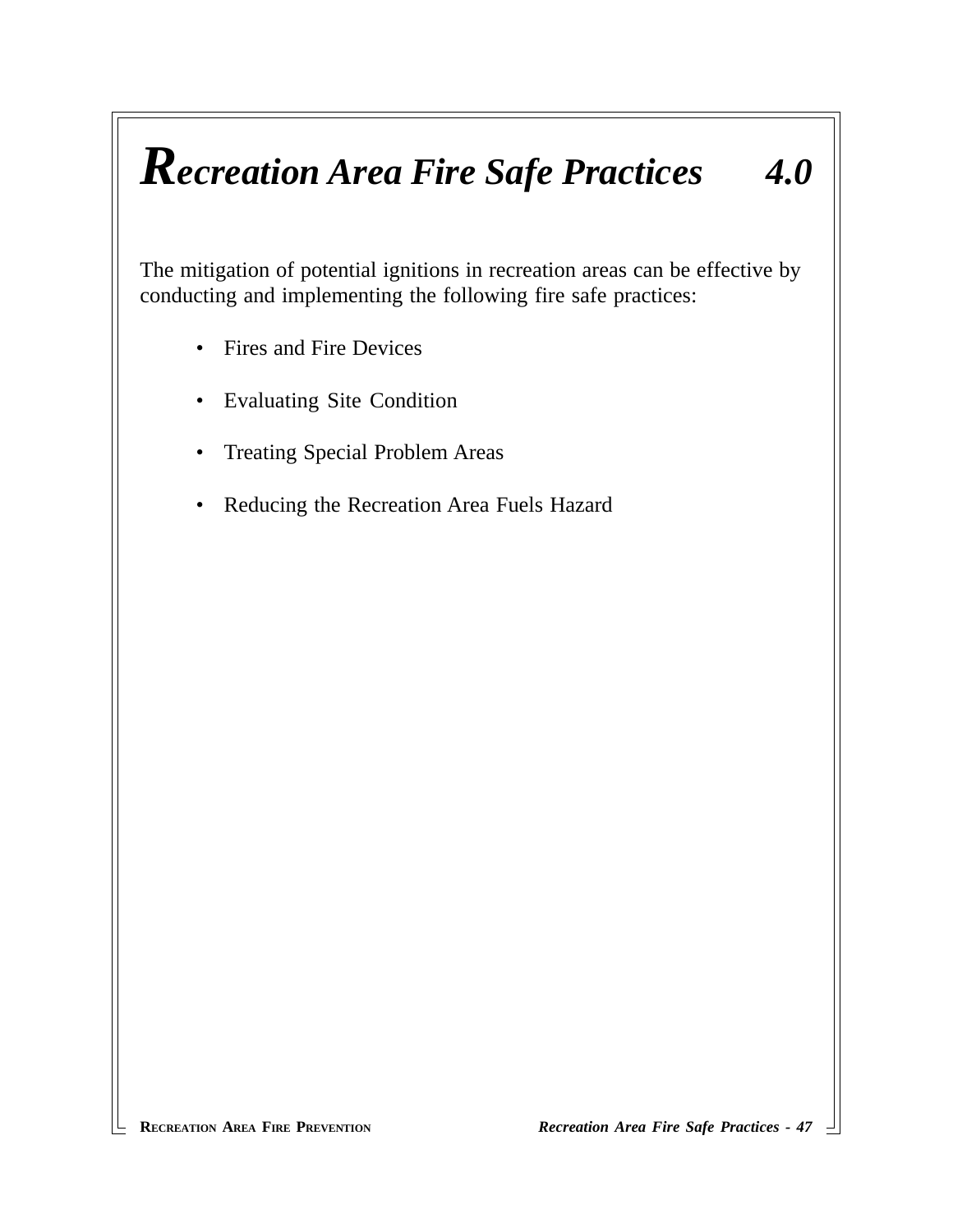# *Recreation Area Fire Safe Practices* 4.0

The mitigation of potential ignitions in recreation areas can be effective by conducting and implementing the following fire safe practices:

- Fires and Fire Devices
- Evaluating Site Condition
- Treating Special Problem Areas
- Reducing the Recreation Area Fuels Hazard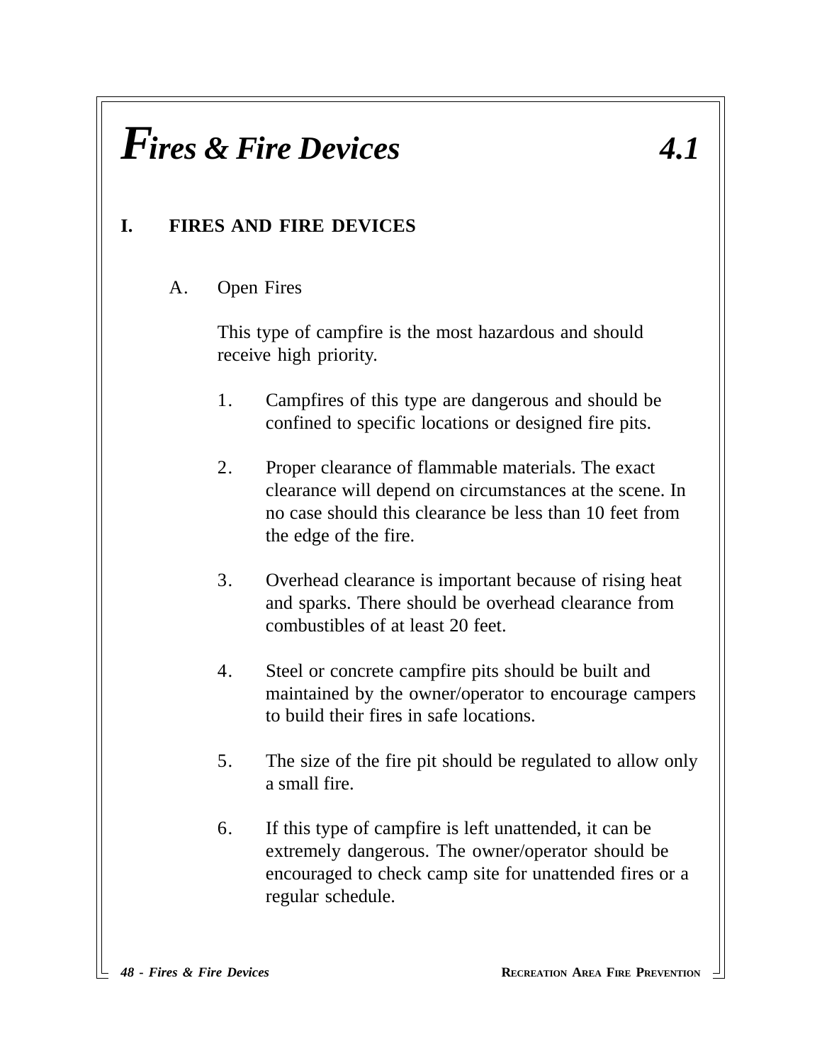# *Fires & Fire Devices* *4.1*

## I. FIRES AND FIRE DEVICES

### A. Open Fires

This type of campfire is the most hazardous and should receive high priority.

1. Campfires of this type are dangerous and should be confined to specific locations or designed fire pits.

2. Proper clearance of flammable materials. The exact clearance will depend on circumstances at the scene. In no case should this clearance be less than 10 feet from the edge of the fire.

3. Overhead clearance is important because of rising heat and sparks. There should be overhead clearance from combustibles of at least 20 feet.

4. Steel or concrete campfire pits should be built and maintained by the owner/operator to encourage campers to build their fires in safe locations.

5. The size of the fire pit should be regulated to allow only a small fire.

6. If this type of campfire is left unattended, it can be extremely dangerous. The owner/operator should be encouraged to check camp site for unattended fires or a regular schedule.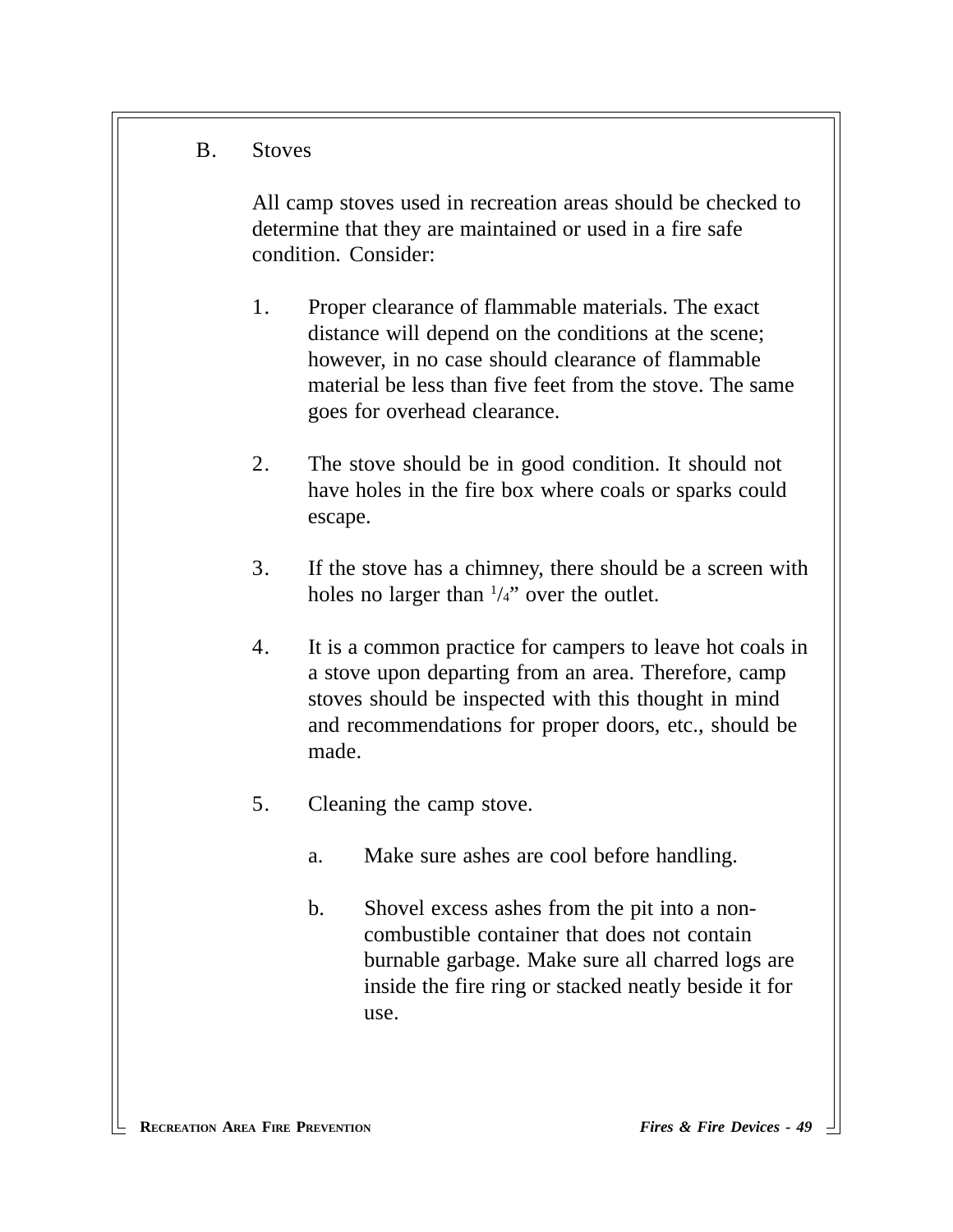## B. Stoves

All camp stoves used in recreation areas should be checked to determine that they are maintained or used in a fire safe condition. Consider:

1. Proper clearance of flammable materials. The exact distance will depend on the conditions at the scene; however, in no case should clearance of flammable material be less than five feet from the stove. The same goes for overhead clearance.

2. The stove should be in good condition. It should not have holes in the fire box where coals or sparks could escape.

3. If the stove has a chimney, there should be a screen with holes no larger than 1/4" over the outlet.

4. It is a common practice for campers to leave hot coals in a stove upon departing from an area. Therefore, camp stoves should be inspected with this thought in mind and recommendations for proper doors, etc., should be made.

5. Cleaning the camp stove.

   a. Make sure ashes are cool before handling.

   b. Shovel excess ashes from the pit into a non-combustible container that does not contain burnable garbage. Make sure all charred logs are inside the fire ring or stacked neatly beside it for use.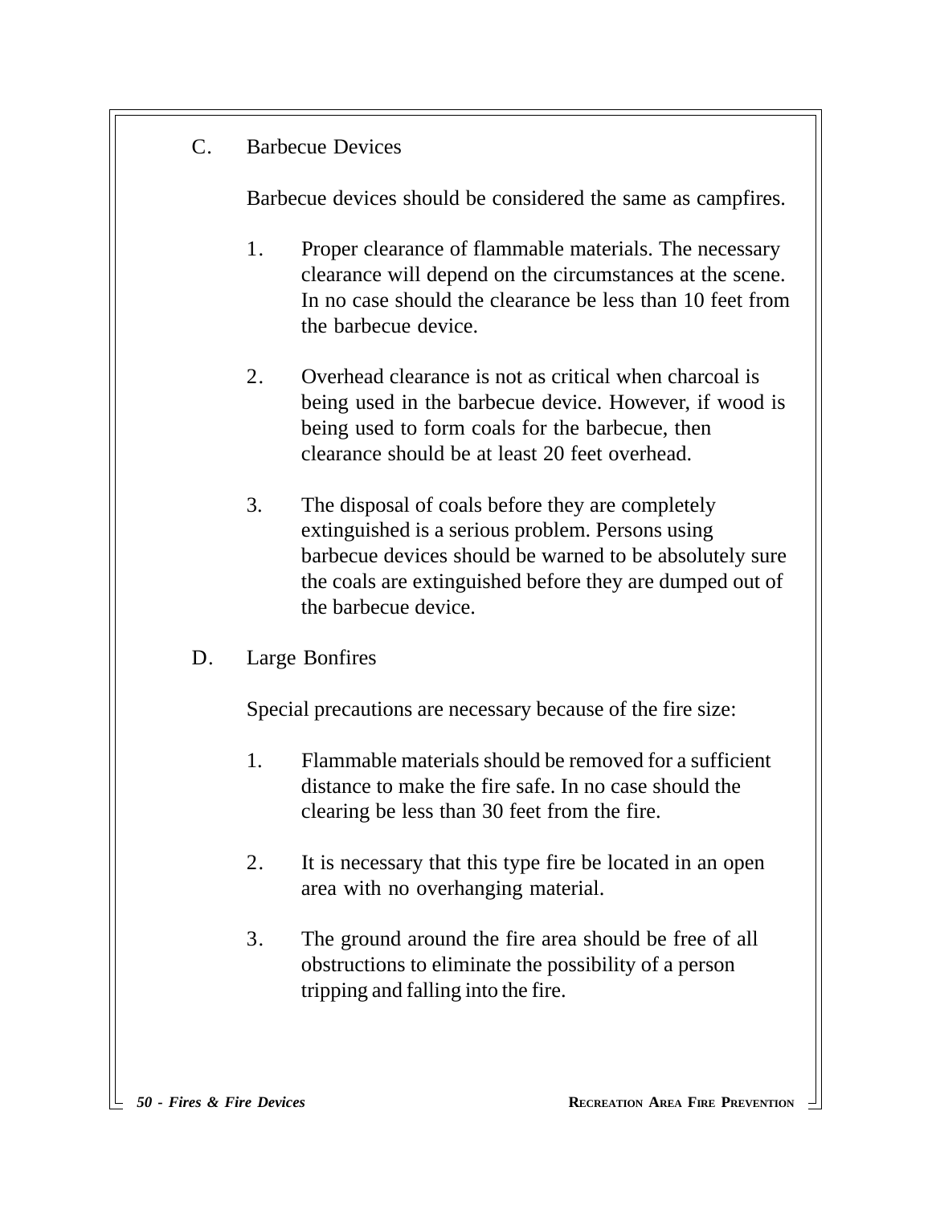C. Barbecue Devices

Barbecue devices should be considered the same as campfires.

1. Proper clearance of flammable materials. The necessary clearance will depend on the circumstances at the scene. In no case should the clearance be less than 10 feet from the barbecue device.

2. Overhead clearance is not as critical when charcoal is being used in the barbecue device. However, if wood is being used to form coals for the barbecue, then clearance should be at least 20 feet overhead.

3. The disposal of coals before they are completely extinguished is a serious problem. Persons using barbecue devices should be warned to be absolutely sure the coals are extinguished before they are dumped out of the barbecue device.

D. Large Bonfires

Special precautions are necessary because of the fire size:

1. Flammable materials should be removed for a sufficient distance to make the fire safe. In no case should the clearing be less than 30 feet from the fire.

2. It is necessary that this type fire be located in an open area with no overhanging material.

3. The ground around the fire area should be free of all obstructions to eliminate the possibility of a person tripping and falling into the fire.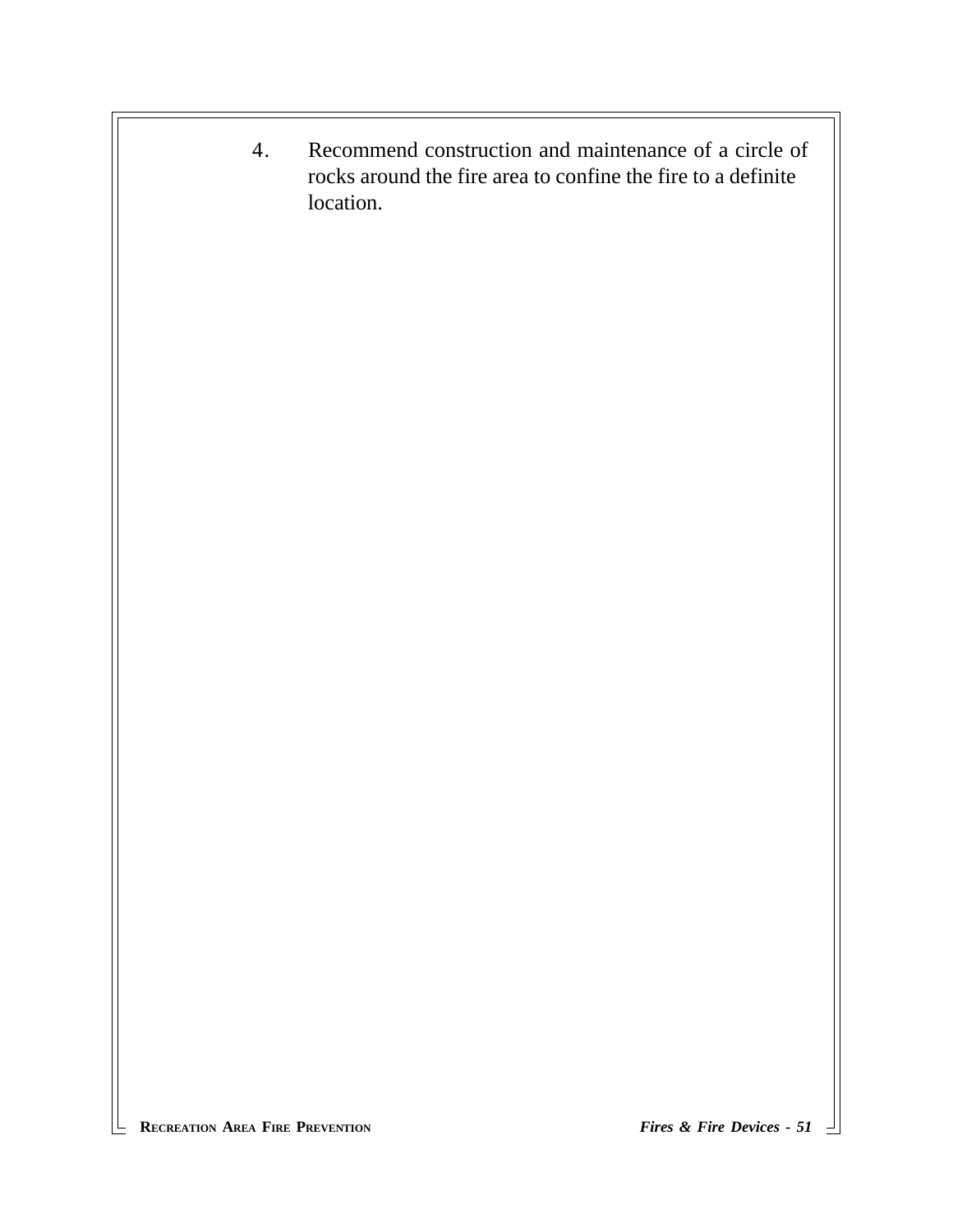4. Recommend construction and maintenance of a circle of rocks around the fire area to confine the fire to a definite location.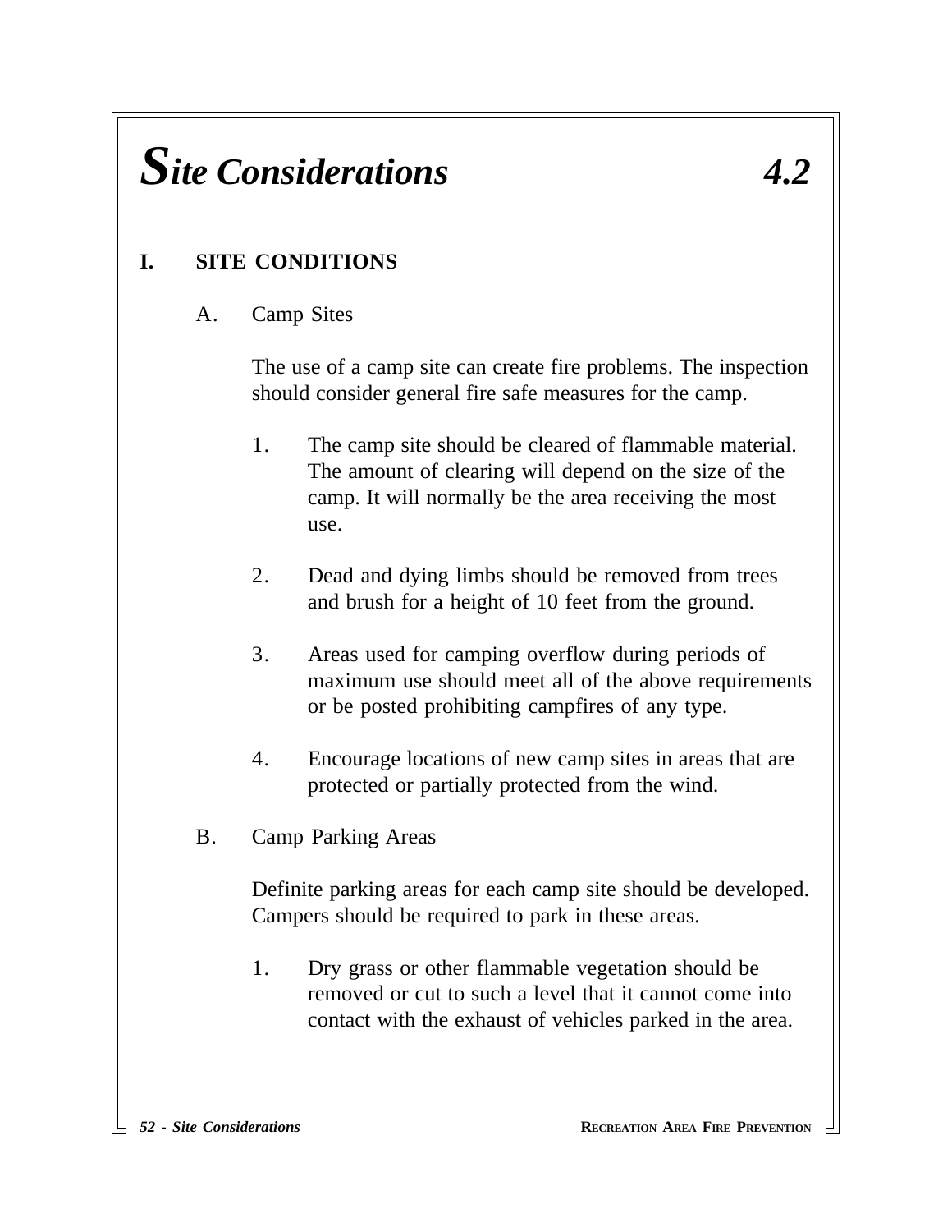# *Site Considerations* *4.2*

## I. SITE CONDITIONS

### A. Camp Sites

The use of a camp site can create fire problems. The inspection should consider general fire safe measures for the camp.

1. The camp site should be cleared of flammable material. The amount of clearing will depend on the size of the camp. It will normally be the area receiving the most use.

2. Dead and dying limbs should be removed from trees and brush for a height of 10 feet from the ground.

3. Areas used for camping overflow during periods of maximum use should meet all of the above requirements or be posted prohibiting campfires of any type.

4. Encourage locations of new camp sites in areas that are protected or partially protected from the wind.

### B. Camp Parking Areas

Definite parking areas for each camp site should be developed. Campers should be required to park in these areas.

1. Dry grass or other flammable vegetation should be removed or cut to such a level that it cannot come into contact with the exhaust of vehicles parked in the area.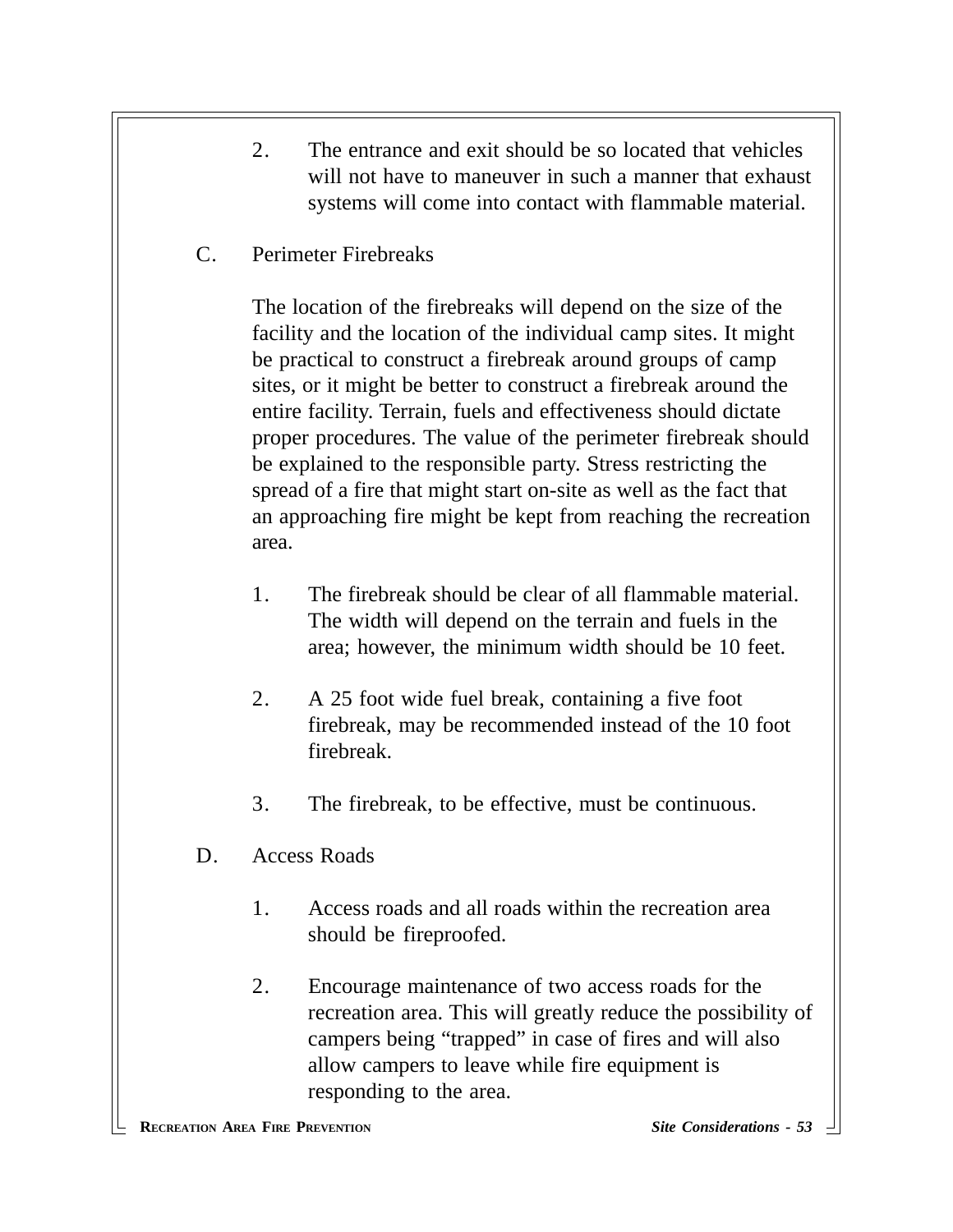2. The entrance and exit should be so located that vehicles will not have to maneuver in such a manner that exhaust systems will come into contact with flammable material.

C. Perimeter Firebreaks

The location of the firebreaks will depend on the size of the facility and the location of the individual camp sites. It might be practical to construct a firebreak around groups of camp sites, or it might be better to construct a firebreak around the entire facility. Terrain, fuels and effectiveness should dictate proper procedures. The value of the perimeter firebreak should be explained to the responsible party. Stress restricting the spread of a fire that might start on-site as well as the fact that an approaching fire might be kept from reaching the recreation area.

1. The firebreak should be clear of all flammable material. The width will depend on the terrain and fuels in the area; however, the minimum width should be 10 feet.

2. A 25 foot wide fuel break, containing a five foot firebreak, may be recommended instead of the 10 foot firebreak.

3. The firebreak, to be effective, must be continuous.

D. Access Roads

1. Access roads and all roads within the recreation area should be fireproofed.

2. Encourage maintenance of two access roads for the recreation area. This will greatly reduce the possibility of campers being "trapped" in case of fires and will also allow campers to leave while fire equipment is responding to the area.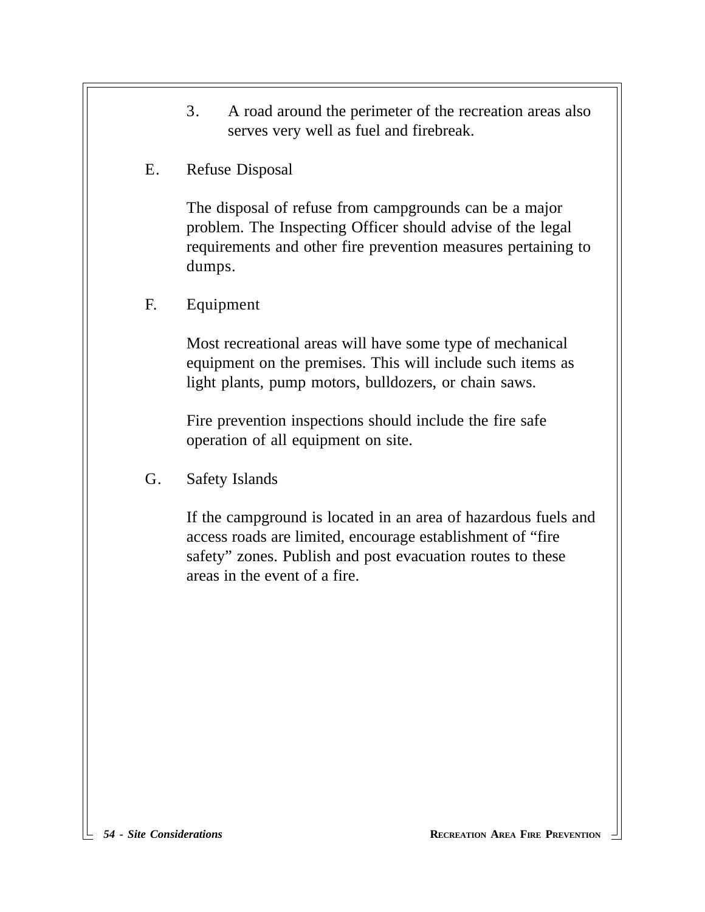3. A road around the perimeter of the recreation areas also serves very well as fuel and firebreak.

E. Refuse Disposal

The disposal of refuse from campgrounds can be a major problem. The Inspecting Officer should advise of the legal requirements and other fire prevention measures pertaining to dumps.

F. Equipment

Most recreational areas will have some type of mechanical equipment on the premises. This will include such items as light plants, pump motors, bulldozers, or chain saws.

Fire prevention inspections should include the fire safe operation of all equipment on site.

G. Safety Islands

If the campground is located in an area of hazardous fuels and access roads are limited, encourage establishment of “fire safety” zones. Publish and post evacuation routes to these areas in the event of a fire.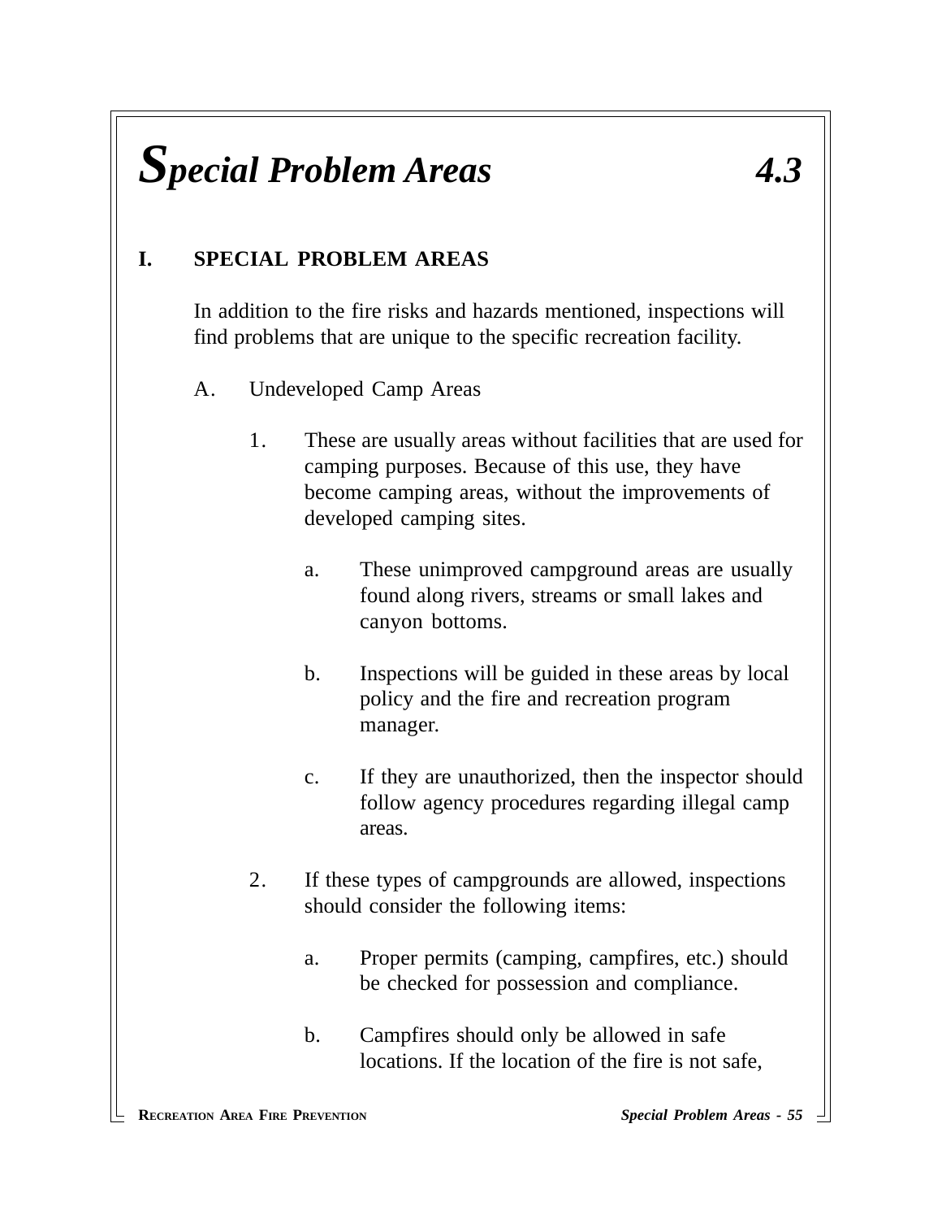# *Special Problem Areas* 4.3

## I. SPECIAL PROBLEM AREAS

In addition to the fire risks and hazards mentioned, inspections will find problems that are unique to the specific recreation facility.

A. Undeveloped Camp Areas

1. These are usually areas without facilities that are used for camping purposes. Because of this use, they have become camping areas, without the improvements of developed camping sites.

   a. These unimproved campground areas are usually found along rivers, streams or small lakes and canyon bottoms.

   b. Inspections will be guided in these areas by local policy and the fire and recreation program manager.

   c. If they are unauthorized, then the inspector should follow agency procedures regarding illegal camp areas.

2. If these types of campgrounds are allowed, inspections should consider the following items:

   a. Proper permits (camping, campfires, etc.) should be checked for possession and compliance.

   b. Campfires should only be allowed in safe locations. If the location of the fire is not safe,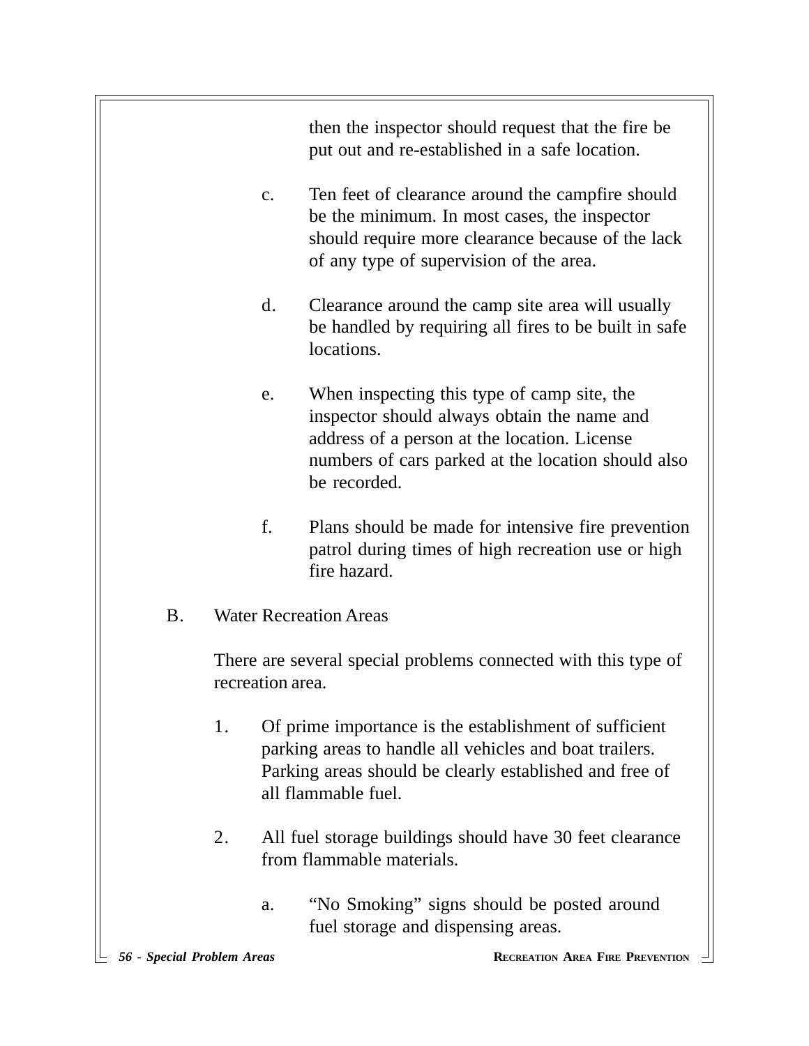then the inspector should request that the fire be put out and re-established in a safe location.

   c. Ten feet of clearance around the campfire should be the minimum. In most cases, the inspector should require more clearance because of the lack of any type of supervision of the area.

   d. Clearance around the camp site area will usually be handled by requiring all fires to be built in safe locations.

   e. When inspecting this type of camp site, the inspector should always obtain the name and address of a person at the location. License numbers of cars parked at the location should also be recorded.

   f. Plans should be made for intensive fire prevention patrol during times of high recreation use or high fire hazard.

B. Water Recreation Areas

There are several special problems connected with this type of recreation area.

1. Of prime importance is the establishment of sufficient parking areas to handle all vehicles and boat trailers. Parking areas should be clearly established and free of all flammable fuel.

2. All fuel storage buildings should have 30 feet clearance from flammable materials.

   a. “No Smoking” signs should be posted around fuel storage and dispensing areas.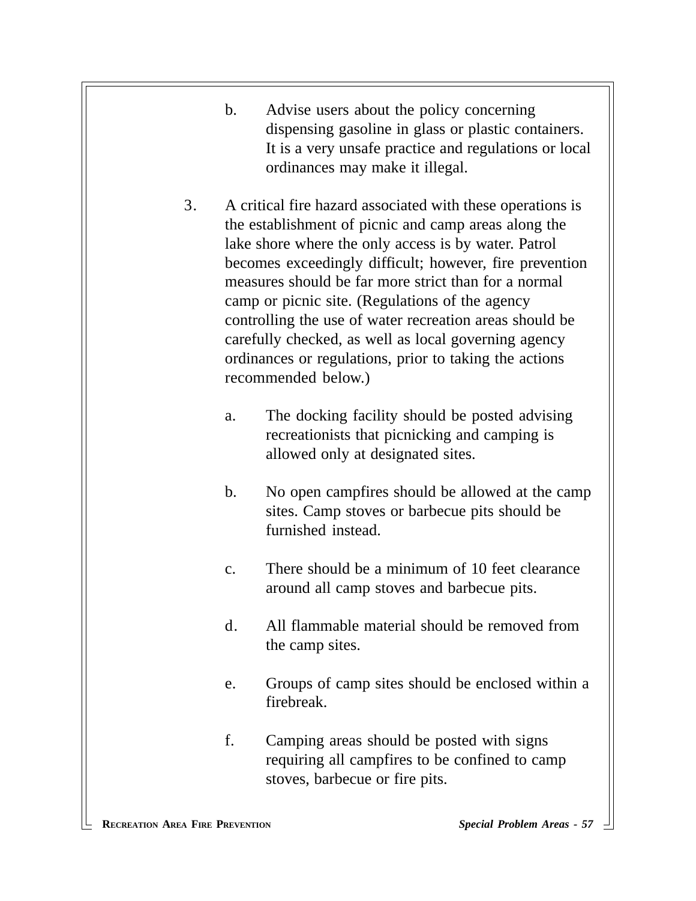b. Advise users about the policy concerning dispensing gasoline in glass or plastic containers. It is a very unsafe practice and regulations or local ordinances may make it illegal.

3. A critical fire hazard associated with these operations is the establishment of picnic and camp areas along the lake shore where the only access is by water. Patrol becomes exceedingly difficult; however, fire prevention measures should be far more strict than for a normal camp or picnic site. (Regulations of the agency controlling the use of water recreation areas should be carefully checked, as well as local governing agency ordinances or regulations, prior to taking the actions recommended below.)

   a. The docking facility should be posted advising recreationists that picnicking and camping is allowed only at designated sites.

   b. No open campfires should be allowed at the camp sites. Camp stoves or barbecue pits should be furnished instead.

   c. There should be a minimum of 10 feet clearance around all camp stoves and barbecue pits.

   d. All flammable material should be removed from the camp sites.

   e. Groups of camp sites should be enclosed within a firebreak.

   f. Camping areas should be posted with signs requiring all campfires to be confined to camp stoves, barbecue or fire pits.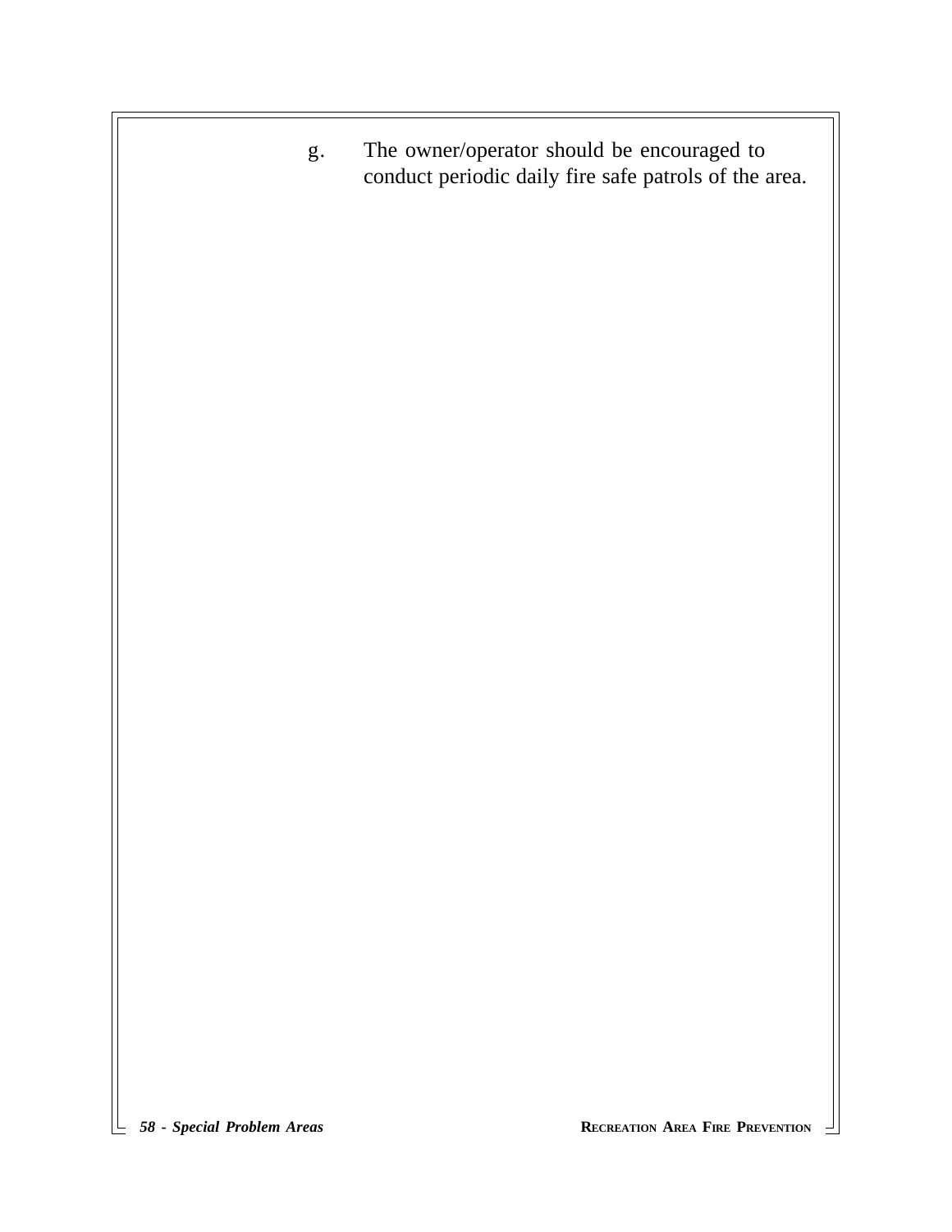g. The owner/operator should be encouraged to conduct periodic daily fire safe patrols of the area.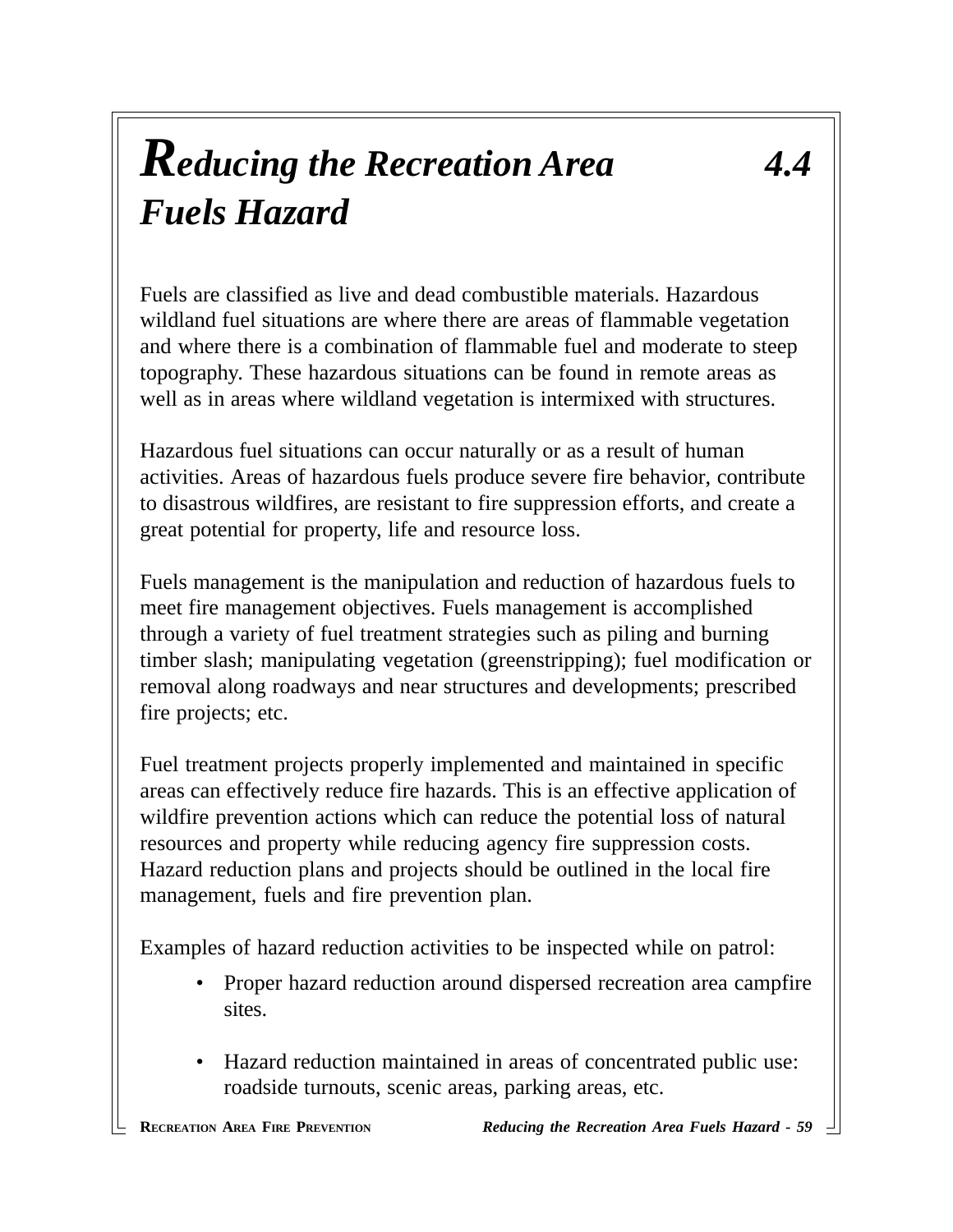# *Reducing the Recreation Area Fuels Hazard* — *4.4*

Fuels are classified as live and dead combustible materials. Hazardous wildland fuel situations are where there are areas of flammable vegetation and where there is a combination of flammable fuel and moderate to steep topography. These hazardous situations can be found in remote areas as well as in areas where wildland vegetation is intermixed with structures.

Hazardous fuel situations can occur naturally or as a result of human activities. Areas of hazardous fuels produce severe fire behavior, contribute to disastrous wildfires, are resistant to fire suppression efforts, and create a great potential for property, life and resource loss.

Fuels management is the manipulation and reduction of hazardous fuels to meet fire management objectives. Fuels management is accomplished through a variety of fuel treatment strategies such as piling and burning timber slash; manipulating vegetation (greenstripping); fuel modification or removal along roadways and near structures and developments; prescribed fire projects; etc.

Fuel treatment projects properly implemented and maintained in specific areas can effectively reduce fire hazards. This is an effective application of wildfire prevention actions which can reduce the potential loss of natural resources and property while reducing agency fire suppression costs. Hazard reduction plans and projects should be outlined in the local fire management, fuels and fire prevention plan.

Examples of hazard reduction activities to be inspected while on patrol:

- Proper hazard reduction around dispersed recreation area campfire sites.
- Hazard reduction maintained in areas of concentrated public use: roadside turnouts, scenic areas, parking areas, etc.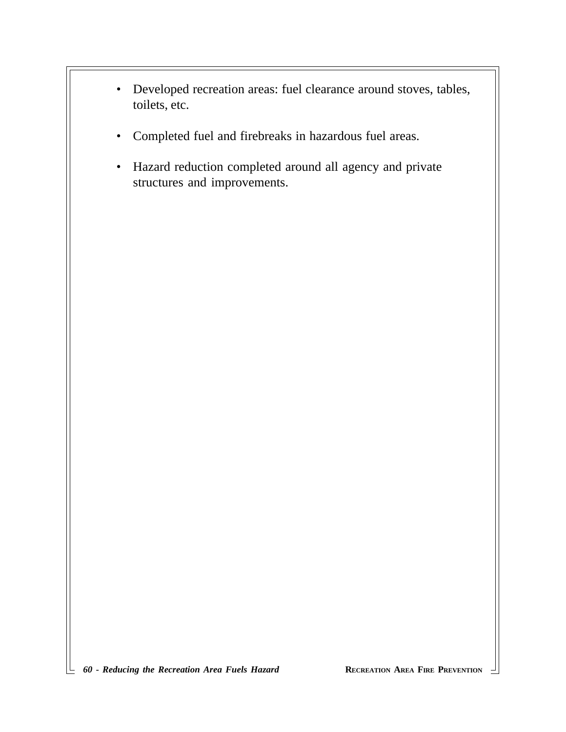- Developed recreation areas: fuel clearance around stoves, tables, toilets, etc.

- Completed fuel and firebreaks in hazardous fuel areas.

- Hazard reduction completed around all agency and private structures and improvements.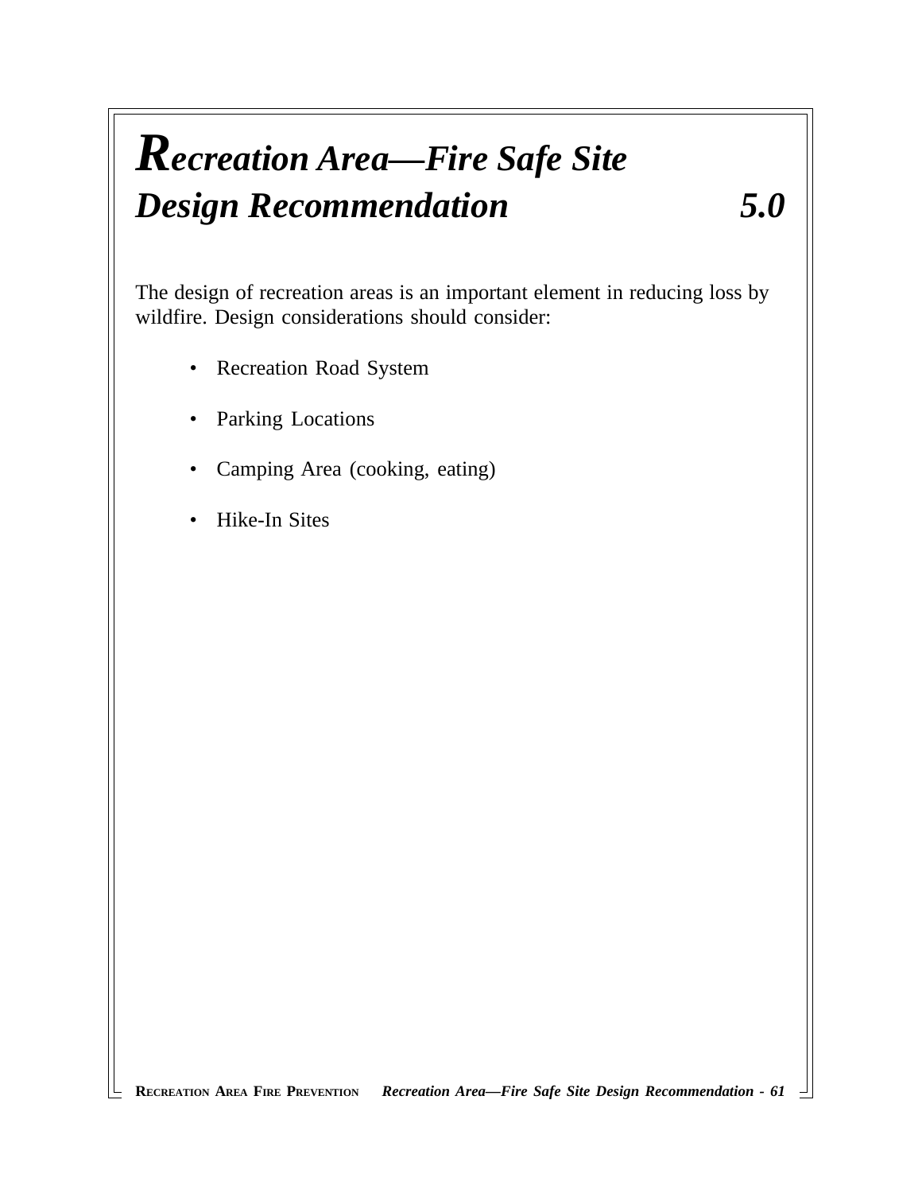# *Recreation Area—Fire Safe Site Design Recommendation* 5.0

The design of recreation areas is an important element in reducing loss by wildfire. Design considerations should consider:

- Recreation Road System
- Parking Locations
- Camping Area (cooking, eating)
- Hike-In Sites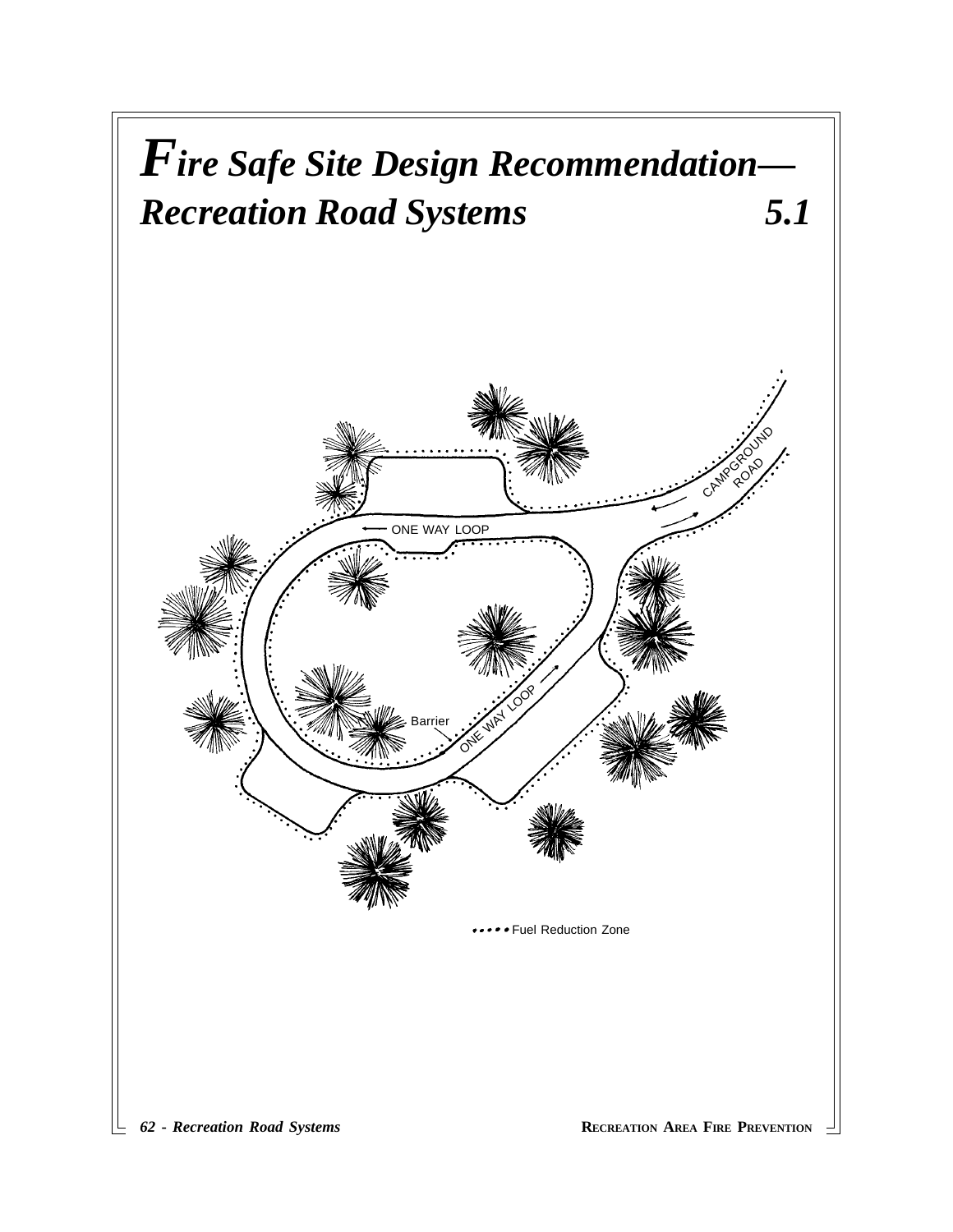# *Fire Safe Site Design Recommendation— Recreation Road Systems* 5.1

CAMPGROUND ROAD

ONE WAY LOOP

ONE WAY LOOP

Barrier

Fuel Reduction Zone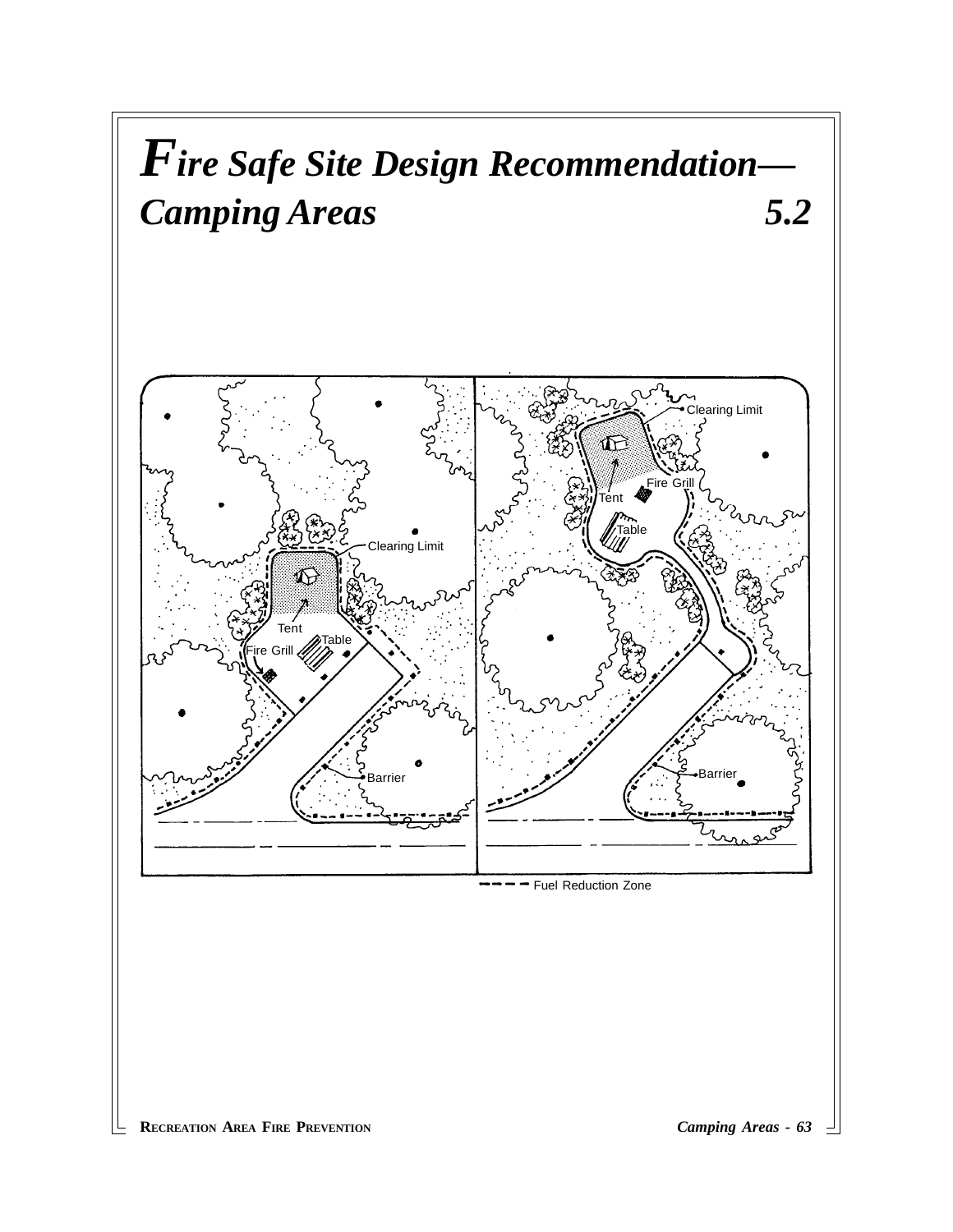# *Fire Safe Site Design Recommendation— Camping Areas* 5.2

Clearing Limit

Tent

Table

Fire Grill

Barrier

Clearing Limit

Fire Grill

Tent

Table

Barrier

Fuel Reduction Zone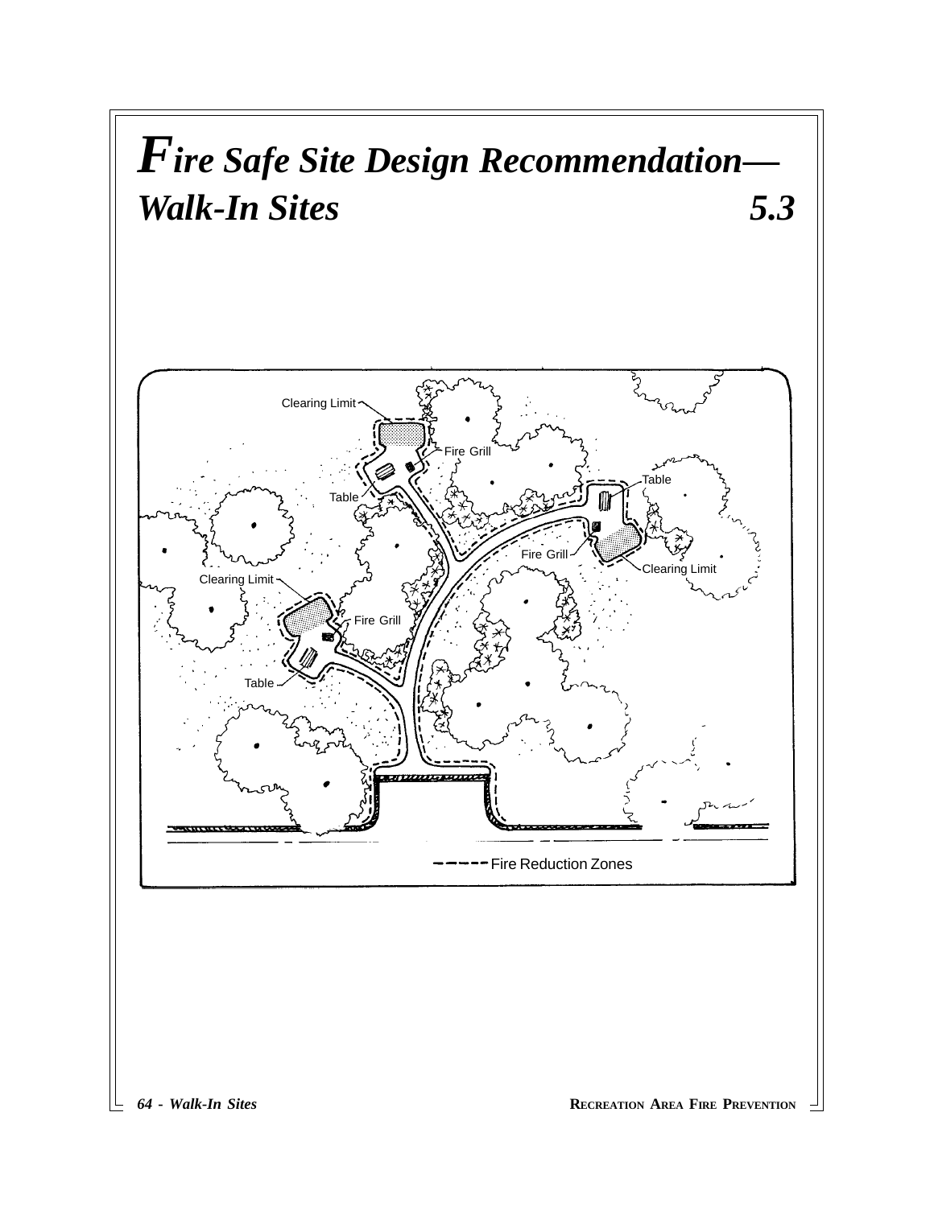# *Fire Safe Site Design Recommendation— Walk-In Sites* *5.3*

Clearing Limit

Fire Grill

Table

Table

Fire Grill

Clearing Limit

Clearing Limit

Fire Grill

Table

Fire Reduction Zones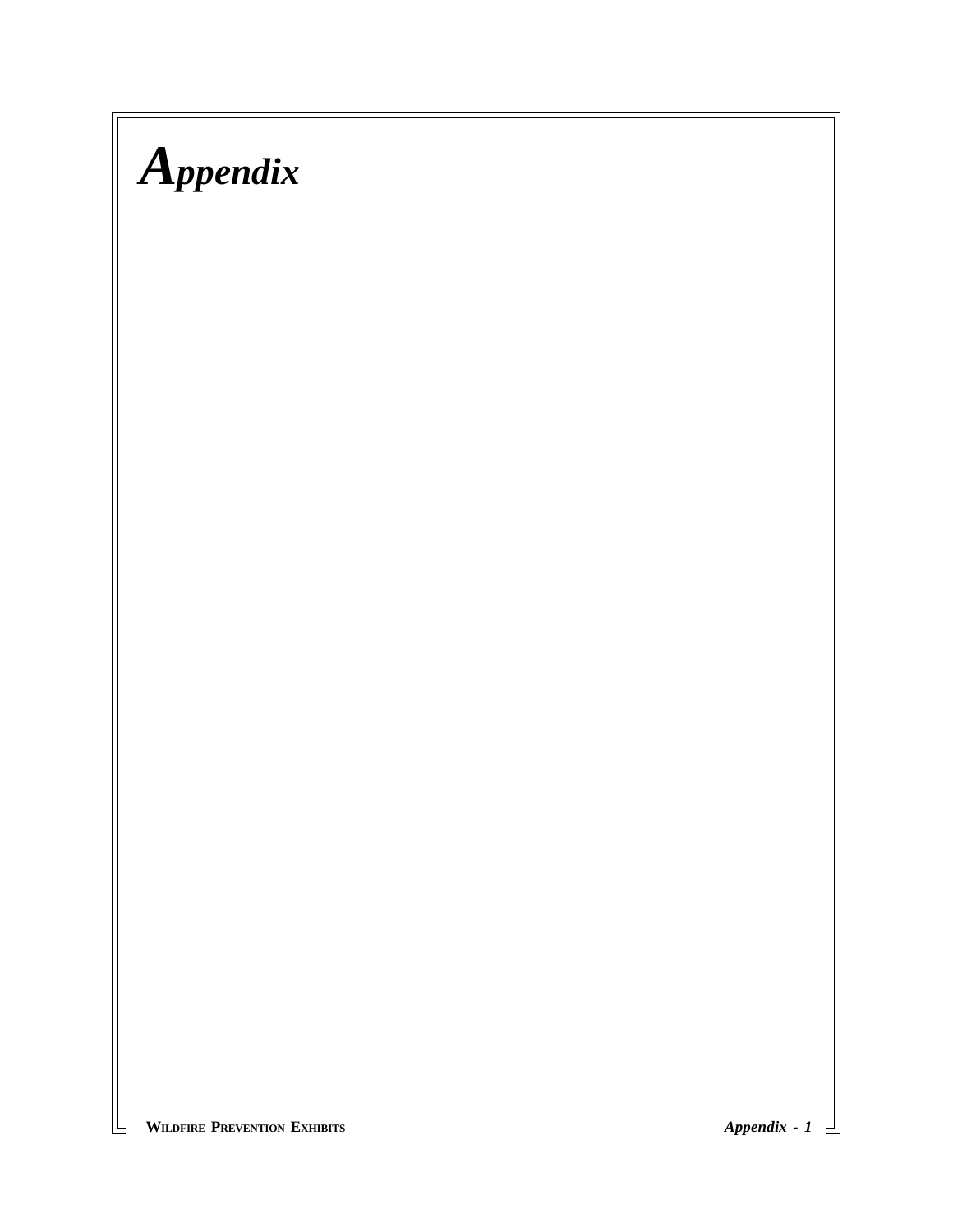# *Appendix*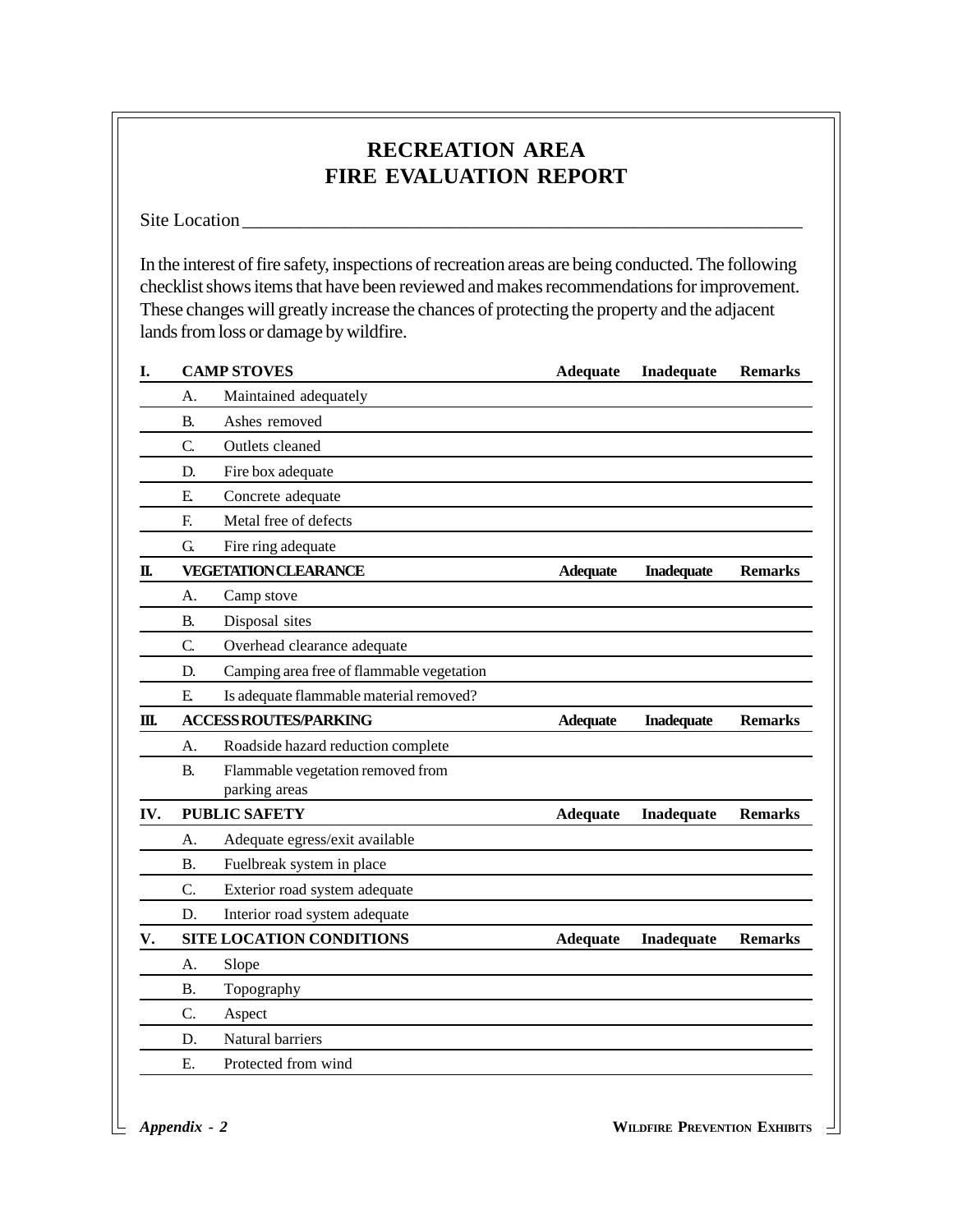# RECREATION AREA
# FIRE EVALUATION REPORT

Site Location ____________________________________________________________

In the interest of fire safety, inspections of recreation areas are being conducted. The following checklist shows items that have been reviewed and makes recommendations for improvement. These changes will greatly increase the chances of protecting the property and the adjacent lands from loss or damage by wildfire.

| | | | Adequate | Inadequate | Remarks |
|---|---|---|---|---|---|
| **I.** | **CAMP STOVES** | | **Adequate** | **Inadequate** | **Remarks** |
| | A. | Maintained adequately | | | |
| | B. | Ashes removed | | | |
| | C. | Outlets cleaned | | | |
| | D. | Fire box adequate | | | |
| | E. | Concrete adequate | | | |
| | F. | Metal free of defects | | | |
| | G. | Fire ring adequate | | | |
| **II.** | **VEGETATION CLEARANCE** | | **Adequate** | **Inadequate** | **Remarks** |
| | A. | Camp stove | | | |
| | B. | Disposal sites | | | |
| | C. | Overhead clearance adequate | | | |
| | D. | Camping area free of flammable vegetation | | | |
| | E. | Is adequate flammable material removed? | | | |
| **III.** | **ACCESS ROUTES/PARKING** | | **Adequate** | **Inadequate** | **Remarks** |
| | A. | Roadside hazard reduction complete | | | |
| | B. | Flammable vegetation removed from parking areas | | | |
| **IV.** | **PUBLIC SAFETY** | | **Adequate** | **Inadequate** | **Remarks** |
| | A. | Adequate egress/exit available | | | |
| | B. | Fuelbreak system in place | | | |
| | C. | Exterior road system adequate | | | |
| | D. | Interior road system adequate | | | |
| **V.** | **SITE LOCATION CONDITIONS** | | **Adequate** | **Inadequate** | **Remarks** |
| | A. | Slope | | | |
| | B. | Topography | | | |
| | C. | Aspect | | | |
| | D. | Natural barriers | | | |
| | E. | Protected from wind | | | |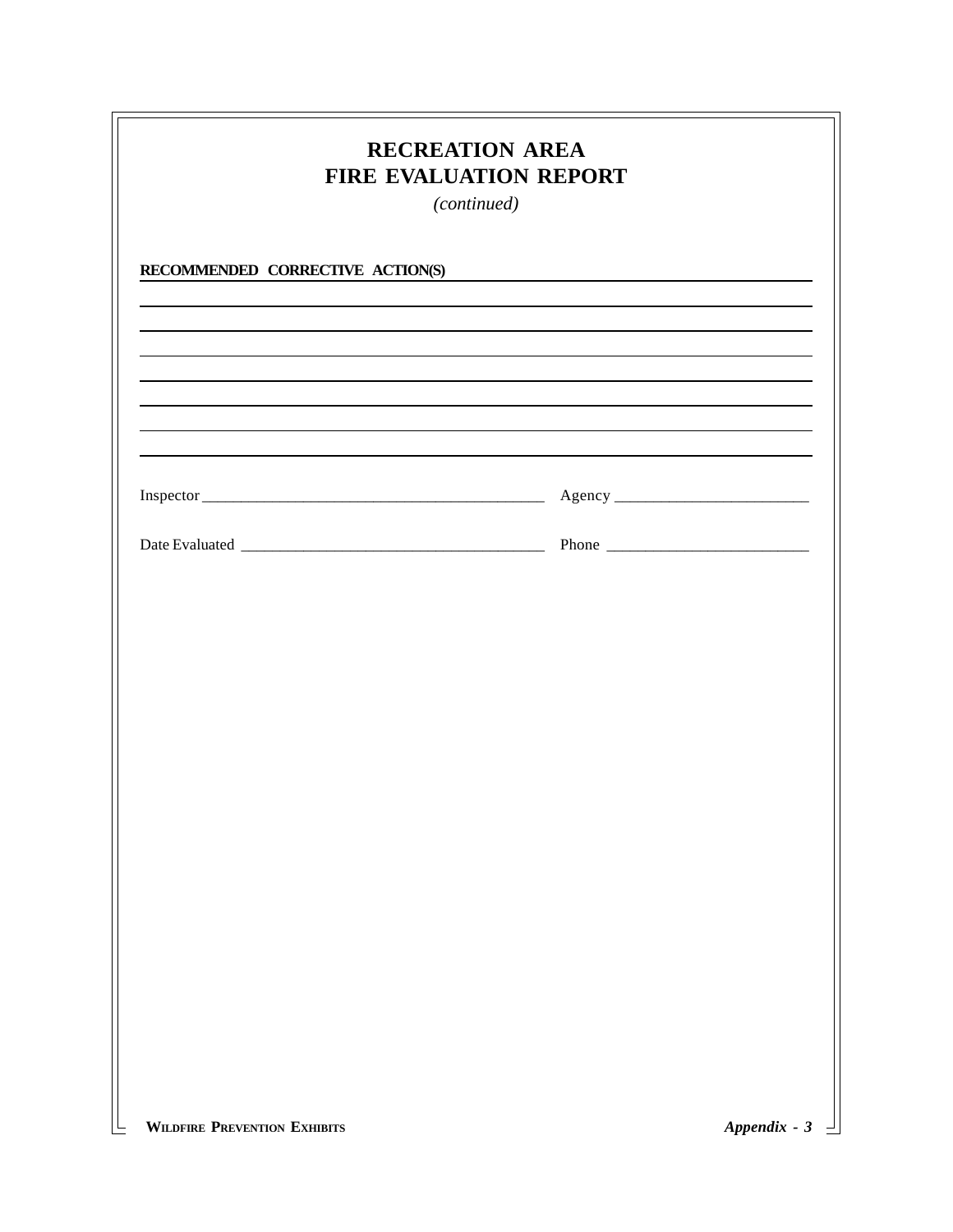# RECREATION AREA
# FIRE EVALUATION REPORT

*(continued)*

**RECOMMENDED CORRECTIVE ACTION(S)** ______________________________________________

______________________________________________________________________________

______________________________________________________________________________

______________________________________________________________________________

______________________________________________________________________________

______________________________________________________________________________

______________________________________________________________________________

______________________________________________________________________________

Inspector ___________________________________________ Agency ________________________

Date Evaluated _____________________________________ Phone _________________________